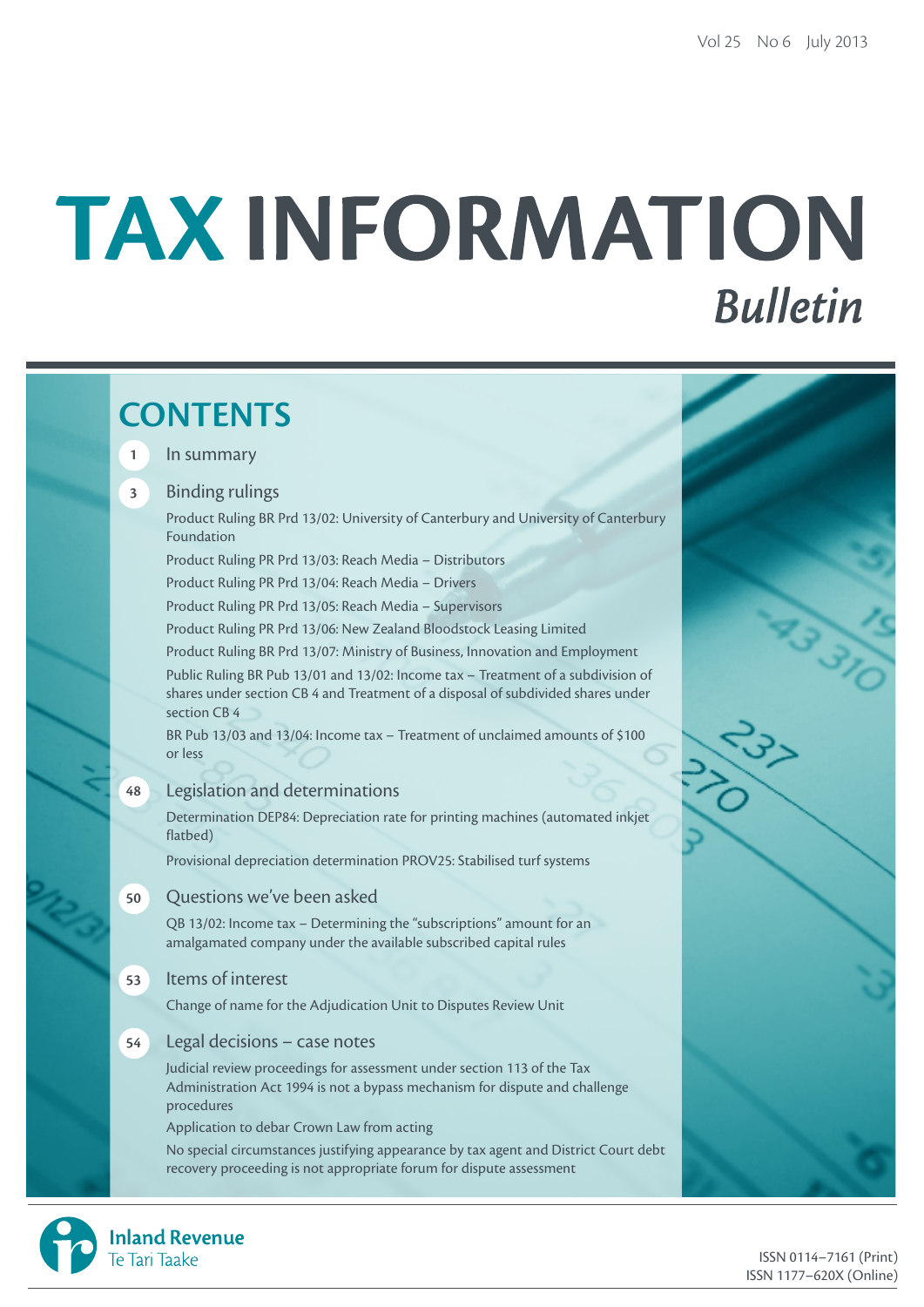Vol 25 No 6 July 2013

# TAX INFORMATION *Bulletin*

## CONTENTS

**1** In summary

**3** Binding rulings

Product Ruling BR Prd 13/02: University of Canterbury and University of Canterbury Foundation

Product Ruling PR Prd 13/03: Reach Media – Distributors

Product Ruling PR Prd 13/04: Reach Media – Drivers

Product Ruling PR Prd 13/05: Reach Media – Supervisors

Product Ruling PR Prd 13/06: New Zealand Bloodstock Leasing Limited

Product Ruling BR Prd 13/07: Ministry of Business, Innovation and Employment

Public Ruling BR Pub 13/01 and 13/02: Income tax – Treatment of a subdivision of shares under section CB 4 and Treatment of a disposal of subdivided shares under section CB 4

BR Pub 13/03 and 13/04: Income tax – Treatment of unclaimed amounts of $100 or less

**48** Legislation and determinations

Determination DEP84: Depreciation rate for printing machines (automated inkjet flatbed)

Provisional depreciation determination PROV25: Stabilised turf systems

**50** Questions we've been asked

QB 13/02: Income tax – Determining the "subscriptions" amount for an amalgamated company under the available subscribed capital rules

**53** Items of interest

Change of name for the Adjudication Unit to Disputes Review Unit

**54** Legal decisions – case notes

Judicial review proceedings for assessment under section 113 of the Tax Administration Act 1994 is not a bypass mechanism for dispute and challenge procedures

Application to debar Crown Law from acting

No special circumstances justifying appearance by tax agent and District Court debt recovery proceeding is not appropriate forum for dispute assessment

Inland Revenue
Te Tari Taake

ISSN 0114–7161 (Print)
ISSN 1177–620X (Online)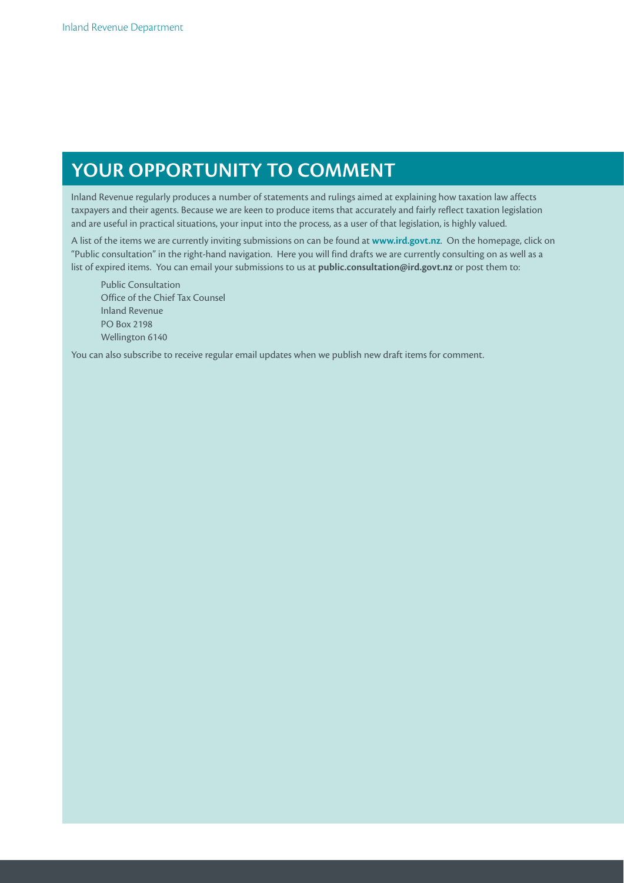# YOUR OPPORTUNITY TO COMMENT

Inland Revenue regularly produces a number of statements and rulings aimed at explaining how taxation law affects taxpayers and their agents. Because we are keen to produce items that accurately and fairly reflect taxation legislation and are useful in practical situations, your input into the process, as a user of that legislation, is highly valued.

A list of the items we are currently inviting submissions on can be found at **www.ird.govt.nz**. On the homepage, click on "Public consultation" in the right-hand navigation. Here you will find drafts we are currently consulting on as well as a list of expired items. You can email your submissions to us at **public.consultation@ird.govt.nz** or post them to:

Public Consultation
Office of the Chief Tax Counsel
Inland Revenue
PO Box 2198
Wellington 6140

You can also subscribe to receive regular email updates when we publish new draft items for comment.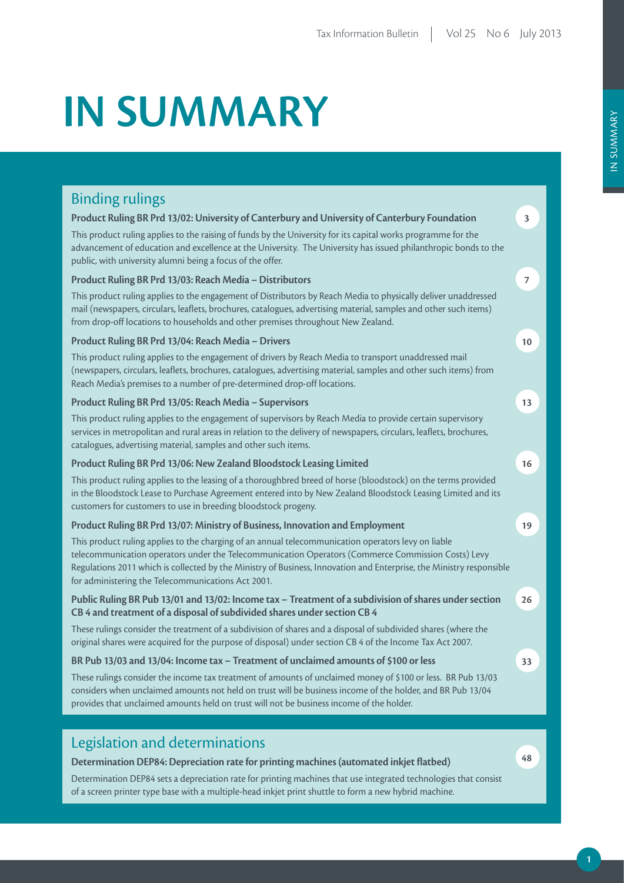# IN SUMMARY

## Binding rulings

**Product Ruling BR Prd 13/02: University of Canterbury and University of Canterbury Foundation** 3

This product ruling applies to the raising of funds by the University for its capital works programme for the advancement of education and excellence at the University. The University has issued philanthropic bonds to the public, with university alumni being a focus of the offer.

**Product Ruling BR Prd 13/03: Reach Media – Distributors** 7

This product ruling applies to the engagement of Distributors by Reach Media to physically deliver unaddressed mail (newspapers, circulars, leaflets, brochures, catalogues, advertising material, samples and other such items) from drop-off locations to households and other premises throughout New Zealand.

**Product Ruling BR Prd 13/04: Reach Media – Drivers** 10

This product ruling applies to the engagement of drivers by Reach Media to transport unaddressed mail (newspapers, circulars, leaflets, brochures, catalogues, advertising material, samples and other such items) from Reach Media's premises to a number of pre-determined drop-off locations.

**Product Ruling BR Prd 13/05: Reach Media – Supervisors** 13

This product ruling applies to the engagement of supervisors by Reach Media to provide certain supervisory services in metropolitan and rural areas in relation to the delivery of newspapers, circulars, leaflets, brochures, catalogues, advertising material, samples and other such items.

**Product Ruling BR Prd 13/06: New Zealand Bloodstock Leasing Limited** 16

This product ruling applies to the leasing of a thoroughbred breed of horse (bloodstock) on the terms provided in the Bloodstock Lease to Purchase Agreement entered into by New Zealand Bloodstock Leasing Limited and its customers for customers to use in breeding bloodstock progeny.

**Product Ruling BR Prd 13/07: Ministry of Business, Innovation and Employment** 19

This product ruling applies to the charging of an annual telecommunication operators levy on liable telecommunication operators under the Telecommunication Operators (Commerce Commission Costs) Levy Regulations 2011 which is collected by the Ministry of Business, Innovation and Enterprise, the Ministry responsible for administering the Telecommunications Act 2001.

**Public Ruling BR Pub 13/01 and 13/02: Income tax – Treatment of a subdivision of shares under section CB 4 and treatment of a disposal of subdivided shares under section CB 4** 26

These rulings consider the treatment of a subdivision of shares and a disposal of subdivided shares (where the original shares were acquired for the purpose of disposal) under section CB 4 of the Income Tax Act 2007.

**BR Pub 13/03 and 13/04: Income tax – Treatment of unclaimed amounts of $100 or less** 33

These rulings consider the income tax treatment of amounts of unclaimed money of $100 or less. BR Pub 13/03 considers when unclaimed amounts not held on trust will be business income of the holder, and BR Pub 13/04 provides that unclaimed amounts held on trust will not be business income of the holder.

## Legislation and determinations

**Determination DEP84: Depreciation rate for printing machines (automated inkjet flatbed)** 48

Determination DEP84 sets a depreciation rate for printing machines that use integrated technologies that consist of a screen printer type base with a multiple-head inkjet print shuttle to form a new hybrid machine.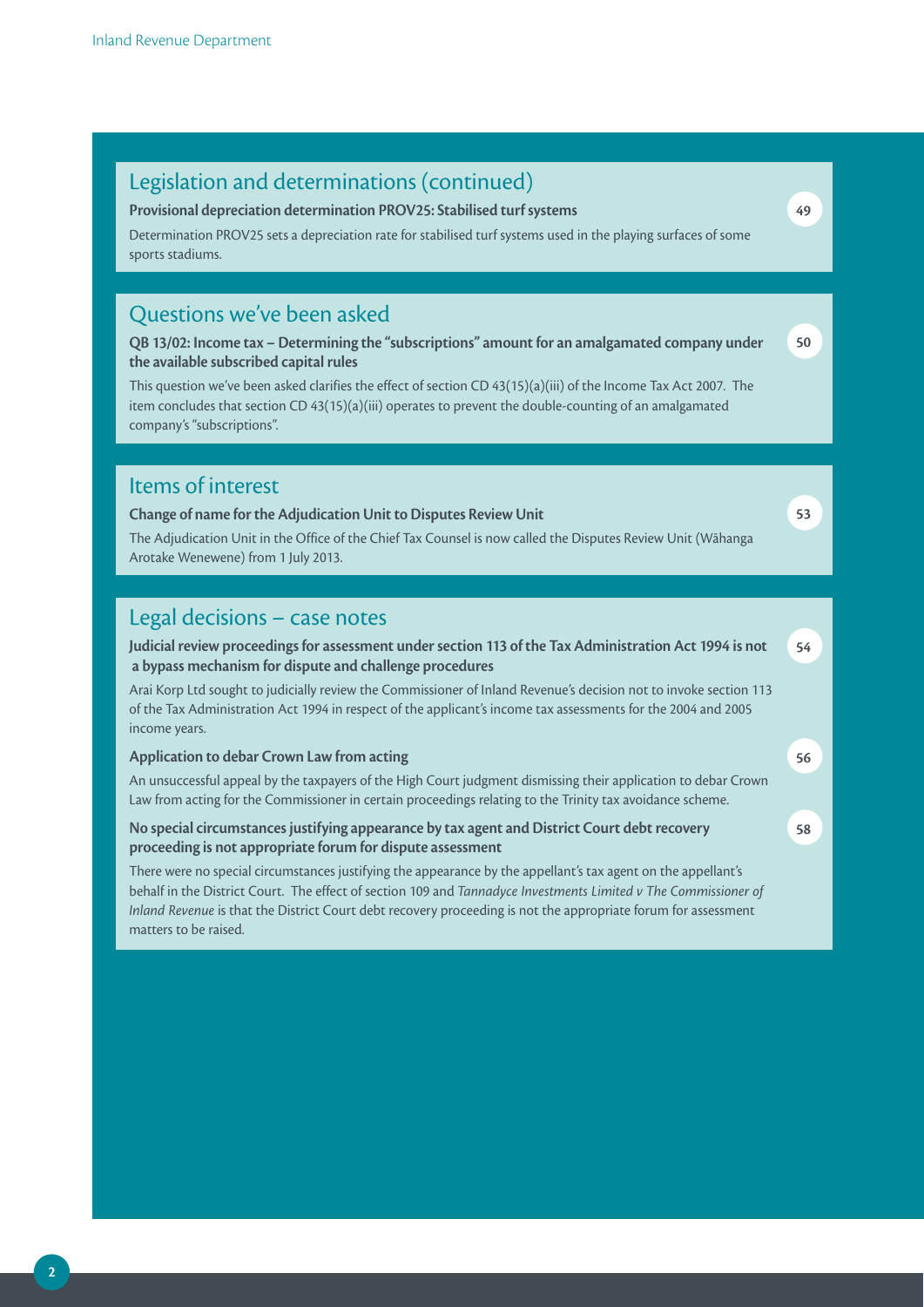## Legislation and determinations (continued)

**Provisional depreciation determination PROV25: Stabilised turf systems** 49

Determination PROV25 sets a depreciation rate for stabilised turf systems used in the playing surfaces of some sports stadiums.

## Questions we've been asked

**QB 13/02: Income tax – Determining the "subscriptions" amount for an amalgamated company under the available subscribed capital rules** 50

This question we've been asked clarifies the effect of section CD 43(15)(a)(iii) of the Income Tax Act 2007. The item concludes that section CD 43(15)(a)(iii) operates to prevent the double-counting of an amalgamated company's "subscriptions".

## Items of interest

**Change of name for the Adjudication Unit to Disputes Review Unit** 53

The Adjudication Unit in the Office of the Chief Tax Counsel is now called the Disputes Review Unit (Wāhanga Arotake Wenewene) from 1 July 2013.

## Legal decisions – case notes

**Judicial review proceedings for assessment under section 113 of the Tax Administration Act 1994 is not a bypass mechanism for dispute and challenge procedures** 54

Arai Korp Ltd sought to judicially review the Commissioner of Inland Revenue's decision not to invoke section 113 of the Tax Administration Act 1994 in respect of the applicant's income tax assessments for the 2004 and 2005 income years.

**Application to debar Crown Law from acting** 56

An unsuccessful appeal by the taxpayers of the High Court judgment dismissing their application to debar Crown Law from acting for the Commissioner in certain proceedings relating to the Trinity tax avoidance scheme.

**No special circumstances justifying appearance by tax agent and District Court debt recovery proceeding is not appropriate forum for dispute assessment** 58

There were no special circumstances justifying the appearance by the appellant's tax agent on the appellant's behalf in the District Court. The effect of section 109 and *Tannadyce Investments Limited v The Commissioner of Inland Revenue* is that the District Court debt recovery proceeding is not the appropriate forum for assessment matters to be raised.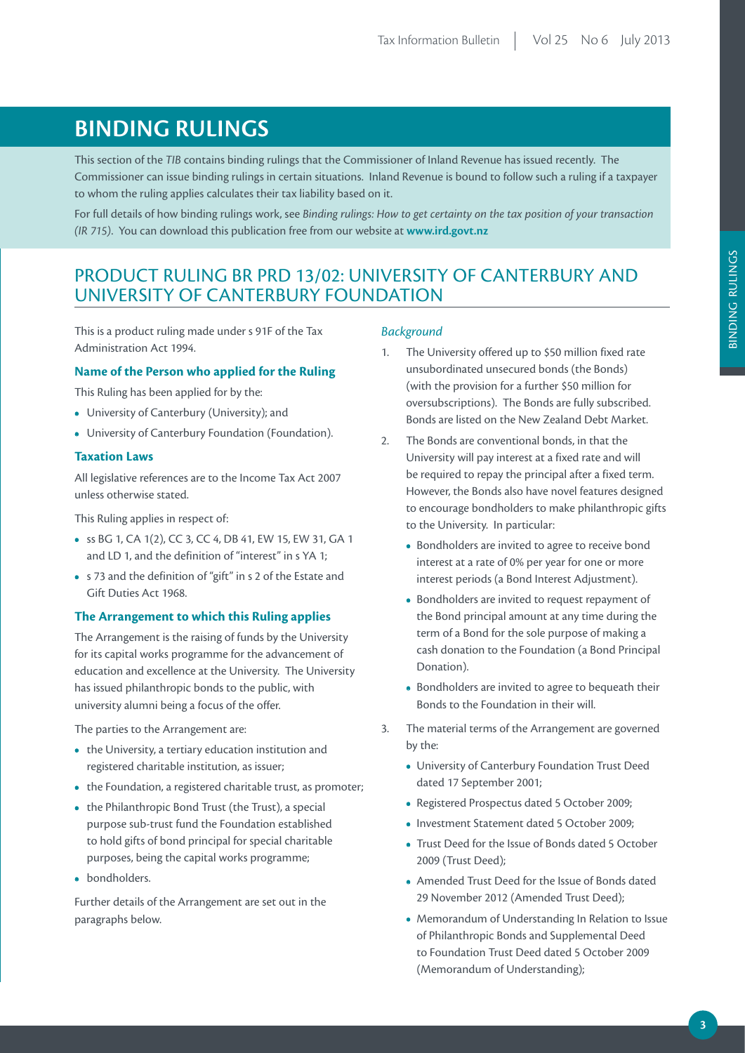# BINDING RULINGS

This section of the *TIB* contains binding rulings that the Commissioner of Inland Revenue has issued recently. The Commissioner can issue binding rulings in certain situations. Inland Revenue is bound to follow such a ruling if a taxpayer to whom the ruling applies calculates their tax liability based on it.

For full details of how binding rulings work, see *Binding rulings: How to get certainty on the tax position of your transaction (IR 715)*. You can download this publication free from our website at **www.ird.govt.nz**

## PRODUCT RULING BR PRD 13/02: UNIVERSITY OF CANTERBURY AND UNIVERSITY OF CANTERBURY FOUNDATION

This is a product ruling made under s 91F of the Tax Administration Act 1994.

### Name of the Person who applied for the Ruling

This Ruling has been applied for by the:

- University of Canterbury (University); and
- University of Canterbury Foundation (Foundation).

### Taxation Laws

All legislative references are to the Income Tax Act 2007 unless otherwise stated.

This Ruling applies in respect of:

- ss BG 1, CA 1(2), CC 3, CC 4, DB 41, EW 15, EW 31, GA 1 and LD 1, and the definition of "interest" in s YA 1;
- s 73 and the definition of "gift" in s 2 of the Estate and Gift Duties Act 1968.

### The Arrangement to which this Ruling applies

The Arrangement is the raising of funds by the University for its capital works programme for the advancement of education and excellence at the University. The University has issued philanthropic bonds to the public, with university alumni being a focus of the offer.

The parties to the Arrangement are:

- the University, a tertiary education institution and registered charitable institution, as issuer;
- the Foundation, a registered charitable trust, as promoter;
- the Philanthropic Bond Trust (the Trust), a special purpose sub-trust fund the Foundation established to hold gifts of bond principal for special charitable purposes, being the capital works programme;
- bondholders.

Further details of the Arrangement are set out in the paragraphs below.

*Background*

1. The University offered up to $50 million fixed rate unsubordinated unsecured bonds (the Bonds) (with the provision for a further $50 million for oversubscriptions). The Bonds are fully subscribed. Bonds are listed on the New Zealand Debt Market.

2. The Bonds are conventional bonds, in that the University will pay interest at a fixed rate and will be required to repay the principal after a fixed term. However, the Bonds also have novel features designed to encourage bondholders to make philanthropic gifts to the University. In particular:
   - Bondholders are invited to agree to receive bond interest at a rate of 0% per year for one or more interest periods (a Bond Interest Adjustment).
   - Bondholders are invited to request repayment of the Bond principal amount at any time during the term of a Bond for the sole purpose of making a cash donation to the Foundation (a Bond Principal Donation).
   - Bondholders are invited to agree to bequeath their Bonds to the Foundation in their will.

3. The material terms of the Arrangement are governed by the:
   - University of Canterbury Foundation Trust Deed dated 17 September 2001;
   - Registered Prospectus dated 5 October 2009;
   - Investment Statement dated 5 October 2009;
   - Trust Deed for the Issue of Bonds dated 5 October 2009 (Trust Deed);
   - Amended Trust Deed for the Issue of Bonds dated 29 November 2012 (Amended Trust Deed);
   - Memorandum of Understanding In Relation to Issue of Philanthropic Bonds and Supplemental Deed to Foundation Trust Deed dated 5 October 2009 (Memorandum of Understanding);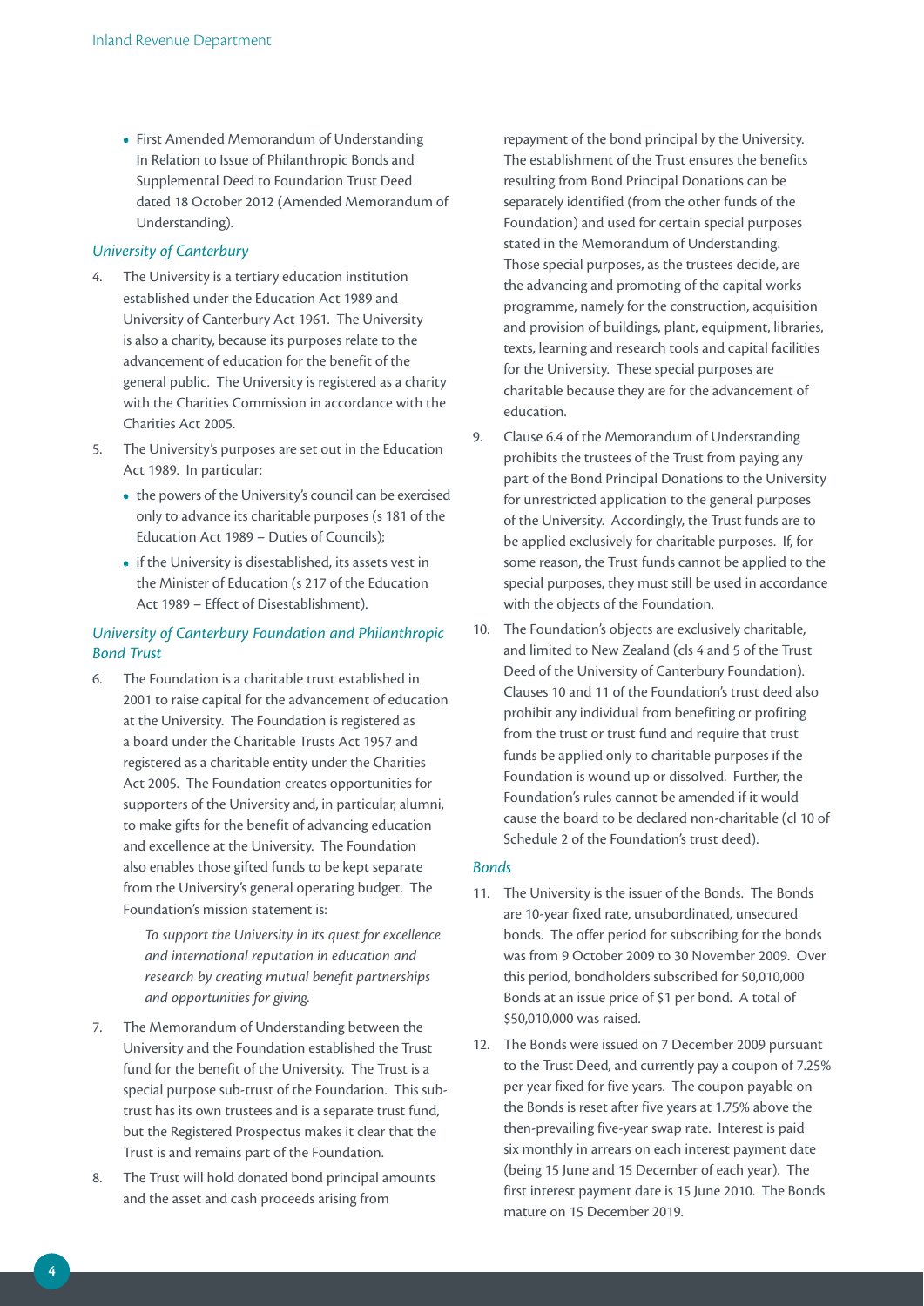- First Amended Memorandum of Understanding In Relation to Issue of Philanthropic Bonds and Supplemental Deed to Foundation Trust Deed dated 18 October 2012 (Amended Memorandum of Understanding).

### *University of Canterbury*

4. The University is a tertiary education institution established under the Education Act 1989 and University of Canterbury Act 1961. The University is also a charity, because its purposes relate to the advancement of education for the benefit of the general public. The University is registered as a charity with the Charities Commission in accordance with the Charities Act 2005.

5. The University's purposes are set out in the Education Act 1989. In particular:
   - the powers of the University's council can be exercised only to advance its charitable purposes (s 181 of the Education Act 1989 – Duties of Councils);
   - if the University is disestablished, its assets vest in the Minister of Education (s 217 of the Education Act 1989 – Effect of Disestablishment).

### *University of Canterbury Foundation and Philanthropic Bond Trust*

6. The Foundation is a charitable trust established in 2001 to raise capital for the advancement of education at the University. The Foundation is registered as a board under the Charitable Trusts Act 1957 and registered as a charitable entity under the Charities Act 2005. The Foundation creates opportunities for supporters of the University and, in particular, alumni, to make gifts for the benefit of advancing education and excellence at the University. The Foundation also enables those gifted funds to be kept separate from the University's general operating budget. The Foundation's mission statement is:

   *To support the University in its quest for excellence and international reputation in education and research by creating mutual benefit partnerships and opportunities for giving.*

7. The Memorandum of Understanding between the University and the Foundation established the Trust fund for the benefit of the University. The Trust is a special purpose sub-trust of the Foundation. This sub-trust has its own trustees and is a separate trust fund, but the Registered Prospectus makes it clear that the Trust is and remains part of the Foundation.

8. The Trust will hold donated bond principal amounts and the asset and cash proceeds arising from repayment of the bond principal by the University. The establishment of the Trust ensures the benefits resulting from Bond Principal Donations can be separately identified (from the other funds of the Foundation) and used for certain special purposes stated in the Memorandum of Understanding. Those special purposes, as the trustees decide, are the advancing and promoting of the capital works programme, namely for the construction, acquisition and provision of buildings, plant, equipment, libraries, texts, learning and research tools and capital facilities for the University. These special purposes are charitable because they are for the advancement of education.

9. Clause 6.4 of the Memorandum of Understanding prohibits the trustees of the Trust from paying any part of the Bond Principal Donations to the University for unrestricted application to the general purposes of the University. Accordingly, the Trust funds are to be applied exclusively for charitable purposes. If, for some reason, the Trust funds cannot be applied to the special purposes, they must still be used in accordance with the objects of the Foundation.

10. The Foundation's objects are exclusively charitable, and limited to New Zealand (cls 4 and 5 of the Trust Deed of the University of Canterbury Foundation). Clauses 10 and 11 of the Foundation's trust deed also prohibit any individual from benefiting or profiting from the trust or trust fund and require that trust funds be applied only to charitable purposes if the Foundation is wound up or dissolved. Further, the Foundation's rules cannot be amended if it would cause the board to be declared non-charitable (cl 10 of Schedule 2 of the Foundation's trust deed).

### *Bonds*

11. The University is the issuer of the Bonds. The Bonds are 10-year fixed rate, unsubordinated, unsecured bonds. The offer period for subscribing for the bonds was from 9 October 2009 to 30 November 2009. Over this period, bondholders subscribed for 50,010,000 Bonds at an issue price of $1 per bond. A total of $50,010,000 was raised.

12. The Bonds were issued on 7 December 2009 pursuant to the Trust Deed, and currently pay a coupon of 7.25% per year fixed for five years. The coupon payable on the Bonds is reset after five years at 1.75% above the then-prevailing five-year swap rate. Interest is paid six monthly in arrears on each interest payment date (being 15 June and 15 December of each year). The first interest payment date is 15 June 2010. The Bonds mature on 15 December 2019.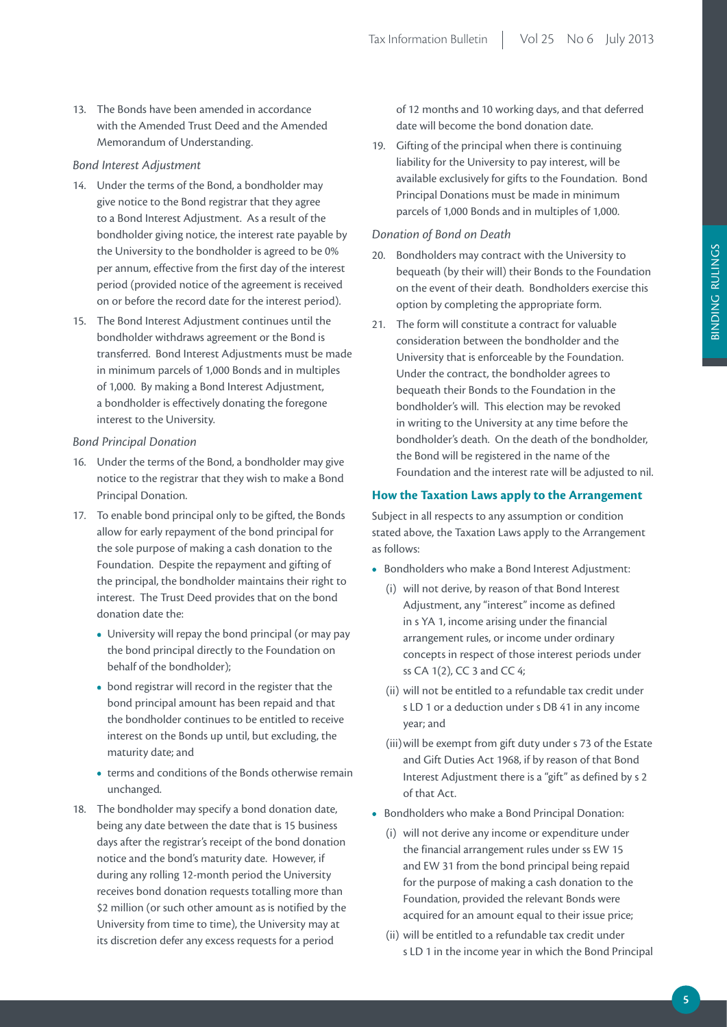13. The Bonds have been amended in accordance with the Amended Trust Deed and the Amended Memorandum of Understanding.

*Bond Interest Adjustment*

14. Under the terms of the Bond, a bondholder may give notice to the Bond registrar that they agree to a Bond Interest Adjustment. As a result of the bondholder giving notice, the interest rate payable by the University to the bondholder is agreed to be 0% per annum, effective from the first day of the interest period (provided notice of the agreement is received on or before the record date for the interest period).
15. The Bond Interest Adjustment continues until the bondholder withdraws agreement or the Bond is transferred. Bond Interest Adjustments must be made in minimum parcels of 1,000 Bonds and in multiples of 1,000. By making a Bond Interest Adjustment, a bondholder is effectively donating the foregone interest to the University.

*Bond Principal Donation*

16. Under the terms of the Bond, a bondholder may give notice to the registrar that they wish to make a Bond Principal Donation.
17. To enable bond principal only to be gifted, the Bonds allow for early repayment of the bond principal for the sole purpose of making a cash donation to the Foundation. Despite the repayment and gifting of the principal, the bondholder maintains their right to interest. The Trust Deed provides that on the bond donation date the:
    - University will repay the bond principal (or may pay the bond principal directly to the Foundation on behalf of the bondholder);
    - bond registrar will record in the register that the bond principal amount has been repaid and that the bondholder continues to be entitled to receive interest on the Bonds up until, but excluding, the maturity date; and
    - terms and conditions of the Bonds otherwise remain unchanged.
18. The bondholder may specify a bond donation date, being any date between the date that is 15 business days after the registrar's receipt of the bond donation notice and the bond's maturity date. However, if during any rolling 12-month period the University receives bond donation requests totalling more than $2 million (or such other amount as is notified by the University from time to time), the University may at its discretion defer any excess requests for a period of 12 months and 10 working days, and that deferred date will become the bond donation date.
19. Gifting of the principal when there is continuing liability for the University to pay interest, will be available exclusively for gifts to the Foundation. Bond Principal Donations must be made in minimum parcels of 1,000 Bonds and in multiples of 1,000.

*Donation of Bond on Death*

20. Bondholders may contract with the University to bequeath (by their will) their Bonds to the Foundation on the event of their death. Bondholders exercise this option by completing the appropriate form.
21. The form will constitute a contract for valuable consideration between the bondholder and the University that is enforceable by the Foundation. Under the contract, the bondholder agrees to bequeath their Bonds to the Foundation in the bondholder's will. This election may be revoked in writing to the University at any time before the bondholder's death. On the death of the bondholder, the Bond will be registered in the name of the Foundation and the interest rate will be adjusted to nil.

### How the Taxation Laws apply to the Arrangement

Subject in all respects to any assumption or condition stated above, the Taxation Laws apply to the Arrangement as follows:

- Bondholders who make a Bond Interest Adjustment:
  - (i) will not derive, by reason of that Bond Interest Adjustment, any "interest" income as defined in s YA 1, income arising under the financial arrangement rules, or income under ordinary concepts in respect of those interest periods under ss CA 1(2), CC 3 and CC 4;
  - (ii) will not be entitled to a refundable tax credit under s LD 1 or a deduction under s DB 41 in any income year; and
  - (iii) will be exempt from gift duty under s 73 of the Estate and Gift Duties Act 1968, if by reason of that Bond Interest Adjustment there is a "gift" as defined by s 2 of that Act.
- Bondholders who make a Bond Principal Donation:
  - (i) will not derive any income or expenditure under the financial arrangement rules under ss EW 15 and EW 31 from the bond principal being repaid for the purpose of making a cash donation to the Foundation, provided the relevant Bonds were acquired for an amount equal to their issue price;
  - (ii) will be entitled to a refundable tax credit under s LD 1 in the income year in which the Bond Principal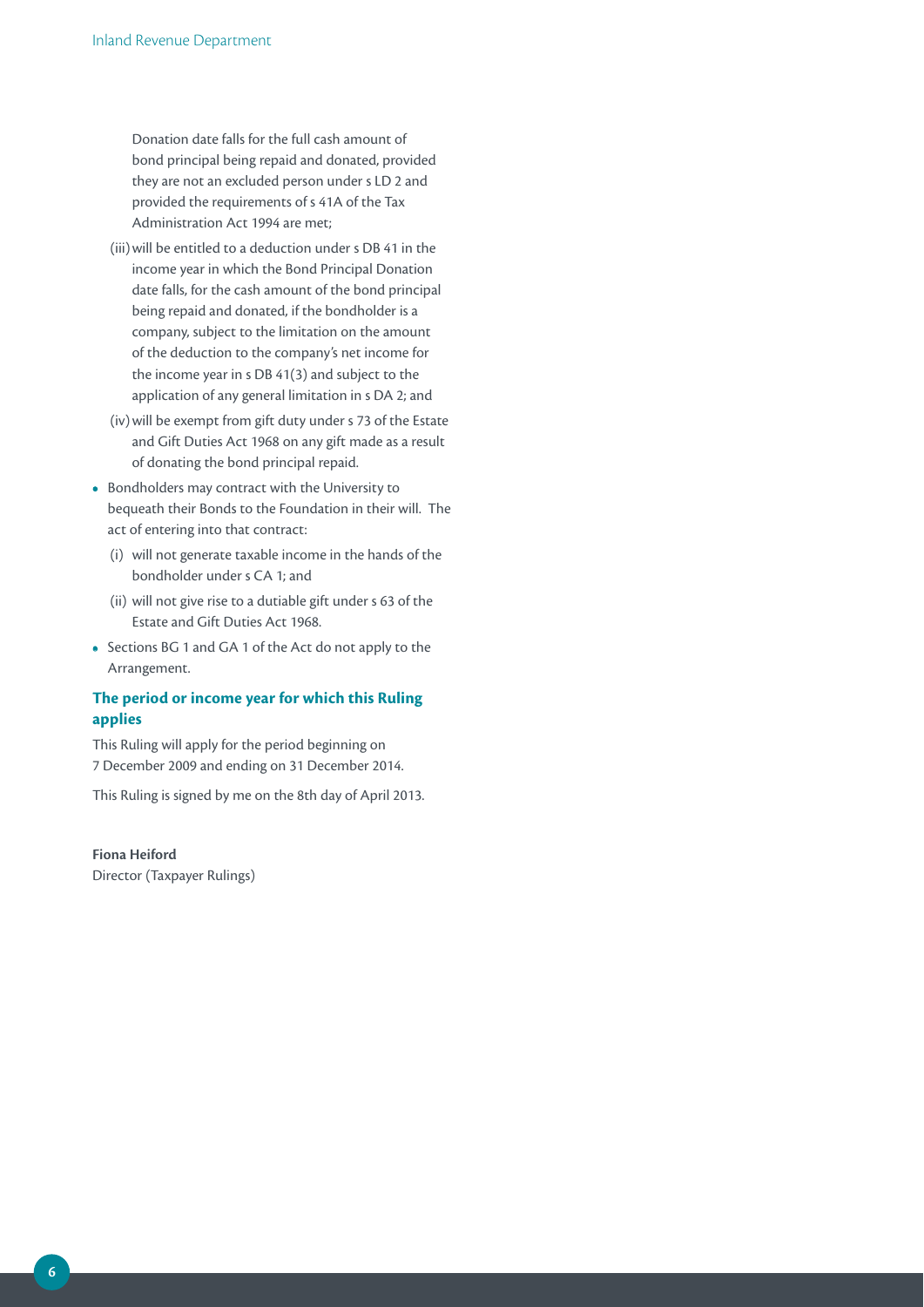Donation date falls for the full cash amount of bond principal being repaid and donated, provided they are not an excluded person under s LD 2 and provided the requirements of s 41A of the Tax Administration Act 1994 are met;

(iii) will be entitled to a deduction under s DB 41 in the income year in which the Bond Principal Donation date falls, for the cash amount of the bond principal being repaid and donated, if the bondholder is a company, subject to the limitation on the amount of the deduction to the company's net income for the income year in s DB 41(3) and subject to the application of any general limitation in s DA 2; and

(iv) will be exempt from gift duty under s 73 of the Estate and Gift Duties Act 1968 on any gift made as a result of donating the bond principal repaid.

- Bondholders may contract with the University to bequeath their Bonds to the Foundation in their will. The act of entering into that contract:
  - (i) will not generate taxable income in the hands of the bondholder under s CA 1; and
  - (ii) will not give rise to a dutiable gift under s 63 of the Estate and Gift Duties Act 1968.
- Sections BG 1 and GA 1 of the Act do not apply to the Arrangement.

## The period or income year for which this Ruling applies

This Ruling will apply for the period beginning on 7 December 2009 and ending on 31 December 2014.

This Ruling is signed by me on the 8th day of April 2013.

**Fiona Heiford**
Director (Taxpayer Rulings)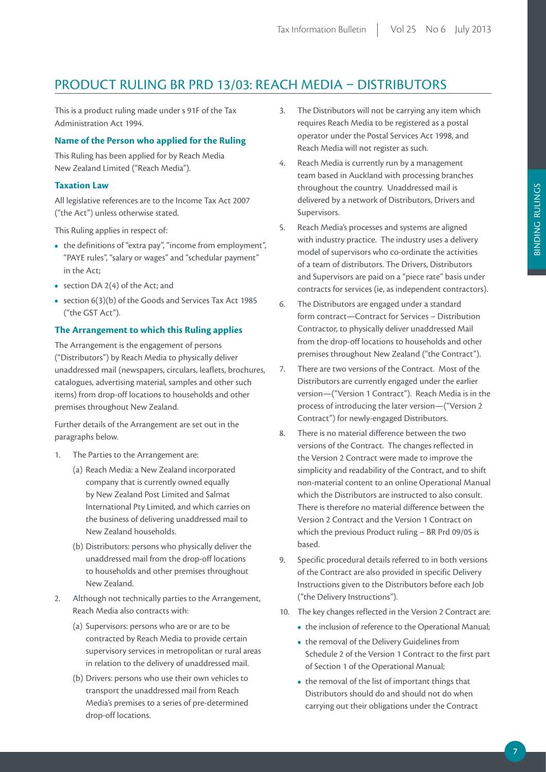## PRODUCT RULING BR PRD 13/03: REACH MEDIA – DISTRIBUTORS

This is a product ruling made under s 91F of the Tax Administration Act 1994.

### Name of the Person who applied for the Ruling

This Ruling has been applied for by Reach Media New Zealand Limited ("Reach Media").

### Taxation Law

All legislative references are to the Income Tax Act 2007 ("the Act") unless otherwise stated.

This Ruling applies in respect of:

- the definitions of "extra pay", "income from employment", "PAYE rules", "salary or wages" and "schedular payment" in the Act;
- section DA 2(4) of the Act; and
- section 6(3)(b) of the Goods and Services Tax Act 1985 ("the GST Act").

### The Arrangement to which this Ruling applies

The Arrangement is the engagement of persons ("Distributors") by Reach Media to physically deliver unaddressed mail (newspapers, circulars, leaflets, brochures, catalogues, advertising material, samples and other such items) from drop-off locations to households and other premises throughout New Zealand.

Further details of the Arrangement are set out in the paragraphs below.

1. The Parties to the Arrangement are:
   (a) Reach Media: a New Zealand incorporated company that is currently owned equally by New Zealand Post Limited and Salmat International Pty Limited, and which carries on the business of delivering unaddressed mail to New Zealand households.
   (b) Distributors: persons who physically deliver the unaddressed mail from the drop-off locations to households and other premises throughout New Zealand.
2. Although not technically parties to the Arrangement, Reach Media also contracts with:
   (a) Supervisors: persons who are or are to be contracted by Reach Media to provide certain supervisory services in metropolitan or rural areas in relation to the delivery of unaddressed mail.
   (b) Drivers: persons who use their own vehicles to transport the unaddressed mail from Reach Media's premises to a series of pre-determined drop-off locations.
3. The Distributors will not be carrying any item which requires Reach Media to be registered as a postal operator under the Postal Services Act 1998, and Reach Media will not register as such.
4. Reach Media is currently run by a management team based in Auckland with processing branches throughout the country. Unaddressed mail is delivered by a network of Distributors, Drivers and Supervisors.
5. Reach Media's processes and systems are aligned with industry practice. The industry uses a delivery model of supervisors who co-ordinate the activities of a team of distributors. The Drivers, Distributors and Supervisors are paid on a "piece rate" basis under contracts for services (ie, as independent contractors).
6. The Distributors are engaged under a standard form contract—Contract for Services – Distribution Contractor, to physically deliver unaddressed Mail from the drop-off locations to households and other premises throughout New Zealand ("the Contract").
7. There are two versions of the Contract. Most of the Distributors are currently engaged under the earlier version—("Version 1 Contract"). Reach Media is in the process of introducing the later version—("Version 2 Contract") for newly-engaged Distributors.
8. There is no material difference between the two versions of the Contract. The changes reflected in the Version 2 Contract were made to improve the simplicity and readability of the Contract, and to shift non-material content to an online Operational Manual which the Distributors are instructed to also consult. There is therefore no material difference between the Version 2 Contract and the Version 1 Contract on which the previous Product ruling – BR Prd 09/05 is based.
9. Specific procedural details referred to in both versions of the Contract are also provided in specific Delivery Instructions given to the Distributors before each Job ("the Delivery Instructions").
10. The key changes reflected in the Version 2 Contract are:
    - the inclusion of reference to the Operational Manual;
    - the removal of the Delivery Guidelines from Schedule 2 of the Version 1 Contract to the first part of Section 1 of the Operational Manual;
    - the removal of the list of important things that Distributors should do and should not do when carrying out their obligations under the Contract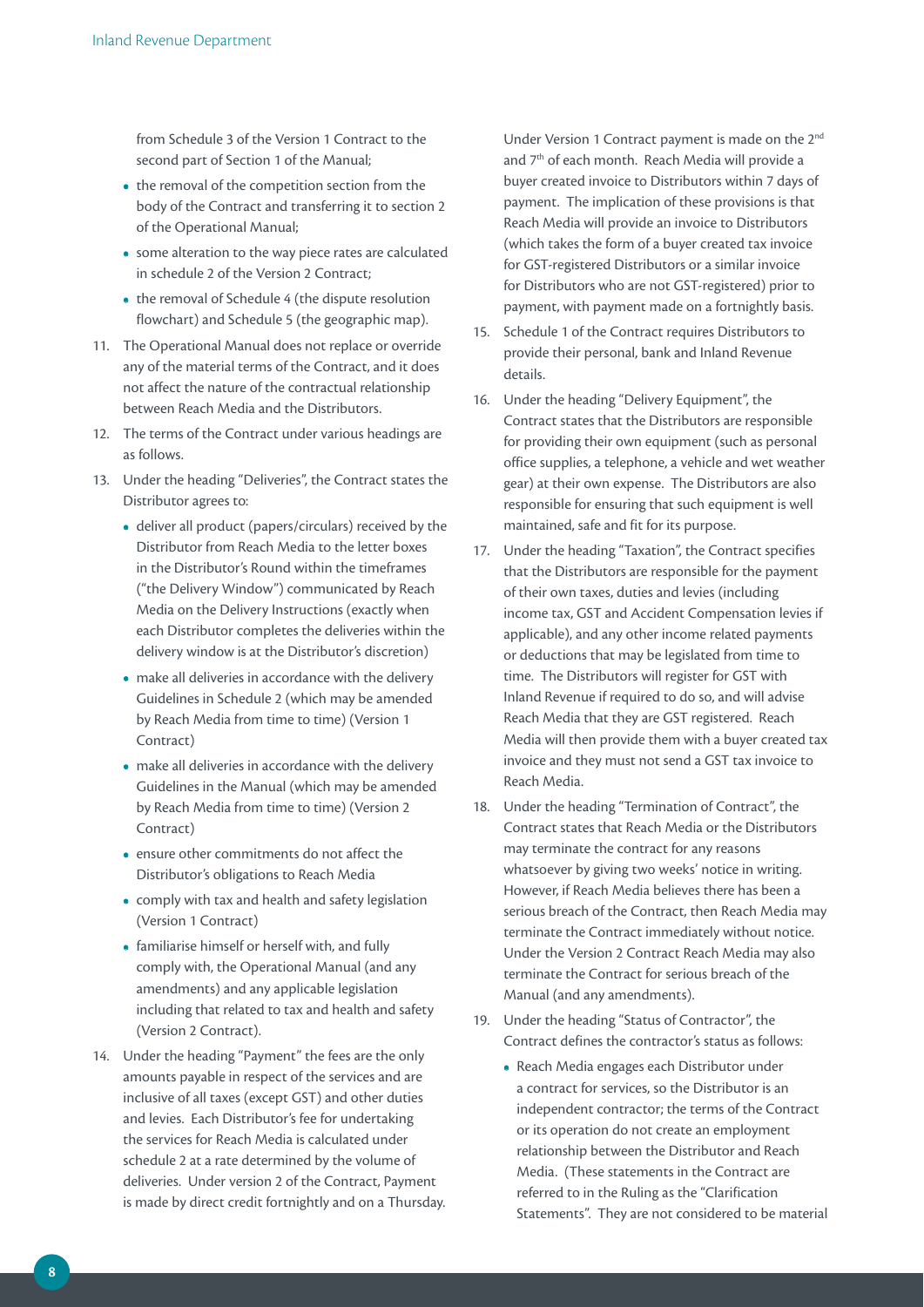from Schedule 3 of the Version 1 Contract to the second part of Section 1 of the Manual;

- the removal of the competition section from the body of the Contract and transferring it to section 2 of the Operational Manual;
- some alteration to the way piece rates are calculated in schedule 2 of the Version 2 Contract;
- the removal of Schedule 4 (the dispute resolution flowchart) and Schedule 5 (the geographic map).

11. The Operational Manual does not replace or override any of the material terms of the Contract, and it does not affect the nature of the contractual relationship between Reach Media and the Distributors.

12. The terms of the Contract under various headings are as follows.

13. Under the heading "Deliveries", the Contract states the Distributor agrees to:

    - deliver all product (papers/circulars) received by the Distributor from Reach Media to the letter boxes in the Distributor's Round within the timeframes ("the Delivery Window") communicated by Reach Media on the Delivery Instructions (exactly when each Distributor completes the deliveries within the delivery window is at the Distributor's discretion)
    - make all deliveries in accordance with the delivery Guidelines in Schedule 2 (which may be amended by Reach Media from time to time) (Version 1 Contract)
    - make all deliveries in accordance with the delivery Guidelines in the Manual (which may be amended by Reach Media from time to time) (Version 2 Contract)
    - ensure other commitments do not affect the Distributor's obligations to Reach Media
    - comply with tax and health and safety legislation (Version 1 Contract)
    - familiarise himself or herself with, and fully comply with, the Operational Manual (and any amendments) and any applicable legislation including that related to tax and health and safety (Version 2 Contract).

14. Under the heading "Payment" the fees are the only amounts payable in respect of the services and are inclusive of all taxes (except GST) and other duties and levies. Each Distributor's fee for undertaking the services for Reach Media is calculated under schedule 2 at a rate determined by the volume of deliveries. Under version 2 of the Contract, Payment is made by direct credit fortnightly and on a Thursday. Under Version 1 Contract payment is made on the 2nd and 7th of each month. Reach Media will provide a buyer created invoice to Distributors within 7 days of payment. The implication of these provisions is that Reach Media will provide an invoice to Distributors (which takes the form of a buyer created tax invoice for GST-registered Distributors or a similar invoice for Distributors who are not GST-registered) prior to payment, with payment made on a fortnightly basis.

15. Schedule 1 of the Contract requires Distributors to provide their personal, bank and Inland Revenue details.

16. Under the heading "Delivery Equipment", the Contract states that the Distributors are responsible for providing their own equipment (such as personal office supplies, a telephone, a vehicle and wet weather gear) at their own expense. The Distributors are also responsible for ensuring that such equipment is well maintained, safe and fit for its purpose.

17. Under the heading "Taxation", the Contract specifies that the Distributors are responsible for the payment of their own taxes, duties and levies (including income tax, GST and Accident Compensation levies if applicable), and any other income related payments or deductions that may be legislated from time to time. The Distributors will register for GST with Inland Revenue if required to do so, and will advise Reach Media that they are GST registered. Reach Media will then provide them with a buyer created tax invoice and they must not send a GST tax invoice to Reach Media.

18. Under the heading "Termination of Contract", the Contract states that Reach Media or the Distributors may terminate the contract for any reasons whatsoever by giving two weeks' notice in writing. However, if Reach Media believes there has been a serious breach of the Contract, then Reach Media may terminate the Contract immediately without notice. Under the Version 2 Contract Reach Media may also terminate the Contract for serious breach of the Manual (and any amendments).

19. Under the heading "Status of Contractor", the Contract defines the contractor's status as follows:

    - Reach Media engages each Distributor under a contract for services, so the Distributor is an independent contractor; the terms of the Contract or its operation do not create an employment relationship between the Distributor and Reach Media. (These statements in the Contract are referred to in the Ruling as the "Clarification Statements". They are not considered to be material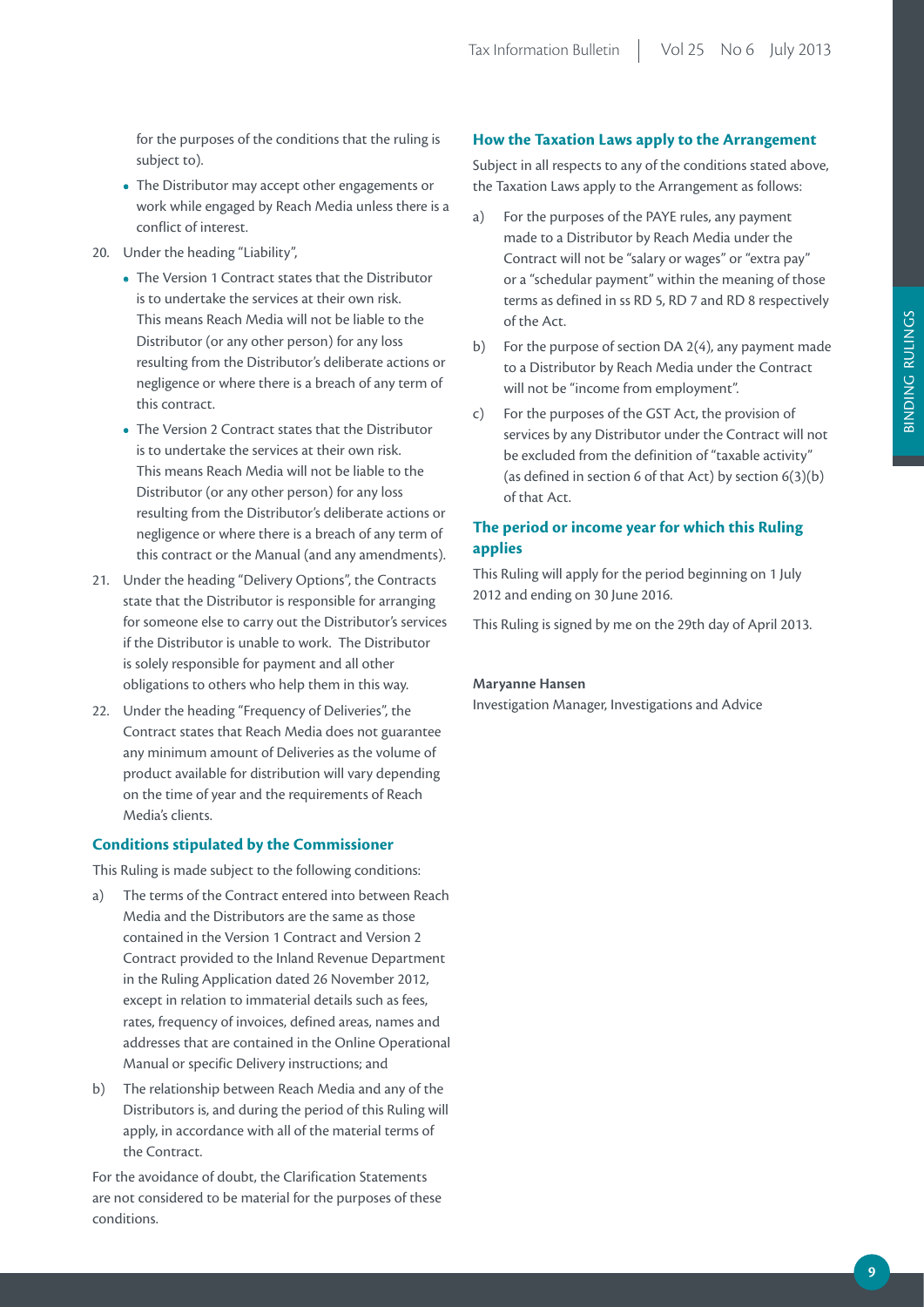for the purposes of the conditions that the ruling is subject to).

- The Distributor may accept other engagements or work while engaged by Reach Media unless there is a conflict of interest.

20. Under the heading "Liability",
    - The Version 1 Contract states that the Distributor is to undertake the services at their own risk. This means Reach Media will not be liable to the Distributor (or any other person) for any loss resulting from the Distributor's deliberate actions or negligence or where there is a breach of any term of this contract.
    - The Version 2 Contract states that the Distributor is to undertake the services at their own risk. This means Reach Media will not be liable to the Distributor (or any other person) for any loss resulting from the Distributor's deliberate actions or negligence or where there is a breach of any term of this contract or the Manual (and any amendments).
21. Under the heading "Delivery Options", the Contracts state that the Distributor is responsible for arranging for someone else to carry out the Distributor's services if the Distributor is unable to work. The Distributor is solely responsible for payment and all other obligations to others who help them in this way.
22. Under the heading "Frequency of Deliveries", the Contract states that Reach Media does not guarantee any minimum amount of Deliveries as the volume of product available for distribution will vary depending on the time of year and the requirements of Reach Media's clients.

### Conditions stipulated by the Commissioner

This Ruling is made subject to the following conditions:

a) The terms of the Contract entered into between Reach Media and the Distributors are the same as those contained in the Version 1 Contract and Version 2 Contract provided to the Inland Revenue Department in the Ruling Application dated 26 November 2012, except in relation to immaterial details such as fees, rates, frequency of invoices, defined areas, names and addresses that are contained in the Online Operational Manual or specific Delivery instructions; and

b) The relationship between Reach Media and any of the Distributors is, and during the period of this Ruling will apply, in accordance with all of the material terms of the Contract.

For the avoidance of doubt, the Clarification Statements are not considered to be material for the purposes of these conditions.

### How the Taxation Laws apply to the Arrangement

Subject in all respects to any of the conditions stated above, the Taxation Laws apply to the Arrangement as follows:

a) For the purposes of the PAYE rules, any payment made to a Distributor by Reach Media under the Contract will not be "salary or wages" or "extra pay" or a "schedular payment" within the meaning of those terms as defined in ss RD 5, RD 7 and RD 8 respectively of the Act.

b) For the purpose of section DA 2(4), any payment made to a Distributor by Reach Media under the Contract will not be "income from employment".

c) For the purposes of the GST Act, the provision of services by any Distributor under the Contract will not be excluded from the definition of "taxable activity" (as defined in section 6 of that Act) by section 6(3)(b) of that Act.

### The period or income year for which this Ruling applies

This Ruling will apply for the period beginning on 1 July 2012 and ending on 30 June 2016.

This Ruling is signed by me on the 29th day of April 2013.

**Maryanne Hansen**  
Investigation Manager, Investigations and Advice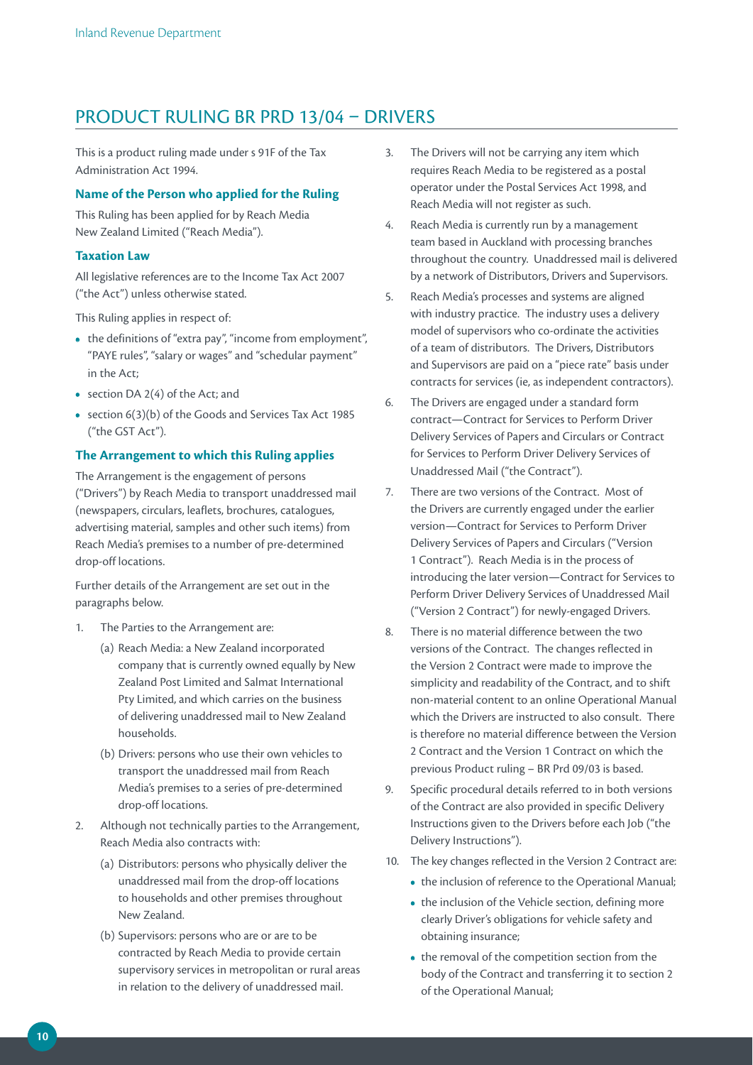## PRODUCT RULING BR PRD 13/04 – DRIVERS

This is a product ruling made under s 91F of the Tax Administration Act 1994.

### Name of the Person who applied for the Ruling

This Ruling has been applied for by Reach Media New Zealand Limited ("Reach Media").

### Taxation Law

All legislative references are to the Income Tax Act 2007 ("the Act") unless otherwise stated.

This Ruling applies in respect of:

- the definitions of "extra pay", "income from employment", "PAYE rules", "salary or wages" and "schedular payment" in the Act;
- section DA 2(4) of the Act; and
- section 6(3)(b) of the Goods and Services Tax Act 1985 ("the GST Act").

### The Arrangement to which this Ruling applies

The Arrangement is the engagement of persons ("Drivers") by Reach Media to transport unaddressed mail (newspapers, circulars, leaflets, brochures, catalogues, advertising material, samples and other such items) from Reach Media's premises to a number of pre-determined drop-off locations.

Further details of the Arrangement are set out in the paragraphs below.

1. The Parties to the Arrangement are:
   (a) Reach Media: a New Zealand incorporated company that is currently owned equally by New Zealand Post Limited and Salmat International Pty Limited, and which carries on the business of delivering unaddressed mail to New Zealand households.
   (b) Drivers: persons who use their own vehicles to transport the unaddressed mail from Reach Media's premises to a series of pre-determined drop-off locations.
2. Although not technically parties to the Arrangement, Reach Media also contracts with:
   (a) Distributors: persons who physically deliver the unaddressed mail from the drop-off locations to households and other premises throughout New Zealand.
   (b) Supervisors: persons who are or are to be contracted by Reach Media to provide certain supervisory services in metropolitan or rural areas in relation to the delivery of unaddressed mail.
3. The Drivers will not be carrying any item which requires Reach Media to be registered as a postal operator under the Postal Services Act 1998, and Reach Media will not register as such.
4. Reach Media is currently run by a management team based in Auckland with processing branches throughout the country. Unaddressed mail is delivered by a network of Distributors, Drivers and Supervisors.
5. Reach Media's processes and systems are aligned with industry practice. The industry uses a delivery model of supervisors who co-ordinate the activities of a team of distributors. The Drivers, Distributors and Supervisors are paid on a "piece rate" basis under contracts for services (ie, as independent contractors).
6. The Drivers are engaged under a standard form contract—Contract for Services to Perform Driver Delivery Services of Papers and Circulars or Contract for Services to Perform Driver Delivery Services of Unaddressed Mail ("the Contract").
7. There are two versions of the Contract. Most of the Drivers are currently engaged under the earlier version—Contract for Services to Perform Driver Delivery Services of Papers and Circulars ("Version 1 Contract"). Reach Media is in the process of introducing the later version—Contract for Services to Perform Driver Delivery Services of Unaddressed Mail ("Version 2 Contract") for newly-engaged Drivers.
8. There is no material difference between the two versions of the Contract. The changes reflected in the Version 2 Contract were made to improve the simplicity and readability of the Contract, and to shift non-material content to an online Operational Manual which the Drivers are instructed to also consult. There is therefore no material difference between the Version 2 Contract and the Version 1 Contract on which the previous Product ruling – BR Prd 09/03 is based.
9. Specific procedural details referred to in both versions of the Contract are also provided in specific Delivery Instructions given to the Drivers before each Job ("the Delivery Instructions").
10. The key changes reflected in the Version 2 Contract are:
    - the inclusion of reference to the Operational Manual;
    - the inclusion of the Vehicle section, defining more clearly Driver's obligations for vehicle safety and obtaining insurance;
    - the removal of the competition section from the body of the Contract and transferring it to section 2 of the Operational Manual;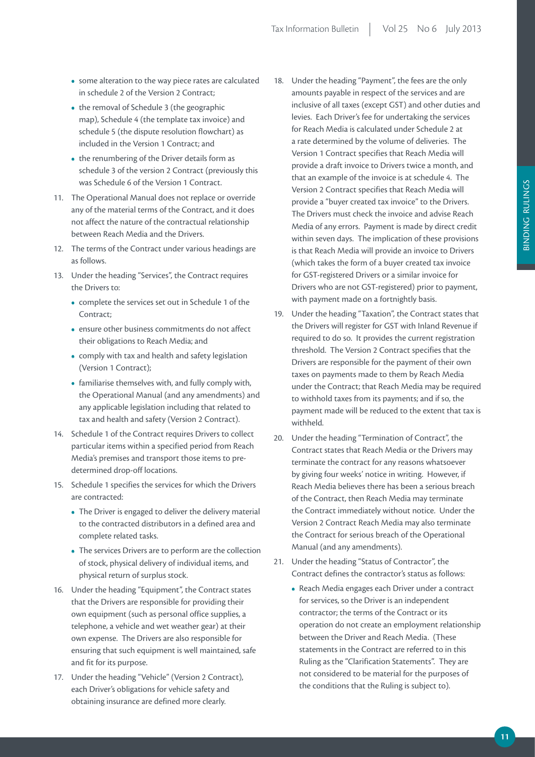- some alteration to the way piece rates are calculated in schedule 2 of the Version 2 Contract;
- the removal of Schedule 3 (the geographic map), Schedule 4 (the template tax invoice) and schedule 5 (the dispute resolution flowchart) as included in the Version 1 Contract; and
- the renumbering of the Driver details form as schedule 3 of the version 2 Contract (previously this was Schedule 6 of the Version 1 Contract.

11. The Operational Manual does not replace or override any of the material terms of the Contract, and it does not affect the nature of the contractual relationship between Reach Media and the Drivers.
12. The terms of the Contract under various headings are as follows.
13. Under the heading "Services", the Contract requires the Drivers to:
    - complete the services set out in Schedule 1 of the Contract;
    - ensure other business commitments do not affect their obligations to Reach Media; and
    - comply with tax and health and safety legislation (Version 1 Contract);
    - familiarise themselves with, and fully comply with, the Operational Manual (and any amendments) and any applicable legislation including that related to tax and health and safety (Version 2 Contract).
14. Schedule 1 of the Contract requires Drivers to collect particular items within a specified period from Reach Media's premises and transport those items to pre-determined drop-off locations.
15. Schedule 1 specifies the services for which the Drivers are contracted:
    - The Driver is engaged to deliver the delivery material to the contracted distributors in a defined area and complete related tasks.
    - The services Drivers are to perform are the collection of stock, physical delivery of individual items, and physical return of surplus stock.
16. Under the heading "Equipment", the Contract states that the Drivers are responsible for providing their own equipment (such as personal office supplies, a telephone, a vehicle and wet weather gear) at their own expense. The Drivers are also responsible for ensuring that such equipment is well maintained, safe and fit for its purpose.
17. Under the heading "Vehicle" (Version 2 Contract), each Driver's obligations for vehicle safety and obtaining insurance are defined more clearly.
18. Under the heading "Payment", the fees are the only amounts payable in respect of the services and are inclusive of all taxes (except GST) and other duties and levies. Each Driver's fee for undertaking the services for Reach Media is calculated under Schedule 2 at a rate determined by the volume of deliveries. The Version 1 Contract specifies that Reach Media will provide a draft invoice to Drivers twice a month, and that an example of the invoice is at schedule 4. The Version 2 Contract specifies that Reach Media will provide a "buyer created tax invoice" to the Drivers. The Drivers must check the invoice and advise Reach Media of any errors. Payment is made by direct credit within seven days. The implication of these provisions is that Reach Media will provide an invoice to Drivers (which takes the form of a buyer created tax invoice for GST-registered Drivers or a similar invoice for Drivers who are not GST-registered) prior to payment, with payment made on a fortnightly basis.
19. Under the heading "Taxation", the Contract states that the Drivers will register for GST with Inland Revenue if required to do so. It provides the current registration threshold. The Version 2 Contract specifies that the Drivers are responsible for the payment of their own taxes on payments made to them by Reach Media under the Contract; that Reach Media may be required to withhold taxes from its payments; and if so, the payment made will be reduced to the extent that tax is withheld.
20. Under the heading "Termination of Contract", the Contract states that Reach Media or the Drivers may terminate the contract for any reasons whatsoever by giving four weeks' notice in writing. However, if Reach Media believes there has been a serious breach of the Contract, then Reach Media may terminate the Contract immediately without notice. Under the Version 2 Contract Reach Media may also terminate the Contract for serious breach of the Operational Manual (and any amendments).
21. Under the heading "Status of Contractor", the Contract defines the contractor's status as follows:
    - Reach Media engages each Driver under a contract for services, so the Driver is an independent contractor; the terms of the Contract or its operation do not create an employment relationship between the Driver and Reach Media. (These statements in the Contract are referred to in this Ruling as the "Clarification Statements". They are not considered to be material for the purposes of the conditions that the Ruling is subject to).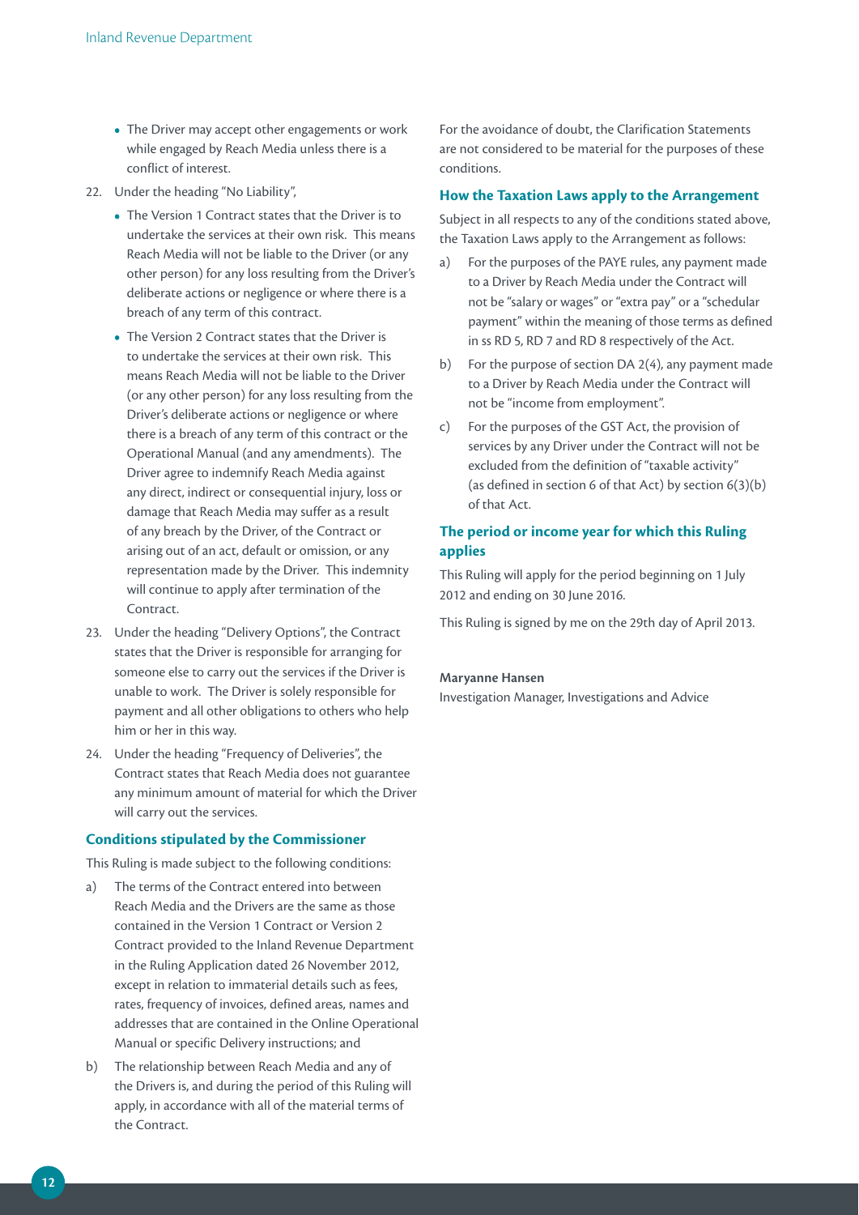- The Driver may accept other engagements or work while engaged by Reach Media unless there is a conflict of interest.

22. Under the heading "No Liability",
    - The Version 1 Contract states that the Driver is to undertake the services at their own risk. This means Reach Media will not be liable to the Driver (or any other person) for any loss resulting from the Driver's deliberate actions or negligence or where there is a breach of any term of this contract.
    - The Version 2 Contract states that the Driver is to undertake the services at their own risk. This means Reach Media will not be liable to the Driver (or any other person) for any loss resulting from the Driver's deliberate actions or negligence or where there is a breach of any term of this contract or the Operational Manual (and any amendments). The Driver agree to indemnify Reach Media against any direct, indirect or consequential injury, loss or damage that Reach Media may suffer as a result of any breach by the Driver, of the Contract or arising out of an act, default or omission, or any representation made by the Driver. This indemnity will continue to apply after termination of the Contract.

23. Under the heading "Delivery Options", the Contract states that the Driver is responsible for arranging for someone else to carry out the services if the Driver is unable to work. The Driver is solely responsible for payment and all other obligations to others who help him or her in this way.

24. Under the heading "Frequency of Deliveries", the Contract states that Reach Media does not guarantee any minimum amount of material for which the Driver will carry out the services.

### Conditions stipulated by the Commissioner

This Ruling is made subject to the following conditions:

a) The terms of the Contract entered into between Reach Media and the Drivers are the same as those contained in the Version 1 Contract or Version 2 Contract provided to the Inland Revenue Department in the Ruling Application dated 26 November 2012, except in relation to immaterial details such as fees, rates, frequency of invoices, defined areas, names and addresses that are contained in the Online Operational Manual or specific Delivery instructions; and

b) The relationship between Reach Media and any of the Drivers is, and during the period of this Ruling will apply, in accordance with all of the material terms of the Contract.

For the avoidance of doubt, the Clarification Statements are not considered to be material for the purposes of these conditions.

### How the Taxation Laws apply to the Arrangement

Subject in all respects to any of the conditions stated above, the Taxation Laws apply to the Arrangement as follows:

a) For the purposes of the PAYE rules, any payment made to a Driver by Reach Media under the Contract will not be "salary or wages" or "extra pay" or a "schedular payment" within the meaning of those terms as defined in ss RD 5, RD 7 and RD 8 respectively of the Act.

b) For the purpose of section DA 2(4), any payment made to a Driver by Reach Media under the Contract will not be "income from employment".

c) For the purposes of the GST Act, the provision of services by any Driver under the Contract will not be excluded from the definition of "taxable activity" (as defined in section 6 of that Act) by section 6(3)(b) of that Act.

### The period or income year for which this Ruling applies

This Ruling will apply for the period beginning on 1 July 2012 and ending on 30 June 2016.

This Ruling is signed by me on the 29th day of April 2013.

**Maryanne Hansen**
Investigation Manager, Investigations and Advice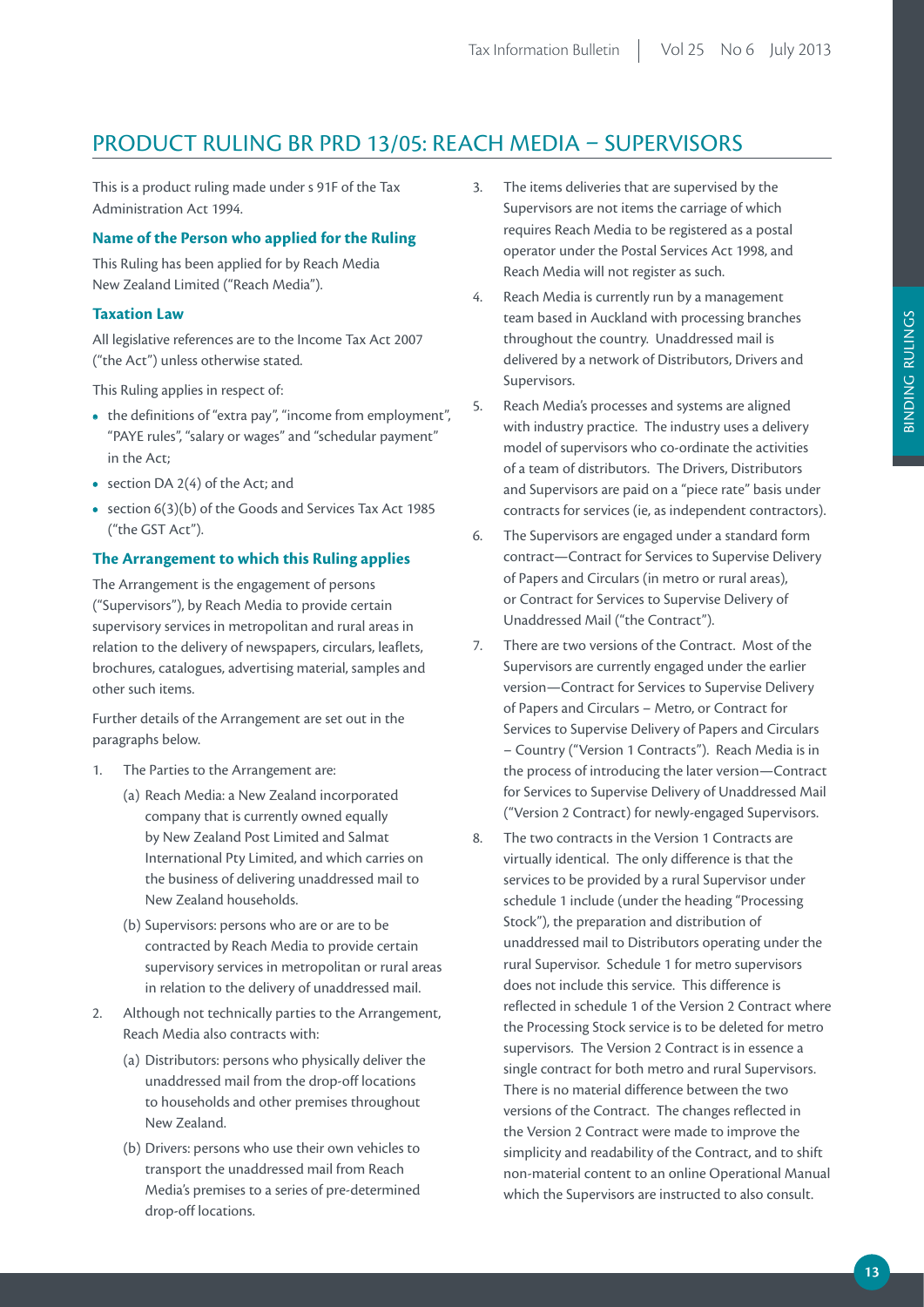## PRODUCT RULING BR PRD 13/05: REACH MEDIA – SUPERVISORS

This is a product ruling made under s 91F of the Tax Administration Act 1994.

### Name of the Person who applied for the Ruling

This Ruling has been applied for by Reach Media New Zealand Limited ("Reach Media").

### Taxation Law

All legislative references are to the Income Tax Act 2007 ("the Act") unless otherwise stated.

This Ruling applies in respect of:

- the definitions of "extra pay", "income from employment", "PAYE rules", "salary or wages" and "schedular payment" in the Act;
- section DA 2(4) of the Act; and
- section 6(3)(b) of the Goods and Services Tax Act 1985 ("the GST Act").

### The Arrangement to which this Ruling applies

The Arrangement is the engagement of persons ("Supervisors"), by Reach Media to provide certain supervisory services in metropolitan and rural areas in relation to the delivery of newspapers, circulars, leaflets, brochures, catalogues, advertising material, samples and other such items.

Further details of the Arrangement are set out in the paragraphs below.

1. The Parties to the Arrangement are:
   (a) Reach Media: a New Zealand incorporated company that is currently owned equally by New Zealand Post Limited and Salmat International Pty Limited, and which carries on the business of delivering unaddressed mail to New Zealand households.
   (b) Supervisors: persons who are or are to be contracted by Reach Media to provide certain supervisory services in metropolitan or rural areas in relation to the delivery of unaddressed mail.
2. Although not technically parties to the Arrangement, Reach Media also contracts with:
   (a) Distributors: persons who physically deliver the unaddressed mail from the drop-off locations to households and other premises throughout New Zealand.
   (b) Drivers: persons who use their own vehicles to transport the unaddressed mail from Reach Media's premises to a series of pre-determined drop-off locations.
3. The items deliveries that are supervised by the Supervisors are not items the carriage of which requires Reach Media to be registered as a postal operator under the Postal Services Act 1998, and Reach Media will not register as such.
4. Reach Media is currently run by a management team based in Auckland with processing branches throughout the country. Unaddressed mail is delivered by a network of Distributors, Drivers and Supervisors.
5. Reach Media's processes and systems are aligned with industry practice. The industry uses a delivery model of supervisors who co-ordinate the activities of a team of distributors. The Drivers, Distributors and Supervisors are paid on a "piece rate" basis under contracts for services (ie, as independent contractors).
6. The Supervisors are engaged under a standard form contract—Contract for Services to Supervise Delivery of Papers and Circulars (in metro or rural areas), or Contract for Services to Supervise Delivery of Unaddressed Mail ("the Contract").
7. There are two versions of the Contract. Most of the Supervisors are currently engaged under the earlier version—Contract for Services to Supervise Delivery of Papers and Circulars – Metro, or Contract for Services to Supervise Delivery of Papers and Circulars – Country ("Version 1 Contracts"). Reach Media is in the process of introducing the later version—Contract for Services to Supervise Delivery of Unaddressed Mail ("Version 2 Contract) for newly-engaged Supervisors.
8. The two contracts in the Version 1 Contracts are virtually identical. The only difference is that the services to be provided by a rural Supervisor under schedule 1 include (under the heading "Processing Stock"), the preparation and distribution of unaddressed mail to Distributors operating under the rural Supervisor. Schedule 1 for metro supervisors does not include this service. This difference is reflected in schedule 1 of the Version 2 Contract where the Processing Stock service is to be deleted for metro supervisors. The Version 2 Contract is in essence a single contract for both metro and rural Supervisors. There is no material difference between the two versions of the Contract. The changes reflected in the Version 2 Contract were made to improve the simplicity and readability of the Contract, and to shift non-material content to an online Operational Manual which the Supervisors are instructed to also consult.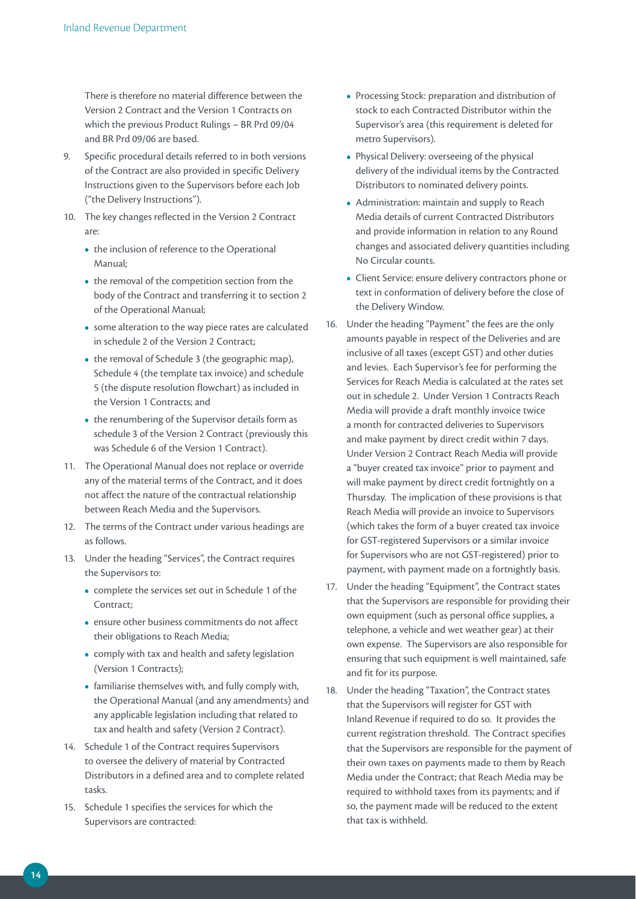There is therefore no material difference between the Version 2 Contract and the Version 1 Contracts on which the previous Product Rulings – BR Prd 09/04 and BR Prd 09/06 are based.

9. Specific procedural details referred to in both versions of the Contract are also provided in specific Delivery Instructions given to the Supervisors before each Job ("the Delivery Instructions").

10. The key changes reflected in the Version 2 Contract are:
    - the inclusion of reference to the Operational Manual;
    - the removal of the competition section from the body of the Contract and transferring it to section 2 of the Operational Manual;
    - some alteration to the way piece rates are calculated in schedule 2 of the Version 2 Contract;
    - the removal of Schedule 3 (the geographic map), Schedule 4 (the template tax invoice) and schedule 5 (the dispute resolution flowchart) as included in the Version 1 Contracts; and
    - the renumbering of the Supervisor details form as schedule 3 of the Version 2 Contract (previously this was Schedule 6 of the Version 1 Contract).

11. The Operational Manual does not replace or override any of the material terms of the Contract, and it does not affect the nature of the contractual relationship between Reach Media and the Supervisors.

12. The terms of the Contract under various headings are as follows.

13. Under the heading "Services", the Contract requires the Supervisors to:
    - complete the services set out in Schedule 1 of the Contract;
    - ensure other business commitments do not affect their obligations to Reach Media;
    - comply with tax and health and safety legislation (Version 1 Contracts);
    - familiarise themselves with, and fully comply with, the Operational Manual (and any amendments) and any applicable legislation including that related to tax and health and safety (Version 2 Contract).

14. Schedule 1 of the Contract requires Supervisors to oversee the delivery of material by Contracted Distributors in a defined area and to complete related tasks.

15. Schedule 1 specifies the services for which the Supervisors are contracted:
    - Processing Stock: preparation and distribution of stock to each Contracted Distributor within the Supervisor's area (this requirement is deleted for metro Supervisors).
    - Physical Delivery: overseeing of the physical delivery of the individual items by the Contracted Distributors to nominated delivery points.
    - Administration: maintain and supply to Reach Media details of current Contracted Distributors and provide information in relation to any Round changes and associated delivery quantities including No Circular counts.
    - Client Service: ensure delivery contractors phone or text in conformation of delivery before the close of the Delivery Window.

16. Under the heading "Payment" the fees are the only amounts payable in respect of the Deliveries and are inclusive of all taxes (except GST) and other duties and levies. Each Supervisor's fee for performing the Services for Reach Media is calculated at the rates set out in schedule 2. Under Version 1 Contracts Reach Media will provide a draft monthly invoice twice a month for contracted deliveries to Supervisors and make payment by direct credit within 7 days. Under Version 2 Contract Reach Media will provide a "buyer created tax invoice" prior to payment and will make payment by direct credit fortnightly on a Thursday. The implication of these provisions is that Reach Media will provide an invoice to Supervisors (which takes the form of a buyer created tax invoice for GST-registered Supervisors or a similar invoice for Supervisors who are not GST-registered) prior to payment, with payment made on a fortnightly basis.

17. Under the heading "Equipment", the Contract states that the Supervisors are responsible for providing their own equipment (such as personal office supplies, a telephone, a vehicle and wet weather gear) at their own expense. The Supervisors are also responsible for ensuring that such equipment is well maintained, safe and fit for its purpose.

18. Under the heading "Taxation", the Contract states that the Supervisors will register for GST with Inland Revenue if required to do so. It provides the current registration threshold. The Contract specifies that the Supervisors are responsible for the payment of their own taxes on payments made to them by Reach Media under the Contract; that Reach Media may be required to withhold taxes from its payments; and if so, the payment made will be reduced to the extent that tax is withheld.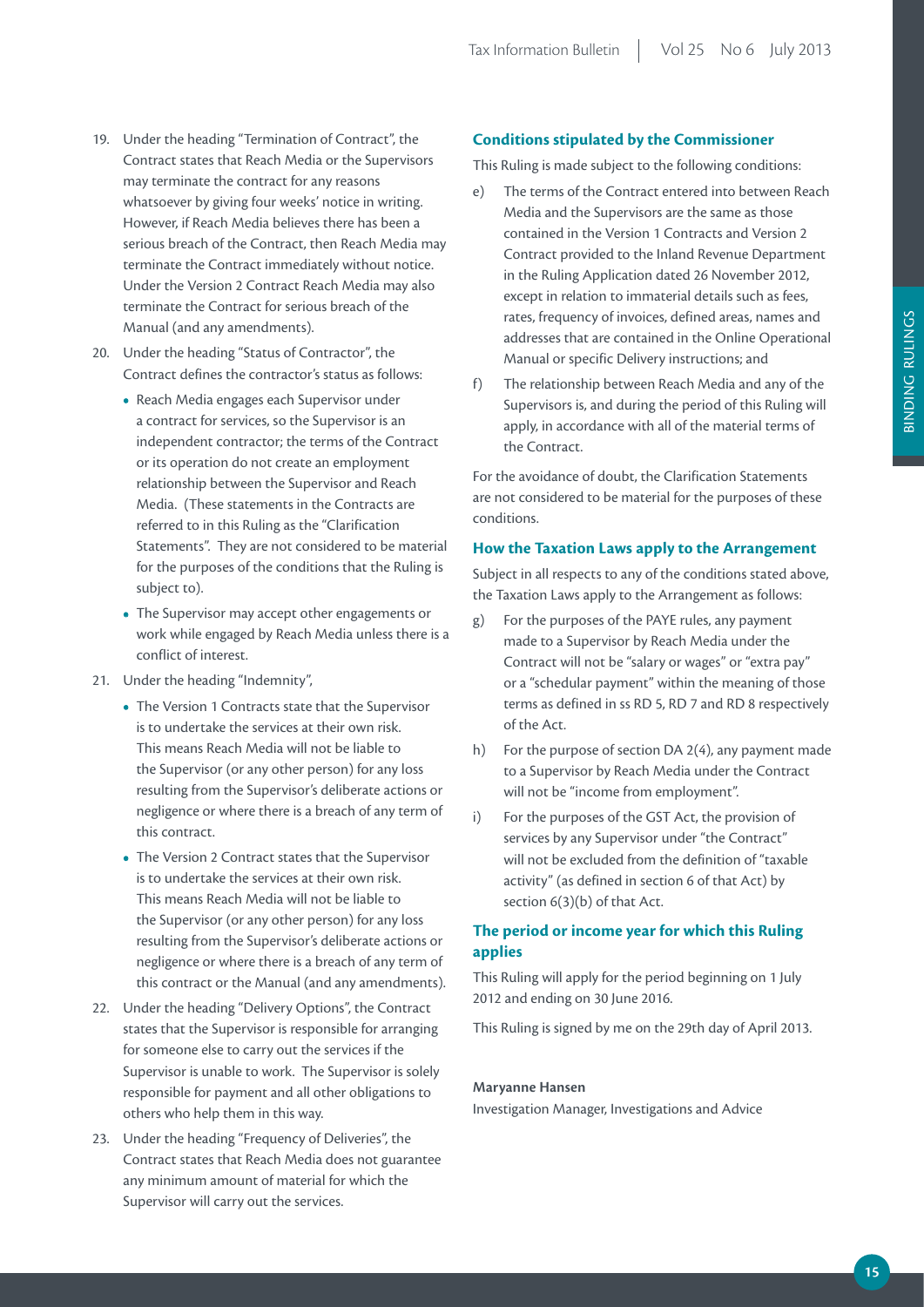19. Under the heading "Termination of Contract", the Contract states that Reach Media or the Supervisors may terminate the contract for any reasons whatsoever by giving four weeks' notice in writing. However, if Reach Media believes there has been a serious breach of the Contract, then Reach Media may terminate the Contract immediately without notice. Under the Version 2 Contract Reach Media may also terminate the Contract for serious breach of the Manual (and any amendments).
20. Under the heading "Status of Contractor", the Contract defines the contractor's status as follows:
    - Reach Media engages each Supervisor under a contract for services, so the Supervisor is an independent contractor; the terms of the Contract or its operation do not create an employment relationship between the Supervisor and Reach Media. (These statements in the Contracts are referred to in this Ruling as the "Clarification Statements". They are not considered to be material for the purposes of the conditions that the Ruling is subject to).
    - The Supervisor may accept other engagements or work while engaged by Reach Media unless there is a conflict of interest.
21. Under the heading "Indemnity",
    - The Version 1 Contracts state that the Supervisor is to undertake the services at their own risk. This means Reach Media will not be liable to the Supervisor (or any other person) for any loss resulting from the Supervisor's deliberate actions or negligence or where there is a breach of any term of this contract.
    - The Version 2 Contract states that the Supervisor is to undertake the services at their own risk. This means Reach Media will not be liable to the Supervisor (or any other person) for any loss resulting from the Supervisor's deliberate actions or negligence or where there is a breach of any term of this contract or the Manual (and any amendments).
22. Under the heading "Delivery Options", the Contract states that the Supervisor is responsible for arranging for someone else to carry out the services if the Supervisor is unable to work. The Supervisor is solely responsible for payment and all other obligations to others who help them in this way.
23. Under the heading "Frequency of Deliveries", the Contract states that Reach Media does not guarantee any minimum amount of material for which the Supervisor will carry out the services.

### Conditions stipulated by the Commissioner

This Ruling is made subject to the following conditions:

e) The terms of the Contract entered into between Reach Media and the Supervisors are the same as those contained in the Version 1 Contracts and Version 2 Contract provided to the Inland Revenue Department in the Ruling Application dated 26 November 2012, except in relation to immaterial details such as fees, rates, frequency of invoices, defined areas, names and addresses that are contained in the Online Operational Manual or specific Delivery instructions; and

f) The relationship between Reach Media and any of the Supervisors is, and during the period of this Ruling will apply, in accordance with all of the material terms of the Contract.

For the avoidance of doubt, the Clarification Statements are not considered to be material for the purposes of these conditions.

### How the Taxation Laws apply to the Arrangement

Subject in all respects to any of the conditions stated above, the Taxation Laws apply to the Arrangement as follows:

g) For the purposes of the PAYE rules, any payment made to a Supervisor by Reach Media under the Contract will not be "salary or wages" or "extra pay" or a "schedular payment" within the meaning of those terms as defined in ss RD 5, RD 7 and RD 8 respectively of the Act.

h) For the purpose of section DA 2(4), any payment made to a Supervisor by Reach Media under the Contract will not be "income from employment".

i) For the purposes of the GST Act, the provision of services by any Supervisor under "the Contract" will not be excluded from the definition of "taxable activity" (as defined in section 6 of that Act) by section 6(3)(b) of that Act.

### The period or income year for which this Ruling applies

This Ruling will apply for the period beginning on 1 July 2012 and ending on 30 June 2016.

This Ruling is signed by me on the 29th day of April 2013.

**Maryanne Hansen**
Investigation Manager, Investigations and Advice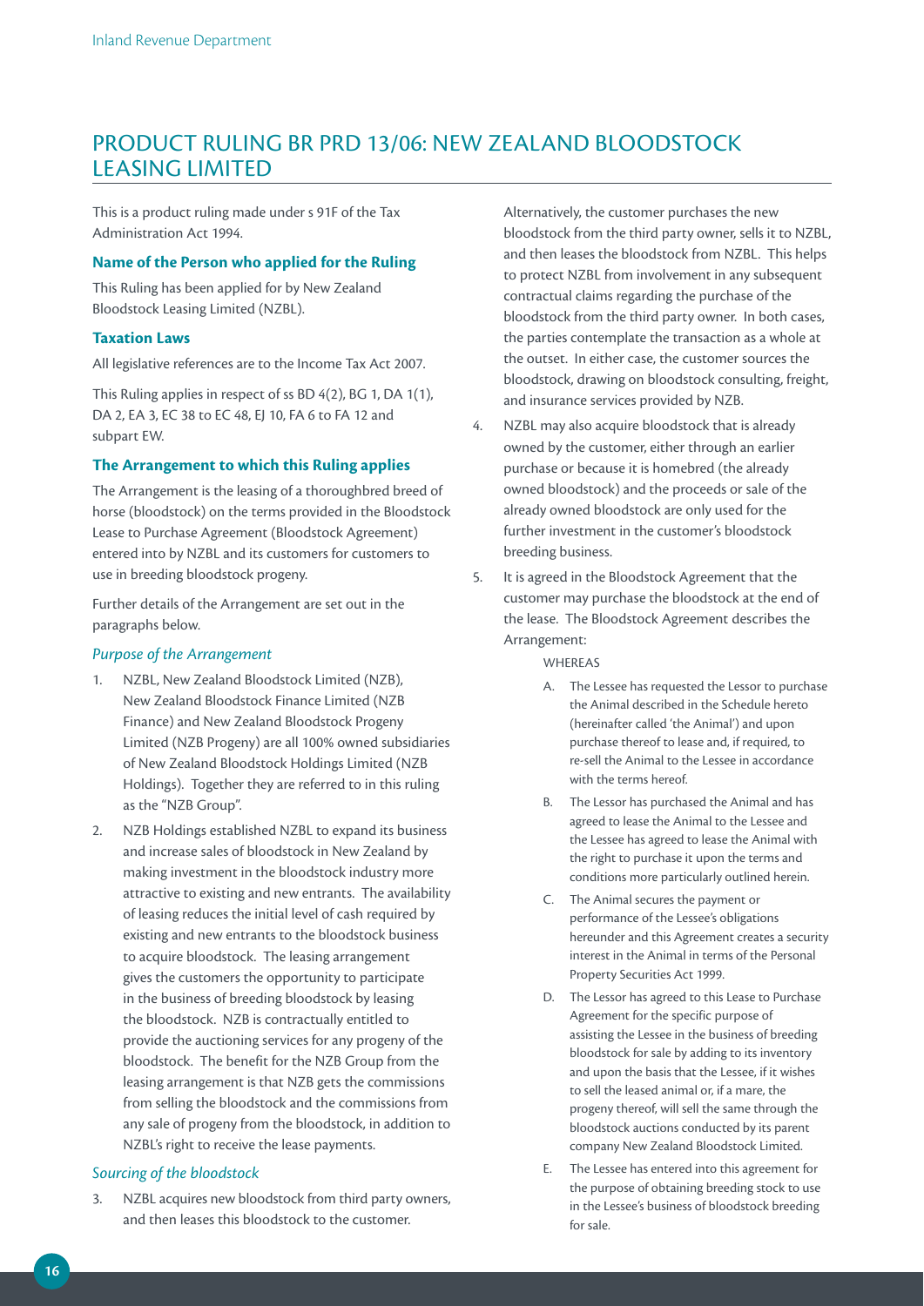# PRODUCT RULING BR PRD 13/06: NEW ZEALAND BLOODSTOCK LEASING LIMITED

This is a product ruling made under s 91F of the Tax Administration Act 1994.

### Name of the Person who applied for the Ruling

This Ruling has been applied for by New Zealand Bloodstock Leasing Limited (NZBL).

### Taxation Laws

All legislative references are to the Income Tax Act 2007.

This Ruling applies in respect of ss BD 4(2), BG 1, DA 1(1), DA 2, EA 3, EC 38 to EC 48, EJ 10, FA 6 to FA 12 and subpart EW.

### The Arrangement to which this Ruling applies

The Arrangement is the leasing of a thoroughbred breed of horse (bloodstock) on the terms provided in the Bloodstock Lease to Purchase Agreement (Bloodstock Agreement) entered into by NZBL and its customers for customers to use in breeding bloodstock progeny.

Further details of the Arrangement are set out in the paragraphs below.

#### *Purpose of the Arrangement*

1. NZBL, New Zealand Bloodstock Limited (NZB), New Zealand Bloodstock Finance Limited (NZB Finance) and New Zealand Bloodstock Progeny Limited (NZB Progeny) are all 100% owned subsidiaries of New Zealand Bloodstock Holdings Limited (NZB Holdings). Together they are referred to in this ruling as the "NZB Group".
2. NZB Holdings established NZBL to expand its business and increase sales of bloodstock in New Zealand by making investment in the bloodstock industry more attractive to existing and new entrants. The availability of leasing reduces the initial level of cash required by existing and new entrants to the bloodstock business to acquire bloodstock. The leasing arrangement gives the customers the opportunity to participate in the business of breeding bloodstock by leasing the bloodstock. NZB is contractually entitled to provide the auctioning services for any progeny of the bloodstock. The benefit for the NZB Group from the leasing arrangement is that NZB gets the commissions from selling the bloodstock and the commissions from any sale of progeny from the bloodstock, in addition to NZBL's right to receive the lease payments.

#### *Sourcing of the bloodstock*

3. NZBL acquires new bloodstock from third party owners, and then leases this bloodstock to the customer. Alternatively, the customer purchases the new bloodstock from the third party owner, sells it to NZBL, and then leases the bloodstock from NZBL. This helps to protect NZBL from involvement in any subsequent contractual claims regarding the purchase of the bloodstock from the third party owner. In both cases, the parties contemplate the transaction as a whole at the outset. In either case, the customer sources the bloodstock, drawing on bloodstock consulting, freight, and insurance services provided by NZB.
4. NZBL may also acquire bloodstock that is already owned by the customer, either through an earlier purchase or because it is homebred (the already owned bloodstock) and the proceeds or sale of the already owned bloodstock are only used for the further investment in the customer's bloodstock breeding business.
5. It is agreed in the Bloodstock Agreement that the customer may purchase the bloodstock at the end of the lease. The Bloodstock Agreement describes the Arrangement:

   WHEREAS

   A. The Lessee has requested the Lessor to purchase the Animal described in the Schedule hereto (hereinafter called 'the Animal') and upon purchase thereof to lease and, if required, to re-sell the Animal to the Lessee in accordance with the terms hereof.

   B. The Lessor has purchased the Animal and has agreed to lease the Animal to the Lessee and the Lessee has agreed to lease the Animal with the right to purchase it upon the terms and conditions more particularly outlined herein.

   C. The Animal secures the payment or performance of the Lessee's obligations hereunder and this Agreement creates a security interest in the Animal in terms of the Personal Property Securities Act 1999.

   D. The Lessor has agreed to this Lease to Purchase Agreement for the specific purpose of assisting the Lessee in the business of breeding bloodstock for sale by adding to its inventory and upon the basis that the Lessee, if it wishes to sell the leased animal or, if a mare, the progeny thereof, will sell the same through the bloodstock auctions conducted by its parent company New Zealand Bloodstock Limited.

   E. The Lessee has entered into this agreement for the purpose of obtaining breeding stock to use in the Lessee's business of bloodstock breeding for sale.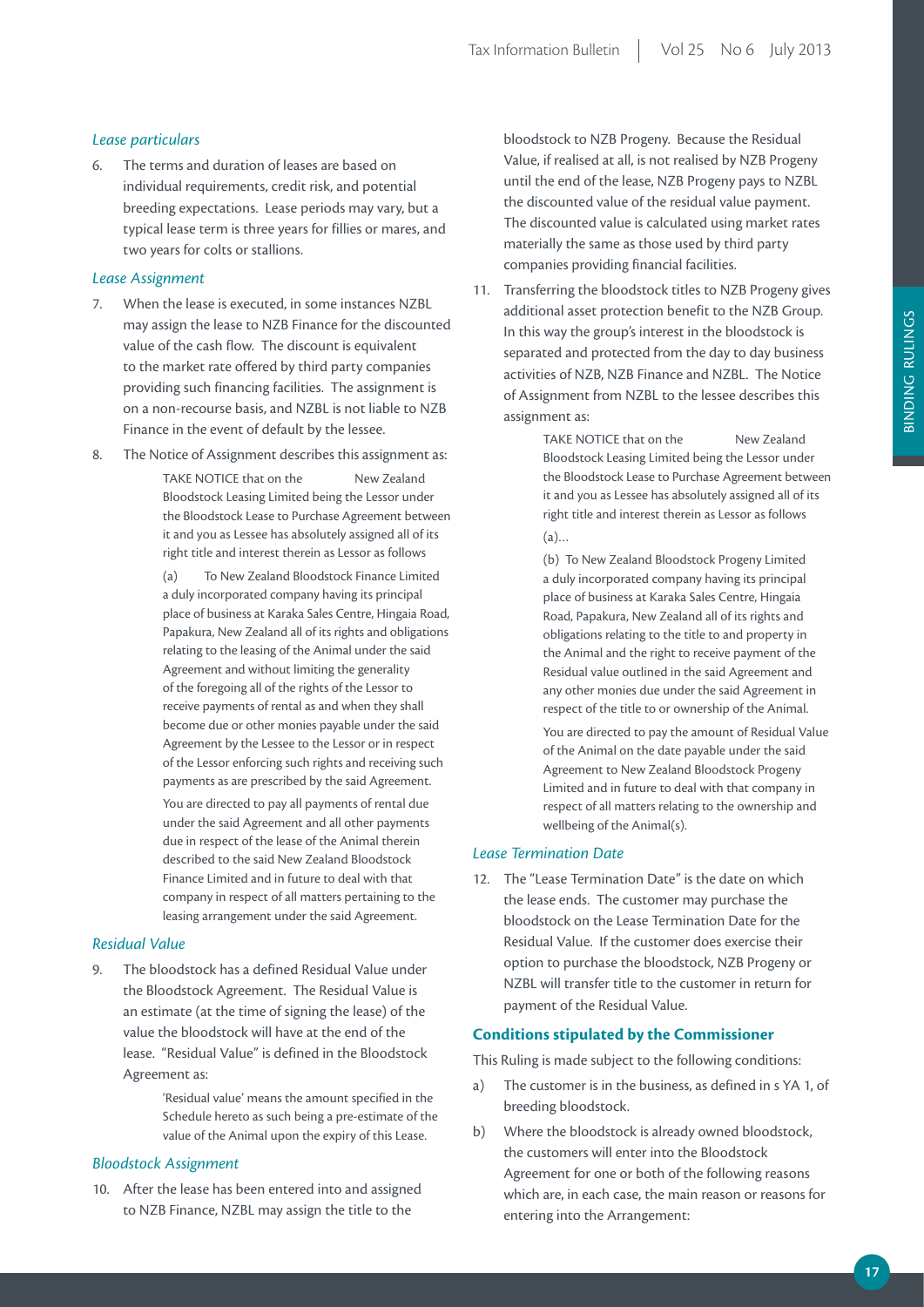### *Lease particulars*

6. The terms and duration of leases are based on individual requirements, credit risk, and potential breeding expectations. Lease periods may vary, but a typical lease term is three years for fillies or mares, and two years for colts or stallions.

### *Lease Assignment*

7. When the lease is executed, in some instances NZBL may assign the lease to NZB Finance for the discounted value of the cash flow. The discount is equivalent to the market rate offered by third party companies providing such financing facilities. The assignment is on a non-recourse basis, and NZBL is not liable to NZB Finance in the event of default by the lessee.

8. The Notice of Assignment describes this assignment as:

   > TAKE NOTICE that on the New Zealand Bloodstock Leasing Limited being the Lessor under the Bloodstock Lease to Purchase Agreement between it and you as Lessee has absolutely assigned all of its right title and interest therein as Lessor as follows
   >
   > (a) To New Zealand Bloodstock Finance Limited a duly incorporated company having its principal place of business at Karaka Sales Centre, Hingaia Road, Papakura, New Zealand all of its rights and obligations relating to the leasing of the Animal under the said Agreement and without limiting the generality of the foregoing all of the rights of the Lessor to receive payments of rental as and when they shall become due or other monies payable under the said Agreement by the Lessee to the Lessor or in respect of the Lessor enforcing such rights and receiving such payments as are prescribed by the said Agreement.
   >
   > You are directed to pay all payments of rental due under the said Agreement and all other payments due in respect of the lease of the Animal therein described to the said New Zealand Bloodstock Finance Limited and in future to deal with that company in respect of all matters pertaining to the leasing arrangement under the said Agreement.

### *Residual Value*

9. The bloodstock has a defined Residual Value under the Bloodstock Agreement. The Residual Value is an estimate (at the time of signing the lease) of the value the bloodstock will have at the end of the lease. "Residual Value" is defined in the Bloodstock Agreement as:

   > 'Residual value' means the amount specified in the Schedule hereto as such being a pre-estimate of the value of the Animal upon the expiry of this Lease.

### *Bloodstock Assignment*

10. After the lease has been entered into and assigned to NZB Finance, NZBL may assign the title to the bloodstock to NZB Progeny. Because the Residual Value, if realised at all, is not realised by NZB Progeny until the end of the lease, NZB Progeny pays to NZBL the discounted value of the residual value payment. The discounted value is calculated using market rates materially the same as those used by third party companies providing financial facilities.

11. Transferring the bloodstock titles to NZB Progeny gives additional asset protection benefit to the NZB Group. In this way the group's interest in the bloodstock is separated and protected from the day to day business activities of NZB, NZB Finance and NZBL. The Notice of Assignment from NZBL to the lessee describes this assignment as:

   > TAKE NOTICE that on the New Zealand Bloodstock Leasing Limited being the Lessor under the Bloodstock Lease to Purchase Agreement between it and you as Lessee has absolutely assigned all of its right title and interest therein as Lessor as follows
   >
   > (a)…
   >
   > (b) To New Zealand Bloodstock Progeny Limited a duly incorporated company having its principal place of business at Karaka Sales Centre, Hingaia Road, Papakura, New Zealand all of its rights and obligations relating to the title to and property in the Animal and the right to receive payment of the Residual value outlined in the said Agreement and any other monies due under the said Agreement in respect of the title to or ownership of the Animal.
   >
   > You are directed to pay the amount of Residual Value of the Animal on the date payable under the said Agreement to New Zealand Bloodstock Progeny Limited and in future to deal with that company in respect of all matters relating to the ownership and wellbeing of the Animal(s).

### *Lease Termination Date*

12. The "Lease Termination Date" is the date on which the lease ends. The customer may purchase the bloodstock on the Lease Termination Date for the Residual Value. If the customer does exercise their option to purchase the bloodstock, NZB Progeny or NZBL will transfer title to the customer in return for payment of the Residual Value.

## **Conditions stipulated by the Commissioner**

This Ruling is made subject to the following conditions:

a) The customer is in the business, as defined in s YA 1, of breeding bloodstock.

b) Where the bloodstock is already owned bloodstock, the customers will enter into the Bloodstock Agreement for one or both of the following reasons which are, in each case, the main reason or reasons for entering into the Arrangement: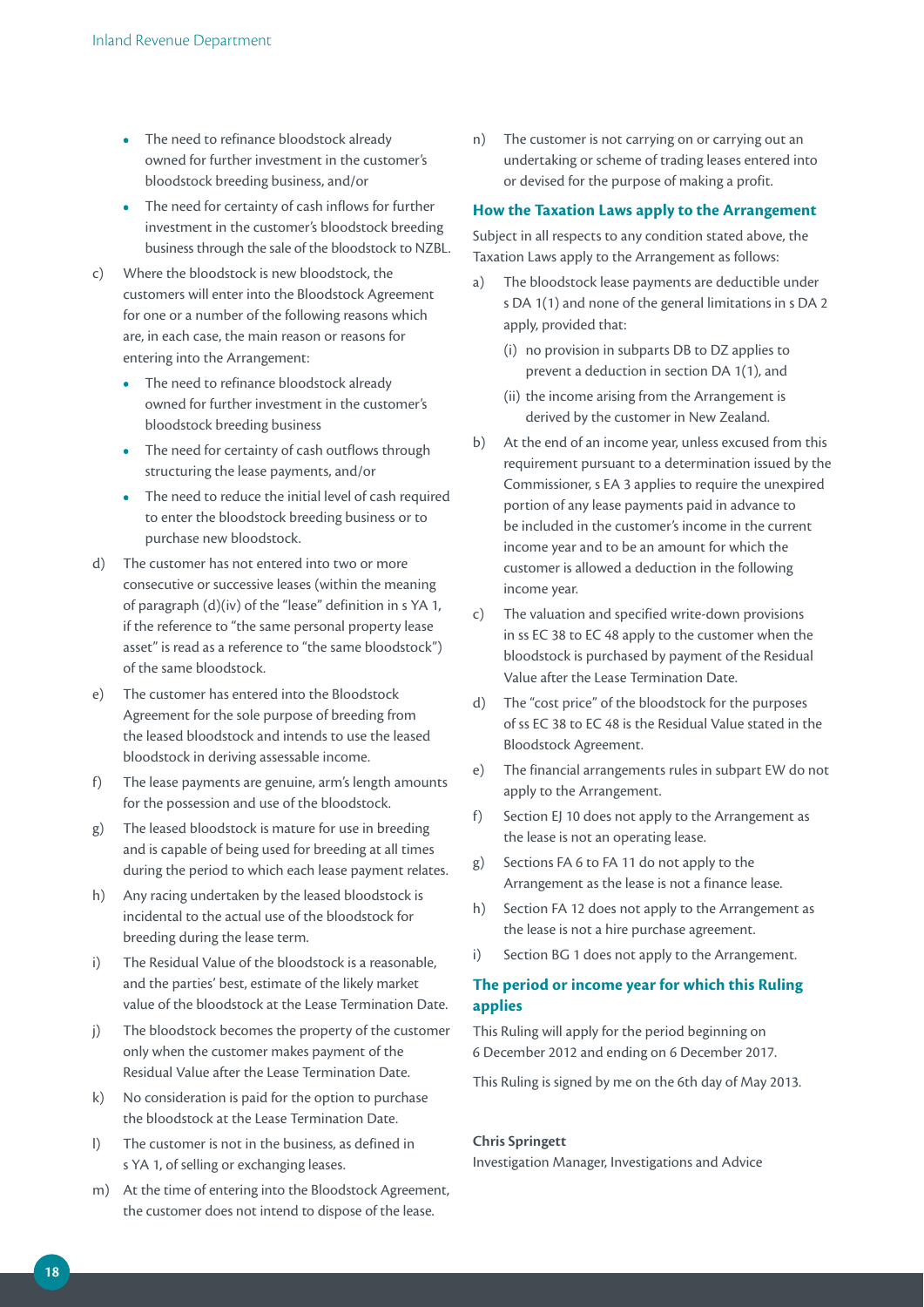- The need to refinance bloodstock already owned for further investment in the customer's bloodstock breeding business, and/or
- The need for certainty of cash inflows for further investment in the customer's bloodstock breeding business through the sale of the bloodstock to NZBL.

c) Where the bloodstock is new bloodstock, the customers will enter into the Bloodstock Agreement for one or a number of the following reasons which are, in each case, the main reason or reasons for entering into the Arrangement:

- The need to refinance bloodstock already owned for further investment in the customer's bloodstock breeding business
- The need for certainty of cash outflows through structuring the lease payments, and/or
- The need to reduce the initial level of cash required to enter the bloodstock breeding business or to purchase new bloodstock.

d) The customer has not entered into two or more consecutive or successive leases (within the meaning of paragraph (d)(iv) of the "lease" definition in s YA 1, if the reference to "the same personal property lease asset" is read as a reference to "the same bloodstock") of the same bloodstock.

e) The customer has entered into the Bloodstock Agreement for the sole purpose of breeding from the leased bloodstock and intends to use the leased bloodstock in deriving assessable income.

f) The lease payments are genuine, arm's length amounts for the possession and use of the bloodstock.

g) The leased bloodstock is mature for use in breeding and is capable of being used for breeding at all times during the period to which each lease payment relates.

h) Any racing undertaken by the leased bloodstock is incidental to the actual use of the bloodstock for breeding during the lease term.

i) The Residual Value of the bloodstock is a reasonable, and the parties' best, estimate of the likely market value of the bloodstock at the Lease Termination Date.

j) The bloodstock becomes the property of the customer only when the customer makes payment of the Residual Value after the Lease Termination Date.

k) No consideration is paid for the option to purchase the bloodstock at the Lease Termination Date.

l) The customer is not in the business, as defined in s YA 1, of selling or exchanging leases.

m) At the time of entering into the Bloodstock Agreement, the customer does not intend to dispose of the lease.

n) The customer is not carrying on or carrying out an undertaking or scheme of trading leases entered into or devised for the purpose of making a profit.

## How the Taxation Laws apply to the Arrangement

Subject in all respects to any condition stated above, the Taxation Laws apply to the Arrangement as follows:

a) The bloodstock lease payments are deductible under s DA 1(1) and none of the general limitations in s DA 2 apply, provided that:

   (i) no provision in subparts DB to DZ applies to prevent a deduction in section DA 1(1), and

   (ii) the income arising from the Arrangement is derived by the customer in New Zealand.

b) At the end of an income year, unless excused from this requirement pursuant to a determination issued by the Commissioner, s EA 3 applies to require the unexpired portion of any lease payments paid in advance to be included in the customer's income in the current income year and to be an amount for which the customer is allowed a deduction in the following income year.

c) The valuation and specified write-down provisions in ss EC 38 to EC 48 apply to the customer when the bloodstock is purchased by payment of the Residual Value after the Lease Termination Date.

d) The "cost price" of the bloodstock for the purposes of ss EC 38 to EC 48 is the Residual Value stated in the Bloodstock Agreement.

e) The financial arrangements rules in subpart EW do not apply to the Arrangement.

f) Section EJ 10 does not apply to the Arrangement as the lease is not an operating lease.

g) Sections FA 6 to FA 11 do not apply to the Arrangement as the lease is not a finance lease.

h) Section FA 12 does not apply to the Arrangement as the lease is not a hire purchase agreement.

i) Section BG 1 does not apply to the Arrangement.

## The period or income year for which this Ruling applies

This Ruling will apply for the period beginning on 6 December 2012 and ending on 6 December 2017.

This Ruling is signed by me on the 6th day of May 2013.

**Chris Springett**
Investigation Manager, Investigations and Advice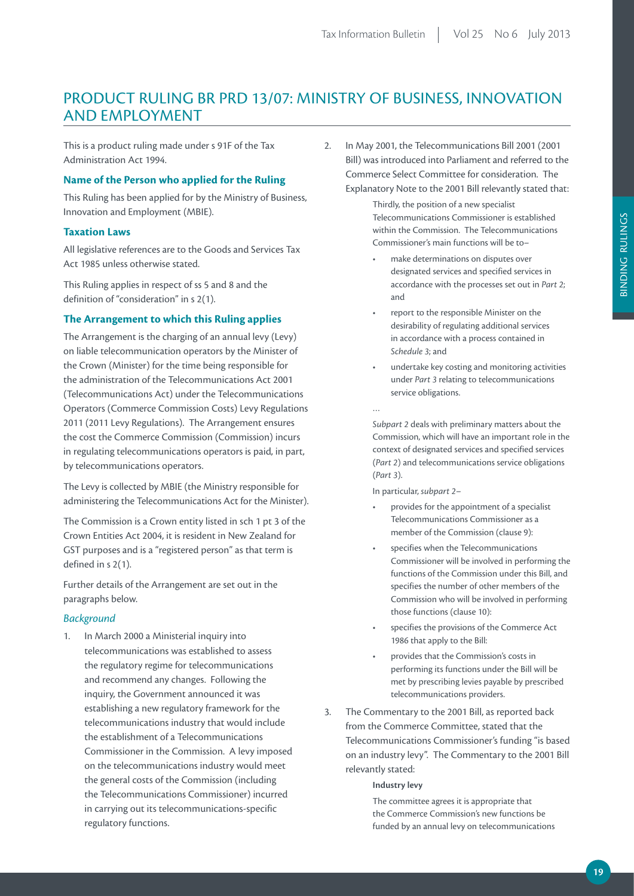# PRODUCT RULING BR PRD 13/07: MINISTRY OF BUSINESS, INNOVATION AND EMPLOYMENT

This is a product ruling made under s 91F of the Tax Administration Act 1994.

### Name of the Person who applied for the Ruling

This Ruling has been applied for by the Ministry of Business, Innovation and Employment (MBIE).

### Taxation Laws

All legislative references are to the Goods and Services Tax Act 1985 unless otherwise stated.

This Ruling applies in respect of ss 5 and 8 and the definition of "consideration" in s 2(1).

### The Arrangement to which this Ruling applies

The Arrangement is the charging of an annual levy (Levy) on liable telecommunication operators by the Minister of the Crown (Minister) for the time being responsible for the administration of the Telecommunications Act 2001 (Telecommunications Act) under the Telecommunications Operators (Commerce Commission Costs) Levy Regulations 2011 (2011 Levy Regulations). The Arrangement ensures the cost the Commerce Commission (Commission) incurs in regulating telecommunications operators is paid, in part, by telecommunications operators.

The Levy is collected by MBIE (the Ministry responsible for administering the Telecommunications Act for the Minister).

The Commission is a Crown entity listed in sch 1 pt 3 of the Crown Entities Act 2004, it is resident in New Zealand for GST purposes and is a "registered person" as that term is defined in s 2(1).

Further details of the Arrangement are set out in the paragraphs below.

#### *Background*

1. In March 2000 a Ministerial inquiry into telecommunications was established to assess the regulatory regime for telecommunications and recommend any changes. Following the inquiry, the Government announced it was establishing a new regulatory framework for the telecommunications industry that would include the establishment of a Telecommunications Commissioner in the Commission. A levy imposed on the telecommunications industry would meet the general costs of the Commission (including the Telecommunications Commissioner) incurred in carrying out its telecommunications-specific regulatory functions.

2. In May 2001, the Telecommunications Bill 2001 (2001 Bill) was introduced into Parliament and referred to the Commerce Select Committee for consideration. The Explanatory Note to the 2001 Bill relevantly stated that:

   > Thirdly, the position of a new specialist Telecommunications Commissioner is established within the Commission. The Telecommunications Commissioner's main functions will be to–
   >
   > - make determinations on disputes over designated services and specified services in accordance with the processes set out in *Part 2*; and
   > - report to the responsible Minister on the desirability of regulating additional services in accordance with a process contained in *Schedule 3*; and
   > - undertake key costing and monitoring activities under *Part 3* relating to telecommunications service obligations.
   >
   > ...
   >
   > *Subpart 2* deals with preliminary matters about the Commission, which will have an important role in the context of designated services and specified services (*Part 2*) and telecommunications service obligations (*Part 3*).
   >
   > In particular, *subpart 2*–
   >
   > - provides for the appointment of a specialist Telecommunications Commissioner as a member of the Commission (clause 9):
   > - specifies when the Telecommunications Commissioner will be involved in performing the functions of the Commission under this Bill, and specifies the number of other members of the Commission who will be involved in performing those functions (clause 10):
   > - specifies the provisions of the Commerce Act 1986 that apply to the Bill:
   > - provides that the Commission's costs in performing its functions under the Bill will be met by prescribing levies payable by prescribed telecommunications providers.

3. The Commentary to the 2001 Bill, as reported back from the Commerce Committee, stated that the Telecommunications Commissioner's funding "is based on an industry levy". The Commentary to the 2001 Bill relevantly stated:

   > **Industry levy**
   >
   > The committee agrees it is appropriate that the Commerce Commission's new functions be funded by an annual levy on telecommunications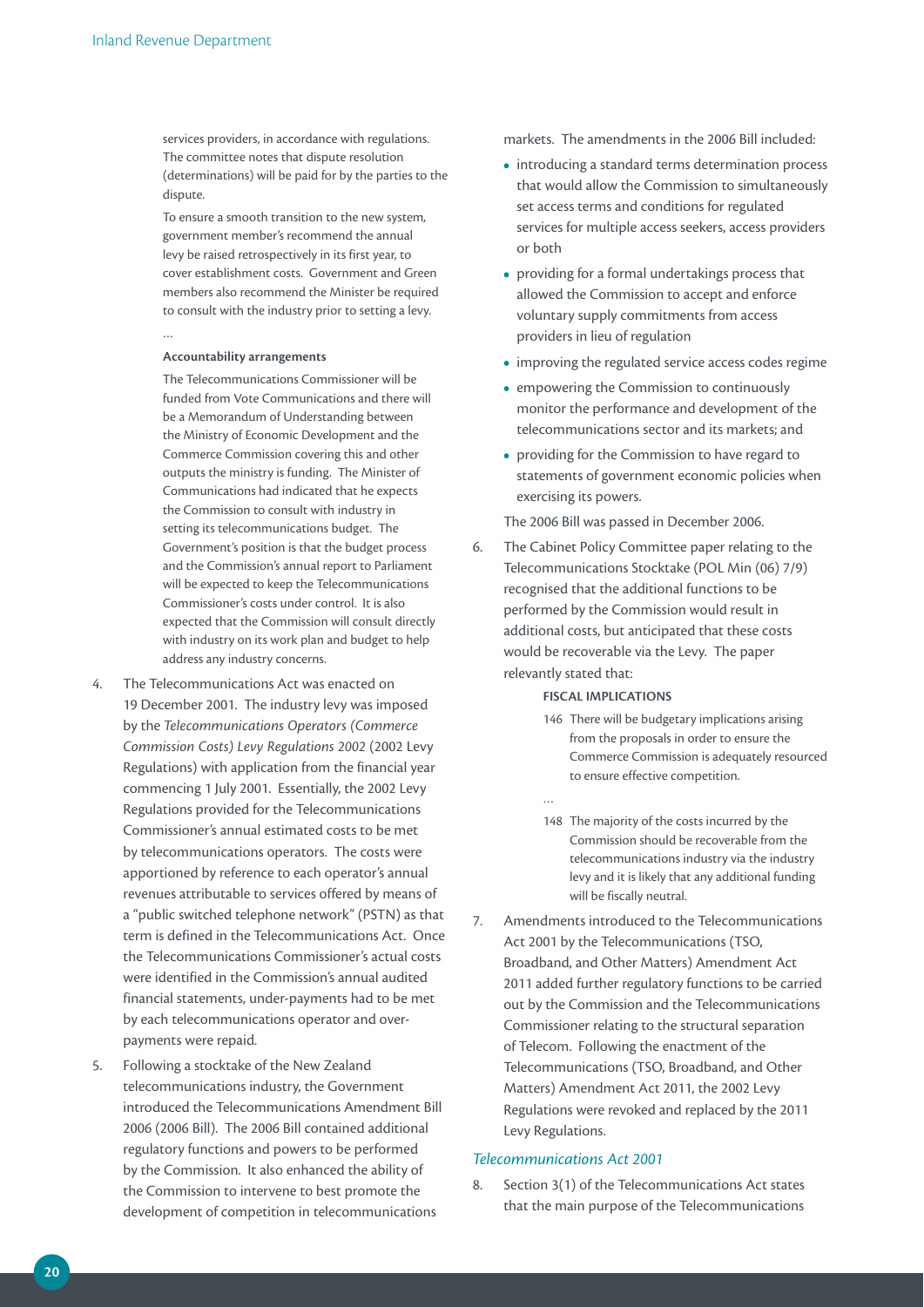services providers, in accordance with regulations. The committee notes that dispute resolution (determinations) will be paid for by the parties to the dispute.

> To ensure a smooth transition to the new system, government member's recommend the annual levy be raised retrospectively in its first year, to cover establishment costs. Government and Green members also recommend the Minister be required to consult with the industry prior to setting a levy.
>
> …
>
> **Accountability arrangements**
>
> The Telecommunications Commissioner will be funded from Vote Communications and there will be a Memorandum of Understanding between the Ministry of Economic Development and the Commerce Commission covering this and other outputs the ministry is funding. The Minister of Communications had indicated that he expects the Commission to consult with industry in setting its telecommunications budget. The Government's position is that the budget process and the Commission's annual report to Parliament will be expected to keep the Telecommunications Commissioner's costs under control. It is also expected that the Commission will consult directly with industry on its work plan and budget to help address any industry concerns.

4. The Telecommunications Act was enacted on 19 December 2001. The industry levy was imposed by the *Telecommunications Operators (Commerce Commission Costs) Levy Regulations 2002* (2002 Levy Regulations) with application from the financial year commencing 1 July 2001. Essentially, the 2002 Levy Regulations provided for the Telecommunications Commissioner's annual estimated costs to be met by telecommunications operators. The costs were apportioned by reference to each operator's annual revenues attributable to services offered by means of a "public switched telephone network" (PSTN) as that term is defined in the Telecommunications Act. Once the Telecommunications Commissioner's actual costs were identified in the Commission's annual audited financial statements, under-payments had to be met by each telecommunications operator and over-payments were repaid.

5. Following a stocktake of the New Zealand telecommunications industry, the Government introduced the Telecommunications Amendment Bill 2006 (2006 Bill). The 2006 Bill contained additional regulatory functions and powers to be performed by the Commission. It also enhanced the ability of the Commission to intervene to best promote the development of competition in telecommunications markets. The amendments in the 2006 Bill included:

   - introducing a standard terms determination process that would allow the Commission to simultaneously set access terms and conditions for regulated services for multiple access seekers, access providers or both
   - providing for a formal undertakings process that allowed the Commission to accept and enforce voluntary supply commitments from access providers in lieu of regulation
   - improving the regulated service access codes regime
   - empowering the Commission to continuously monitor the performance and development of the telecommunications sector and its markets; and
   - providing for the Commission to have regard to statements of government economic policies when exercising its powers.

   The 2006 Bill was passed in December 2006.

6. The Cabinet Policy Committee paper relating to the Telecommunications Stocktake (POL Min (06) 7/9) recognised that the additional functions to be performed by the Commission would result in additional costs, but anticipated that these costs would be recoverable via the Levy. The paper relevantly stated that:

   > **FISCAL IMPLICATIONS**
   >
   > 146 There will be budgetary implications arising from the proposals in order to ensure the Commerce Commission is adequately resourced to ensure effective competition.
   >
   > …
   >
   > 148 The majority of the costs incurred by the Commission should be recoverable from the telecommunications industry via the industry levy and it is likely that any additional funding will be fiscally neutral.

7. Amendments introduced to the Telecommunications Act 2001 by the Telecommunications (TSO, Broadband, and Other Matters) Amendment Act 2011 added further regulatory functions to be carried out by the Commission and the Telecommunications Commissioner relating to the structural separation of Telecom. Following the enactment of the Telecommunications (TSO, Broadband, and Other Matters) Amendment Act 2011, the 2002 Levy Regulations were revoked and replaced by the 2011 Levy Regulations.

### *Telecommunications Act 2001*

8. Section 3(1) of the Telecommunications Act states that the main purpose of the Telecommunications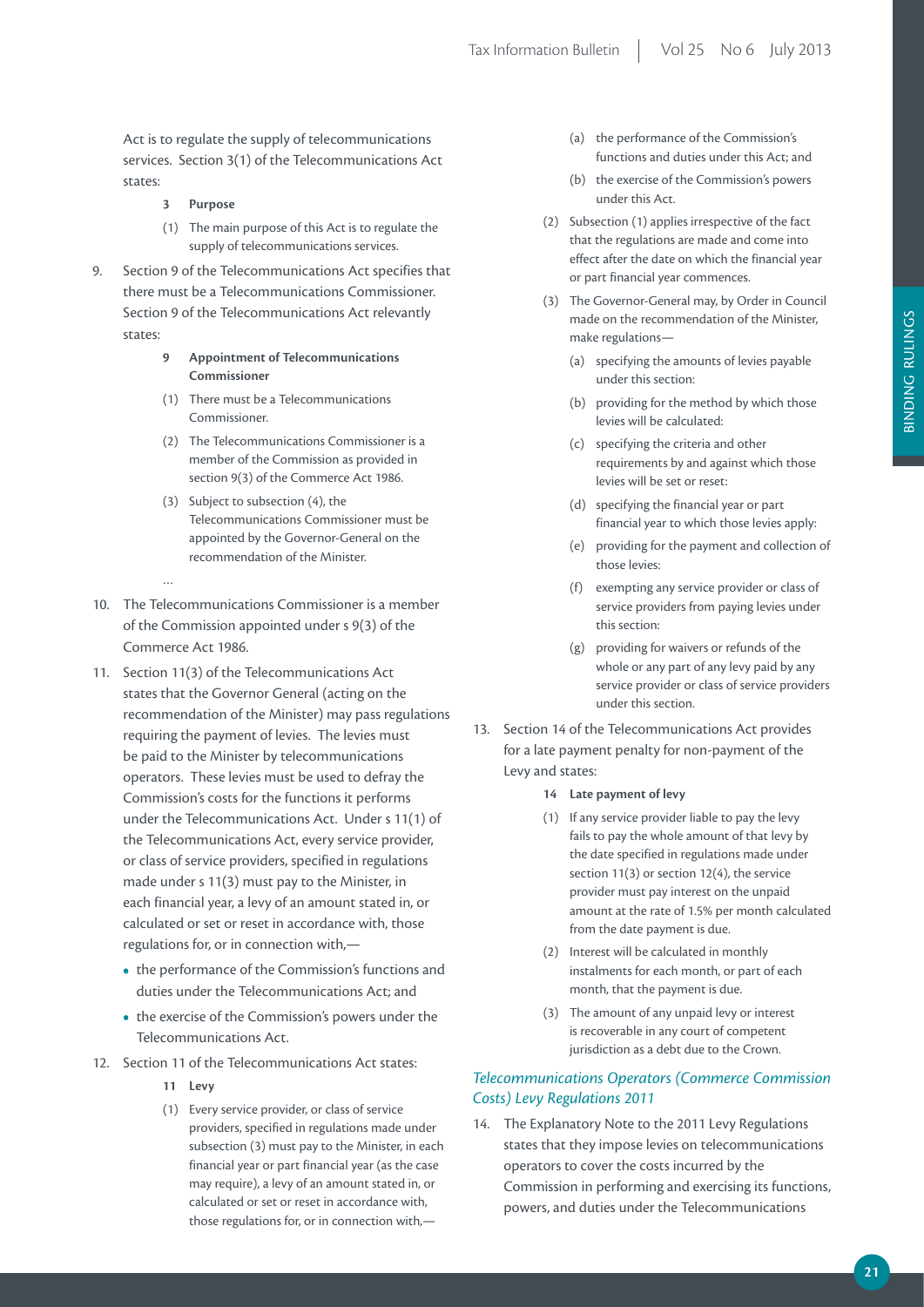Act is to regulate the supply of telecommunications services. Section 3(1) of the Telecommunications Act states:

> **3 Purpose**
>
> (1) The main purpose of this Act is to regulate the supply of telecommunications services.

9. Section 9 of the Telecommunications Act specifies that there must be a Telecommunications Commissioner. Section 9 of the Telecommunications Act relevantly states:

> **9 Appointment of Telecommunications Commissioner**
>
> (1) There must be a Telecommunications Commissioner.
>
> (2) The Telecommunications Commissioner is a member of the Commission as provided in section 9(3) of the Commerce Act 1986.
>
> (3) Subject to subsection (4), the Telecommunications Commissioner must be appointed by the Governor-General on the recommendation of the Minister.
>
> …

10. The Telecommunications Commissioner is a member of the Commission appointed under s 9(3) of the Commerce Act 1986.

11. Section 11(3) of the Telecommunications Act states that the Governor General (acting on the recommendation of the Minister) may pass regulations requiring the payment of levies. The levies must be paid to the Minister by telecommunications operators. These levies must be used to defray the Commission's costs for the functions it performs under the Telecommunications Act. Under s 11(1) of the Telecommunications Act, every service provider, or class of service providers, specified in regulations made under s 11(3) must pay to the Minister, in each financial year, a levy of an amount stated in, or calculated or set or reset in accordance with, those regulations for, or in connection with,—
    - the performance of the Commission's functions and duties under the Telecommunications Act; and
    - the exercise of the Commission's powers under the Telecommunications Act.

12. Section 11 of the Telecommunications Act states:

> **11 Levy**
>
> (1) Every service provider, or class of service providers, specified in regulations made under subsection (3) must pay to the Minister, in each financial year or part financial year (as the case may require), a levy of an amount stated in, or calculated or set or reset in accordance with, those regulations for, or in connection with,—
>
> (a) the performance of the Commission's functions and duties under this Act; and
>
> (b) the exercise of the Commission's powers under this Act.
>
> (2) Subsection (1) applies irrespective of the fact that the regulations are made and come into effect after the date on which the financial year or part financial year commences.
>
> (3) The Governor-General may, by Order in Council made on the recommendation of the Minister, make regulations—
>
> (a) specifying the amounts of levies payable under this section:
>
> (b) providing for the method by which those levies will be calculated:
>
> (c) specifying the criteria and other requirements by and against which those levies will be set or reset:
>
> (d) specifying the financial year or part financial year to which those levies apply:
>
> (e) providing for the payment and collection of those levies:
>
> (f) exempting any service provider or class of service providers from paying levies under this section:
>
> (g) providing for waivers or refunds of the whole or any part of any levy paid by any service provider or class of service providers under this section.

13. Section 14 of the Telecommunications Act provides for a late payment penalty for non-payment of the Levy and states:

> **14 Late payment of levy**
>
> (1) If any service provider liable to pay the levy fails to pay the whole amount of that levy by the date specified in regulations made under section 11(3) or section 12(4), the service provider must pay interest on the unpaid amount at the rate of 1.5% per month calculated from the date payment is due.
>
> (2) Interest will be calculated in monthly instalments for each month, or part of each month, that the payment is due.
>
> (3) The amount of any unpaid levy or interest is recoverable in any court of competent jurisdiction as a debt due to the Crown.

### *Telecommunications Operators (Commerce Commission Costs) Levy Regulations 2011*

14. The Explanatory Note to the 2011 Levy Regulations states that they impose levies on telecommunications operators to cover the costs incurred by the Commission in performing and exercising its functions, powers, and duties under the Telecommunications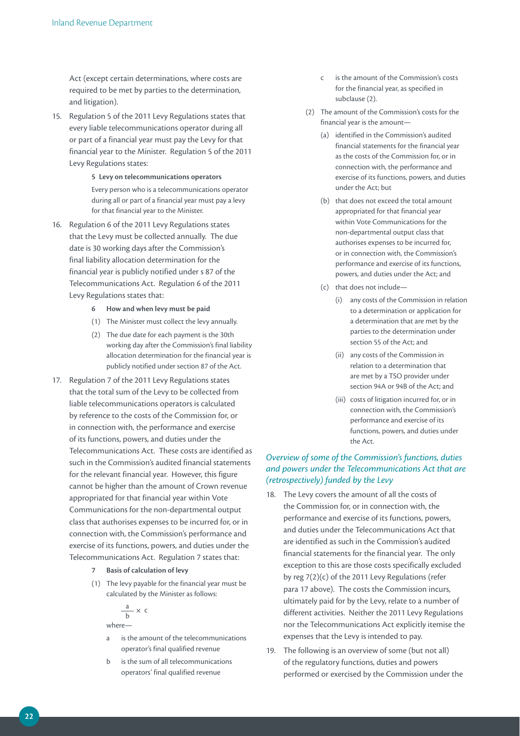Act (except certain determinations, where costs are required to be met by parties to the determination, and litigation).

15. Regulation 5 of the 2011 Levy Regulations states that every liable telecommunications operator during all or part of a financial year must pay the Levy for that financial year to the Minister. Regulation 5 of the 2011 Levy Regulations states:

    > **5 Levy on telecommunications operators**
    >
    > Every person who is a telecommunications operator during all or part of a financial year must pay a levy for that financial year to the Minister.

16. Regulation 6 of the 2011 Levy Regulations states that the Levy must be collected annually. The due date is 30 working days after the Commission's final liability allocation determination for the financial year is publicly notified under s 87 of the Telecommunications Act. Regulation 6 of the 2011 Levy Regulations states that:

    > **6 How and when levy must be paid**
    >
    > (1) The Minister must collect the levy annually.
    >
    > (2) The due date for each payment is the 30th working day after the Commission's final liability allocation determination for the financial year is publicly notified under section 87 of the Act.

17. Regulation 7 of the 2011 Levy Regulations states that the total sum of the Levy to be collected from liable telecommunications operators is calculated by reference to the costs of the Commission for, or in connection with, the performance and exercise of its functions, powers, and duties under the Telecommunications Act. These costs are identified as such in the Commission's audited financial statements for the relevant financial year. However, this figure cannot be higher than the amount of Crown revenue appropriated for that financial year within Vote Communications for the non-departmental output class that authorises expenses to be incurred for, or in connection with, the Commission's performance and exercise of its functions, powers, and duties under the Telecommunications Act. Regulation 7 states that:

    > **7 Basis of calculation of levy**
    >
    > (1) The levy payable for the financial year must be calculated by the Minister as follows:
    >
    > $$\frac{a}{b} \times c$$
    >
    > where—
    >
    > a is the amount of the telecommunications operator's final qualified revenue
    >
    > b is the sum of all telecommunications operators' final qualified revenue
    >
    > c is the amount of the Commission's costs for the financial year, as specified in subclause (2).
    >
    > (2) The amount of the Commission's costs for the financial year is the amount—
    >
    > (a) identified in the Commission's audited financial statements for the financial year as the costs of the Commission for, or in connection with, the performance and exercise of its functions, powers, and duties under the Act; but
    >
    > (b) that does not exceed the total amount appropriated for that financial year within Vote Communications for the non-departmental output class that authorises expenses to be incurred for, or in connection with, the Commission's performance and exercise of its functions, powers, and duties under the Act; and
    >
    > (c) that does not include—
    >
    > (i) any costs of the Commission in relation to a determination or application for a determination that are met by the parties to the determination under section 55 of the Act; and
    >
    > (ii) any costs of the Commission in relation to a determination that are met by a TSO provider under section 94A or 94B of the Act; and
    >
    > (iii) costs of litigation incurred for, or in connection with, the Commission's performance and exercise of its functions, powers, and duties under the Act.

### *Overview of some of the Commission's functions, duties and powers under the Telecommunications Act that are (retrospectively) funded by the Levy*

18. The Levy covers the amount of all the costs of the Commission for, or in connection with, the performance and exercise of its functions, powers, and duties under the Telecommunications Act that are identified as such in the Commission's audited financial statements for the financial year. The only exception to this are those costs specifically excluded by reg 7(2)(c) of the 2011 Levy Regulations (refer para 17 above). The costs the Commission incurs, ultimately paid for by the Levy, relate to a number of different activities. Neither the 2011 Levy Regulations nor the Telecommunications Act explicitly itemise the expenses that the Levy is intended to pay.

19. The following is an overview of some (but not all) of the regulatory functions, duties and powers performed or exercised by the Commission under the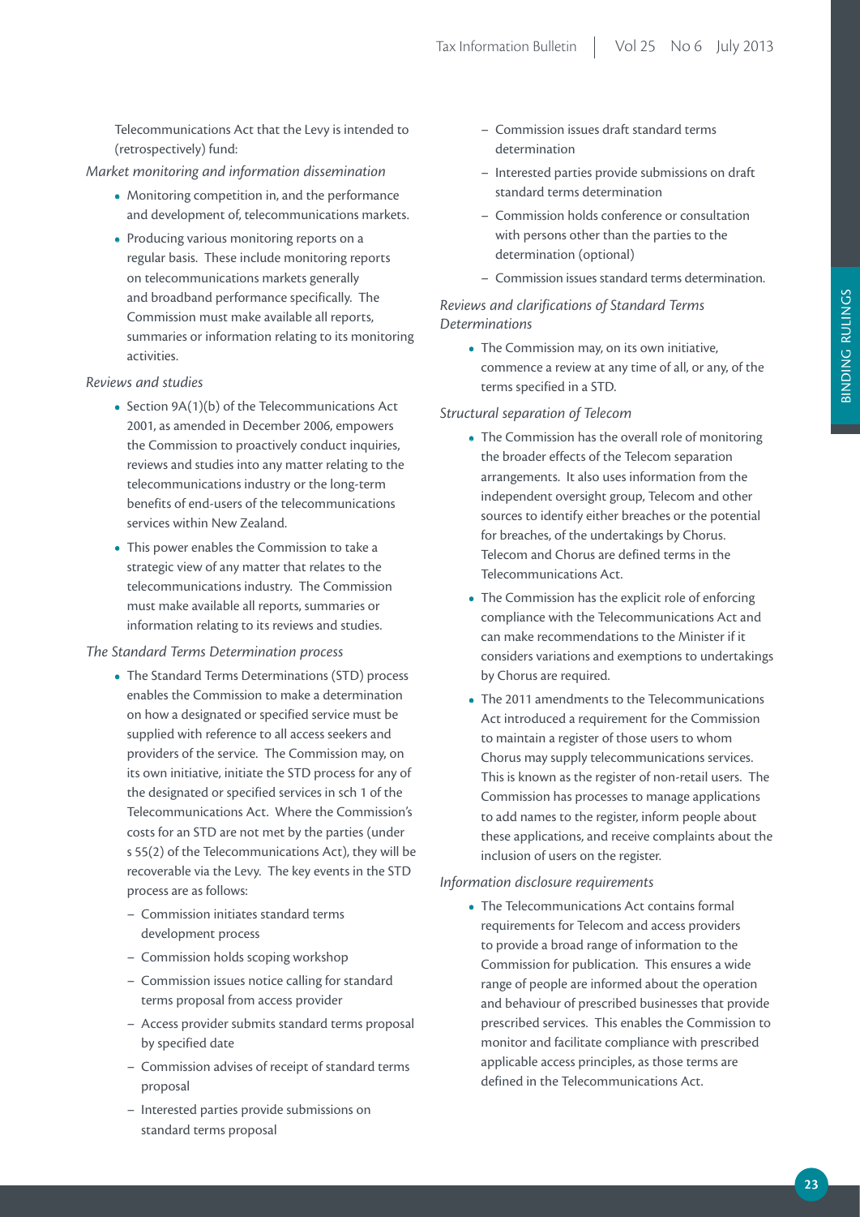Telecommunications Act that the Levy is intended to (retrospectively) fund:

*Market monitoring and information dissemination*

- Monitoring competition in, and the performance and development of, telecommunications markets.
- Producing various monitoring reports on a regular basis. These include monitoring reports on telecommunications markets generally and broadband performance specifically. The Commission must make available all reports, summaries or information relating to its monitoring activities.

*Reviews and studies*

- Section 9A(1)(b) of the Telecommunications Act 2001, as amended in December 2006, empowers the Commission to proactively conduct inquiries, reviews and studies into any matter relating to the telecommunications industry or the long-term benefits of end-users of the telecommunications services within New Zealand.
- This power enables the Commission to take a strategic view of any matter that relates to the telecommunications industry. The Commission must make available all reports, summaries or information relating to its reviews and studies.

*The Standard Terms Determination process*

- The Standard Terms Determinations (STD) process enables the Commission to make a determination on how a designated or specified service must be supplied with reference to all access seekers and providers of the service. The Commission may, on its own initiative, initiate the STD process for any of the designated or specified services in sch 1 of the Telecommunications Act. Where the Commission's costs for an STD are not met by the parties (under s 55(2) of the Telecommunications Act), they will be recoverable via the Levy. The key events in the STD process are as follows:
  - Commission initiates standard terms development process
  - Commission holds scoping workshop
  - Commission issues notice calling for standard terms proposal from access provider
  - Access provider submits standard terms proposal by specified date
  - Commission advises of receipt of standard terms proposal
  - Interested parties provide submissions on standard terms proposal
  - Commission issues draft standard terms determination
  - Interested parties provide submissions on draft standard terms determination
  - Commission holds conference or consultation with persons other than the parties to the determination (optional)
  - Commission issues standard terms determination.

*Reviews and clarifications of Standard Terms Determinations*

- The Commission may, on its own initiative, commence a review at any time of all, or any, of the terms specified in a STD.

*Structural separation of Telecom*

- The Commission has the overall role of monitoring the broader effects of the Telecom separation arrangements. It also uses information from the independent oversight group, Telecom and other sources to identify either breaches or the potential for breaches, of the undertakings by Chorus. Telecom and Chorus are defined terms in the Telecommunications Act.
- The Commission has the explicit role of enforcing compliance with the Telecommunications Act and can make recommendations to the Minister if it considers variations and exemptions to undertakings by Chorus are required.
- The 2011 amendments to the Telecommunications Act introduced a requirement for the Commission to maintain a register of those users to whom Chorus may supply telecommunications services. This is known as the register of non-retail users. The Commission has processes to manage applications to add names to the register, inform people about these applications, and receive complaints about the inclusion of users on the register.

*Information disclosure requirements*

- The Telecommunications Act contains formal requirements for Telecom and access providers to provide a broad range of information to the Commission for publication. This ensures a wide range of people are informed about the operation and behaviour of prescribed businesses that provide prescribed services. This enables the Commission to monitor and facilitate compliance with prescribed applicable access principles, as those terms are defined in the Telecommunications Act.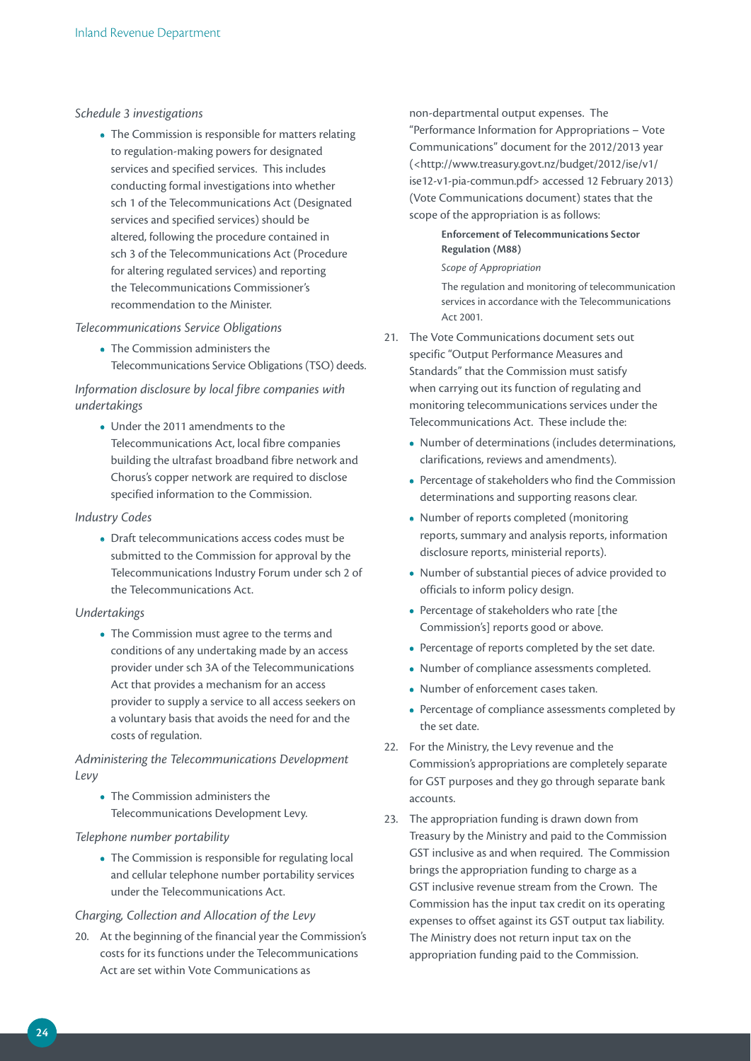*Schedule 3 investigations*

- The Commission is responsible for matters relating to regulation-making powers for designated services and specified services. This includes conducting formal investigations into whether sch 1 of the Telecommunications Act (Designated services and specified services) should be altered, following the procedure contained in sch 3 of the Telecommunications Act (Procedure for altering regulated services) and reporting the Telecommunications Commissioner's recommendation to the Minister.

*Telecommunications Service Obligations*

- The Commission administers the Telecommunications Service Obligations (TSO) deeds.

*Information disclosure by local fibre companies with undertakings*

- Under the 2011 amendments to the Telecommunications Act, local fibre companies building the ultrafast broadband fibre network and Chorus's copper network are required to disclose specified information to the Commission.

*Industry Codes*

- Draft telecommunications access codes must be submitted to the Commission for approval by the Telecommunications Industry Forum under sch 2 of the Telecommunications Act.

*Undertakings*

- The Commission must agree to the terms and conditions of any undertaking made by an access provider under sch 3A of the Telecommunications Act that provides a mechanism for an access provider to supply a service to all access seekers on a voluntary basis that avoids the need for and the costs of regulation.

*Administering the Telecommunications Development Levy*

- The Commission administers the Telecommunications Development Levy.

*Telephone number portability*

- The Commission is responsible for regulating local and cellular telephone number portability services under the Telecommunications Act.

*Charging, Collection and Allocation of the Levy*

20. At the beginning of the financial year the Commission's costs for its functions under the Telecommunications Act are set within Vote Communications as non-departmental output expenses. The "Performance Information for Appropriations – Vote Communications" document for the 2012/2013 year (<http://www.treasury.govt.nz/budget/2012/ise/v1/ise12-v1-pia-commun.pdf> accessed 12 February 2013) (Vote Communications document) states that the scope of the appropriation is as follows:

> **Enforcement of Telecommunications Sector Regulation (M88)**
>
> *Scope of Appropriation*
>
> The regulation and monitoring of telecommunication services in accordance with the Telecommunications Act 2001.

21. The Vote Communications document sets out specific "Output Performance Measures and Standards" that the Commission must satisfy when carrying out its function of regulating and monitoring telecommunications services under the Telecommunications Act. These include the:
    - Number of determinations (includes determinations, clarifications, reviews and amendments).
    - Percentage of stakeholders who find the Commission determinations and supporting reasons clear.
    - Number of reports completed (monitoring reports, summary and analysis reports, information disclosure reports, ministerial reports).
    - Number of substantial pieces of advice provided to officials to inform policy design.
    - Percentage of stakeholders who rate [the Commission's] reports good or above.
    - Percentage of reports completed by the set date.
    - Number of compliance assessments completed.
    - Number of enforcement cases taken.
    - Percentage of compliance assessments completed by the set date.
22. For the Ministry, the Levy revenue and the Commission's appropriations are completely separate for GST purposes and they go through separate bank accounts.
23. The appropriation funding is drawn down from Treasury by the Ministry and paid to the Commission GST inclusive as and when required. The Commission brings the appropriation funding to charge as a GST inclusive revenue stream from the Crown. The Commission has the input tax credit on its operating expenses to offset against its GST output tax liability. The Ministry does not return input tax on the appropriation funding paid to the Commission.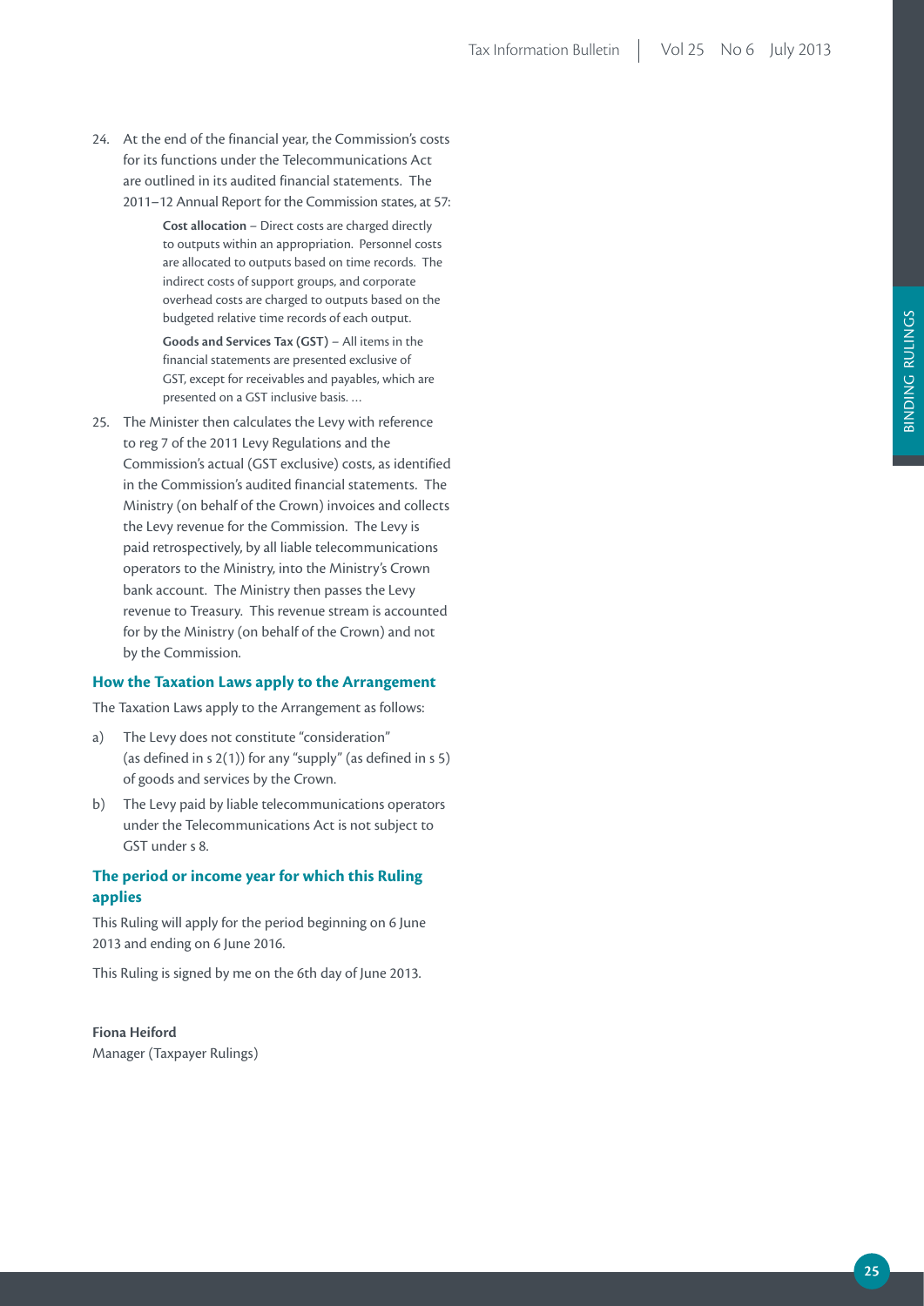24. At the end of the financial year, the Commission's costs for its functions under the Telecommunications Act are outlined in its audited financial statements. The 2011–12 Annual Report for the Commission states, at 57:

> **Cost allocation** – Direct costs are charged directly to outputs within an appropriation. Personnel costs are allocated to outputs based on time records. The indirect costs of support groups, and corporate overhead costs are charged to outputs based on the budgeted relative time records of each output.
>
> **Goods and Services Tax (GST)** – All items in the financial statements are presented exclusive of GST, except for receivables and payables, which are presented on a GST inclusive basis. …

25. The Minister then calculates the Levy with reference to reg 7 of the 2011 Levy Regulations and the Commission's actual (GST exclusive) costs, as identified in the Commission's audited financial statements. The Ministry (on behalf of the Crown) invoices and collects the Levy revenue for the Commission. The Levy is paid retrospectively, by all liable telecommunications operators to the Ministry, into the Ministry's Crown bank account. The Ministry then passes the Levy revenue to Treasury. This revenue stream is accounted for by the Ministry (on behalf of the Crown) and not by the Commission.

### How the Taxation Laws apply to the Arrangement

The Taxation Laws apply to the Arrangement as follows:

a) The Levy does not constitute "consideration" (as defined in s 2(1)) for any "supply" (as defined in s 5) of goods and services by the Crown.

b) The Levy paid by liable telecommunications operators under the Telecommunications Act is not subject to GST under s 8.

### The period or income year for which this Ruling applies

This Ruling will apply for the period beginning on 6 June 2013 and ending on 6 June 2016.

This Ruling is signed by me on the 6th day of June 2013.

**Fiona Heiford**
Manager (Taxpayer Rulings)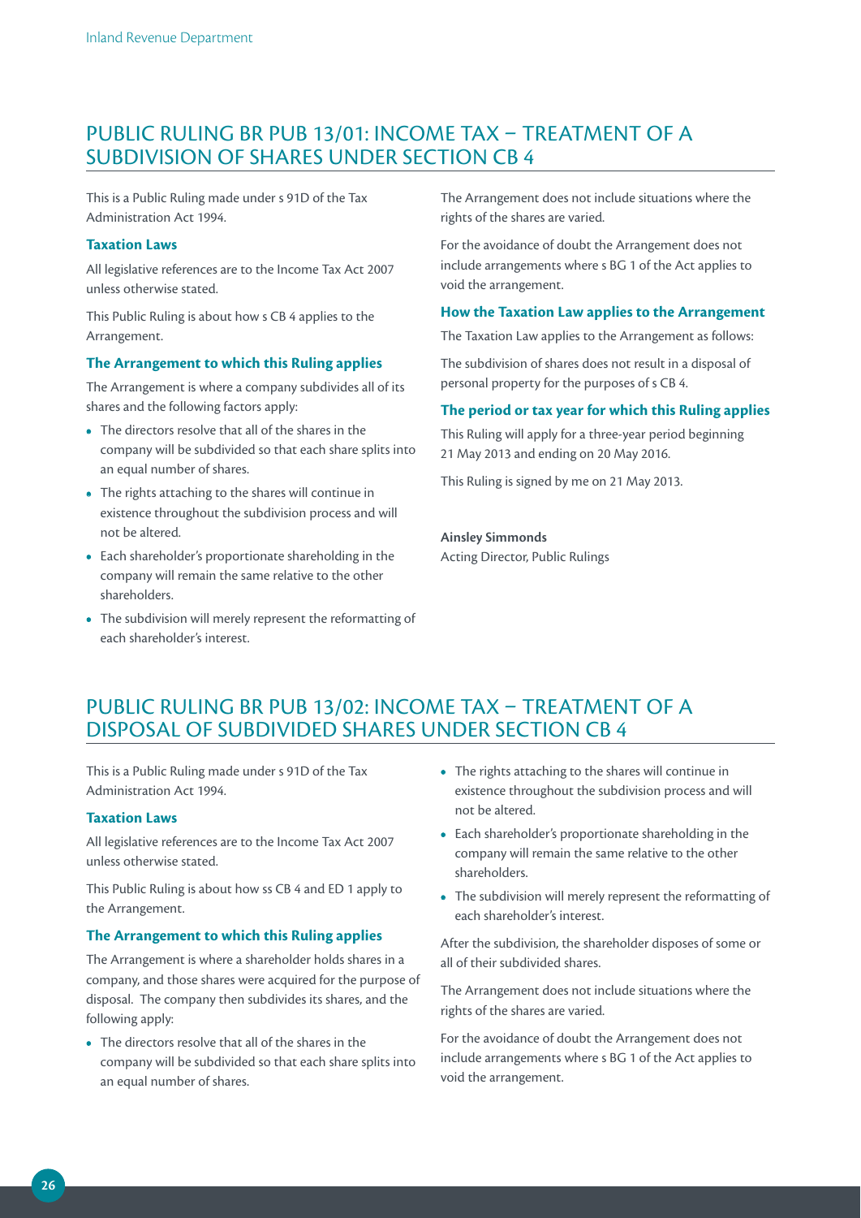## PUBLIC RULING BR PUB 13/01: INCOME TAX – TREATMENT OF A SUBDIVISION OF SHARES UNDER SECTION CB 4

This is a Public Ruling made under s 91D of the Tax Administration Act 1994.

### Taxation Laws

All legislative references are to the Income Tax Act 2007 unless otherwise stated.

This Public Ruling is about how s CB 4 applies to the Arrangement.

### The Arrangement to which this Ruling applies

The Arrangement is where a company subdivides all of its shares and the following factors apply:

- The directors resolve that all of the shares in the company will be subdivided so that each share splits into an equal number of shares.
- The rights attaching to the shares will continue in existence throughout the subdivision process and will not be altered.
- Each shareholder's proportionate shareholding in the company will remain the same relative to the other shareholders.
- The subdivision will merely represent the reformatting of each shareholder's interest.

The Arrangement does not include situations where the rights of the shares are varied.

For the avoidance of doubt the Arrangement does not include arrangements where s BG 1 of the Act applies to void the arrangement.

### How the Taxation Law applies to the Arrangement

The Taxation Law applies to the Arrangement as follows:

The subdivision of shares does not result in a disposal of personal property for the purposes of s CB 4.

### The period or tax year for which this Ruling applies

This Ruling will apply for a three-year period beginning 21 May 2013 and ending on 20 May 2016.

This Ruling is signed by me on 21 May 2013.

**Ainsley Simmonds**
Acting Director, Public Rulings

## PUBLIC RULING BR PUB 13/02: INCOME TAX – TREATMENT OF A DISPOSAL OF SUBDIVIDED SHARES UNDER SECTION CB 4

This is a Public Ruling made under s 91D of the Tax Administration Act 1994.

### Taxation Laws

All legislative references are to the Income Tax Act 2007 unless otherwise stated.

This Public Ruling is about how ss CB 4 and ED 1 apply to the Arrangement.

### The Arrangement to which this Ruling applies

The Arrangement is where a shareholder holds shares in a company, and those shares were acquired for the purpose of disposal. The company then subdivides its shares, and the following apply:

- The directors resolve that all of the shares in the company will be subdivided so that each share splits into an equal number of shares.
- The rights attaching to the shares will continue in existence throughout the subdivision process and will not be altered.
- Each shareholder's proportionate shareholding in the company will remain the same relative to the other shareholders.
- The subdivision will merely represent the reformatting of each shareholder's interest.

After the subdivision, the shareholder disposes of some or all of their subdivided shares.

The Arrangement does not include situations where the rights of the shares are varied.

For the avoidance of doubt the Arrangement does not include arrangements where s BG 1 of the Act applies to void the arrangement.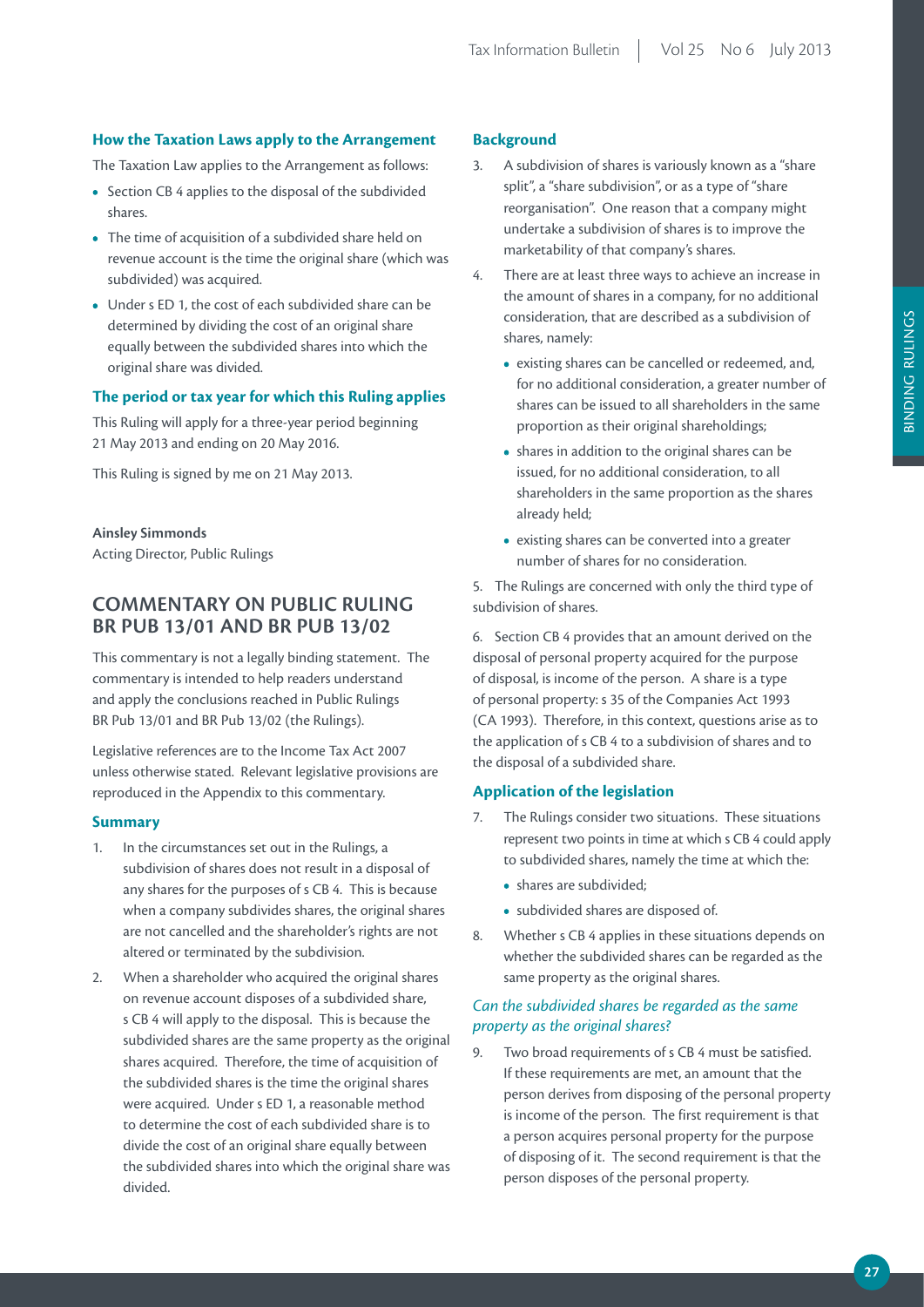### How the Taxation Laws apply to the Arrangement

The Taxation Law applies to the Arrangement as follows:

- Section CB 4 applies to the disposal of the subdivided shares.
- The time of acquisition of a subdivided share held on revenue account is the time the original share (which was subdivided) was acquired.
- Under s ED 1, the cost of each subdivided share can be determined by dividing the cost of an original share equally between the subdivided shares into which the original share was divided.

### The period or tax year for which this Ruling applies

This Ruling will apply for a three-year period beginning 21 May 2013 and ending on 20 May 2016.

This Ruling is signed by me on 21 May 2013.

**Ainsley Simmonds**
Acting Director, Public Rulings

## COMMENTARY ON PUBLIC RULING BR PUB 13/01 AND BR PUB 13/02

This commentary is not a legally binding statement. The commentary is intended to help readers understand and apply the conclusions reached in Public Rulings BR Pub 13/01 and BR Pub 13/02 (the Rulings).

Legislative references are to the Income Tax Act 2007 unless otherwise stated. Relevant legislative provisions are reproduced in the Appendix to this commentary.

### Summary

1. In the circumstances set out in the Rulings, a subdivision of shares does not result in a disposal of any shares for the purposes of s CB 4. This is because when a company subdivides shares, the original shares are not cancelled and the shareholder's rights are not altered or terminated by the subdivision.
2. When a shareholder who acquired the original shares on revenue account disposes of a subdivided share, s CB 4 will apply to the disposal. This is because the subdivided shares are the same property as the original shares acquired. Therefore, the time of acquisition of the subdivided shares is the time the original shares were acquired. Under s ED 1, a reasonable method to determine the cost of each subdivided share is to divide the cost of an original share equally between the subdivided shares into which the original share was divided.

### Background

3. A subdivision of shares is variously known as a "share split", a "share subdivision", or as a type of "share reorganisation". One reason that a company might undertake a subdivision of shares is to improve the marketability of that company's shares.
4. There are at least three ways to achieve an increase in the amount of shares in a company, for no additional consideration, that are described as a subdivision of shares, namely:
   - existing shares can be cancelled or redeemed, and, for no additional consideration, a greater number of shares can be issued to all shareholders in the same proportion as their original shareholdings;
   - shares in addition to the original shares can be issued, for no additional consideration, to all shareholders in the same proportion as the shares already held;
   - existing shares can be converted into a greater number of shares for no consideration.

5. The Rulings are concerned with only the third type of subdivision of shares.

6. Section CB 4 provides that an amount derived on the disposal of personal property acquired for the purpose of disposal, is income of the person. A share is a type of personal property: s 35 of the Companies Act 1993 (CA 1993). Therefore, in this context, questions arise as to the application of s CB 4 to a subdivision of shares and to the disposal of a subdivided share.

### Application of the legislation

7. The Rulings consider two situations. These situations represent two points in time at which s CB 4 could apply to subdivided shares, namely the time at which the:
   - shares are subdivided;
   - subdivided shares are disposed of.
8. Whether s CB 4 applies in these situations depends on whether the subdivided shares can be regarded as the same property as the original shares.

#### *Can the subdivided shares be regarded as the same property as the original shares?*

9. Two broad requirements of s CB 4 must be satisfied. If these requirements are met, an amount that the person derives from disposing of the personal property is income of the person. The first requirement is that a person acquires personal property for the purpose of disposing of it. The second requirement is that the person disposes of the personal property.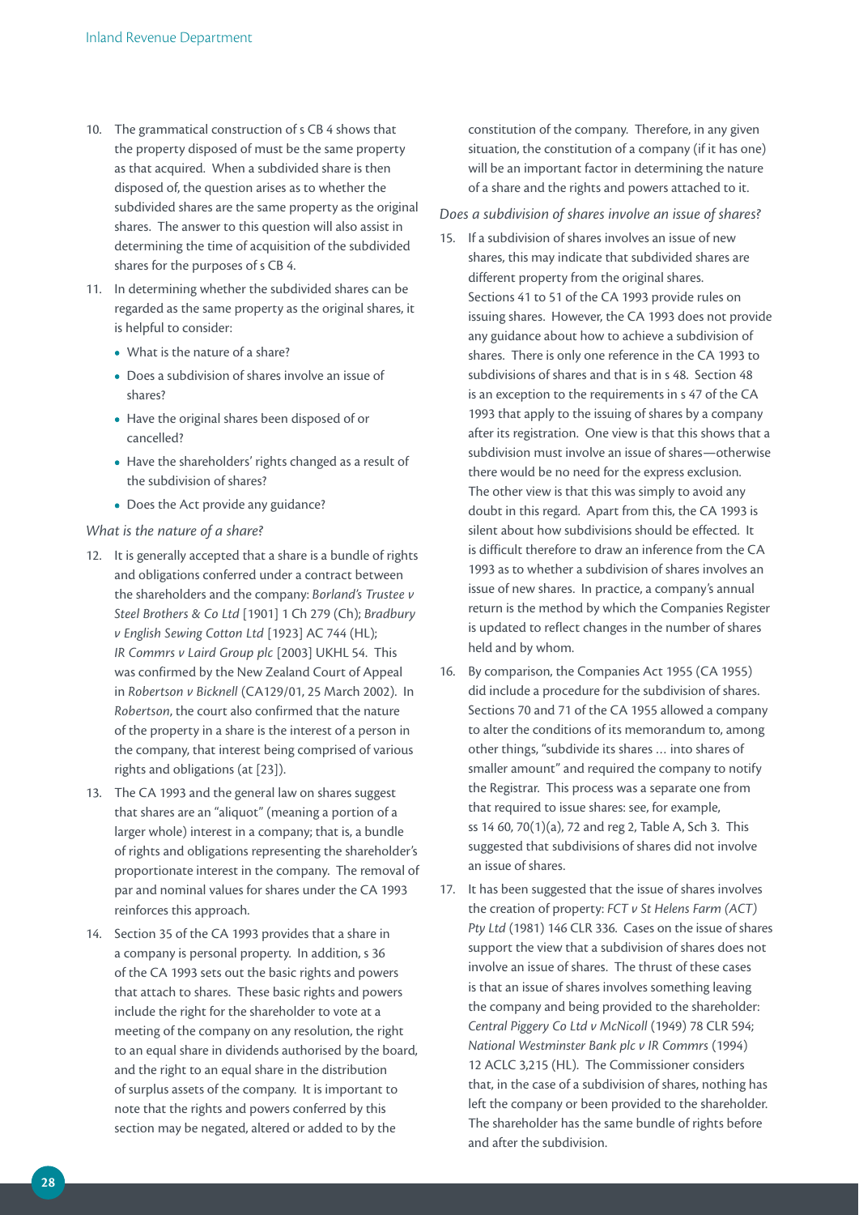10. The grammatical construction of s CB 4 shows that the property disposed of must be the same property as that acquired. When a subdivided share is then disposed of, the question arises as to whether the subdivided shares are the same property as the original shares. The answer to this question will also assist in determining the time of acquisition of the subdivided shares for the purposes of s CB 4.

11. In determining whether the subdivided shares can be regarded as the same property as the original shares, it is helpful to consider:
    - What is the nature of a share?
    - Does a subdivision of shares involve an issue of shares?
    - Have the original shares been disposed of or cancelled?
    - Have the shareholders' rights changed as a result of the subdivision of shares?
    - Does the Act provide any guidance?

*What is the nature of a share?*

12. It is generally accepted that a share is a bundle of rights and obligations conferred under a contract between the shareholders and the company: *Borland's Trustee v Steel Brothers & Co Ltd* [1901] 1 Ch 279 (Ch); *Bradbury v English Sewing Cotton Ltd* [1923] AC 744 (HL); *IR Commrs v Laird Group plc* [2003] UKHL 54. This was confirmed by the New Zealand Court of Appeal in *Robertson v Bicknell* (CA129/01, 25 March 2002). In *Robertson*, the court also confirmed that the nature of the property in a share is the interest of a person in the company, that interest being comprised of various rights and obligations (at [23]).

13. The CA 1993 and the general law on shares suggest that shares are an "aliquot" (meaning a portion of a larger whole) interest in a company; that is, a bundle of rights and obligations representing the shareholder's proportionate interest in the company. The removal of par and nominal values for shares under the CA 1993 reinforces this approach.

14. Section 35 of the CA 1993 provides that a share in a company is personal property. In addition, s 36 of the CA 1993 sets out the basic rights and powers that attach to shares. These basic rights and powers include the right for the shareholder to vote at a meeting of the company on any resolution, the right to an equal share in dividends authorised by the board, and the right to an equal share in the distribution of surplus assets of the company. It is important to note that the rights and powers conferred by this section may be negated, altered or added to by the constitution of the company. Therefore, in any given situation, the constitution of a company (if it has one) will be an important factor in determining the nature of a share and the rights and powers attached to it.

*Does a subdivision of shares involve an issue of shares?*

15. If a subdivision of shares involves an issue of new shares, this may indicate that subdivided shares are different property from the original shares. Sections 41 to 51 of the CA 1993 provide rules on issuing shares. However, the CA 1993 does not provide any guidance about how to achieve a subdivision of shares. There is only one reference in the CA 1993 to subdivisions of shares and that is in s 48. Section 48 is an exception to the requirements in s 47 of the CA 1993 that apply to the issuing of shares by a company after its registration. One view is that this shows that a subdivision must involve an issue of shares—otherwise there would be no need for the express exclusion. The other view is that this was simply to avoid any doubt in this regard. Apart from this, the CA 1993 is silent about how subdivisions should be effected. It is difficult therefore to draw an inference from the CA 1993 as to whether a subdivision of shares involves an issue of new shares. In practice, a company's annual return is the method by which the Companies Register is updated to reflect changes in the number of shares held and by whom.

16. By comparison, the Companies Act 1955 (CA 1955) did include a procedure for the subdivision of shares. Sections 70 and 71 of the CA 1955 allowed a company to alter the conditions of its memorandum to, among other things, "subdivide its shares … into shares of smaller amount" and required the company to notify the Registrar. This process was a separate one from that required to issue shares: see, for example, ss 14 60, 70(1)(a), 72 and reg 2, Table A, Sch 3. This suggested that subdivisions of shares did not involve an issue of shares.

17. It has been suggested that the issue of shares involves the creation of property: *FCT v St Helens Farm (ACT) Pty Ltd* (1981) 146 CLR 336. Cases on the issue of shares support the view that a subdivision of shares does not involve an issue of shares. The thrust of these cases is that an issue of shares involves something leaving the company and being provided to the shareholder: *Central Piggery Co Ltd v McNicoll* (1949) 78 CLR 594; *National Westminster Bank plc v IR Commrs* (1994) 12 ACLC 3,215 (HL). The Commissioner considers that, in the case of a subdivision of shares, nothing has left the company or been provided to the shareholder. The shareholder has the same bundle of rights before and after the subdivision.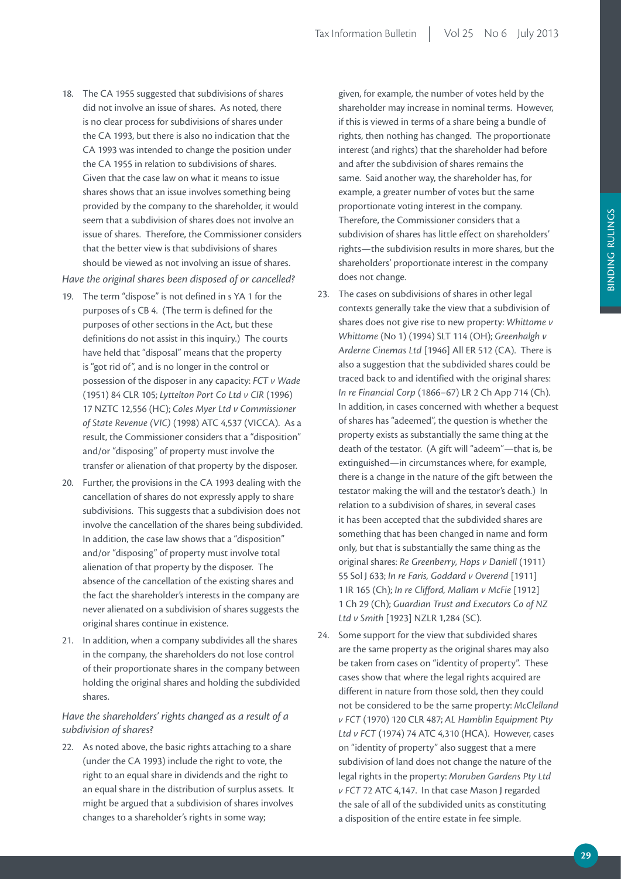18. The CA 1955 suggested that subdivisions of shares did not involve an issue of shares. As noted, there is no clear process for subdivisions of shares under the CA 1993, but there is also no indication that the CA 1993 was intended to change the position under the CA 1955 in relation to subdivisions of shares. Given that the case law on what it means to issue shares shows that an issue involves something being provided by the company to the shareholder, it would seem that a subdivision of shares does not involve an issue of shares. Therefore, the Commissioner considers that the better view is that subdivisions of shares should be viewed as not involving an issue of shares.

*Have the original shares been disposed of or cancelled?*

19. The term "dispose" is not defined in s YA 1 for the purposes of s CB 4. (The term is defined for the purposes of other sections in the Act, but these definitions do not assist in this inquiry.) The courts have held that "disposal" means that the property is "got rid of", and is no longer in the control or possession of the disposer in any capacity: *FCT v Wade* (1951) 84 CLR 105; *Lyttelton Port Co Ltd v CIR* (1996) 17 NZTC 12,556 (HC); *Coles Myer Ltd v Commissioner of State Revenue (VIC)* (1998) ATC 4,537 (VICCA). As a result, the Commissioner considers that a "disposition" and/or "disposing" of property must involve the transfer or alienation of that property by the disposer.

20. Further, the provisions in the CA 1993 dealing with the cancellation of shares do not expressly apply to share subdivisions. This suggests that a subdivision does not involve the cancellation of the shares being subdivided. In addition, the case law shows that a "disposition" and/or "disposing" of property must involve total alienation of that property by the disposer. The absence of the cancellation of the existing shares and the fact the shareholder's interests in the company are never alienated on a subdivision of shares suggests the original shares continue in existence.

21. In addition, when a company subdivides all the shares in the company, the shareholders do not lose control of their proportionate shares in the company between holding the original shares and holding the subdivided shares.

*Have the shareholders' rights changed as a result of a subdivision of shares?*

22. As noted above, the basic rights attaching to a share (under the CA 1993) include the right to vote, the right to an equal share in dividends and the right to an equal share in the distribution of surplus assets. It might be argued that a subdivision of shares involves changes to a shareholder's rights in some way; given, for example, the number of votes held by the shareholder may increase in nominal terms. However, if this is viewed in terms of a share being a bundle of rights, then nothing has changed. The proportionate interest (and rights) that the shareholder had before and after the subdivision of shares remains the same. Said another way, the shareholder has, for example, a greater number of votes but the same proportionate voting interest in the company. Therefore, the Commissioner considers that a subdivision of shares has little effect on shareholders' rights—the subdivision results in more shares, but the shareholders' proportionate interest in the company does not change.

23. The cases on subdivisions of shares in other legal contexts generally take the view that a subdivision of shares does not give rise to new property: *Whittome v Whittome* (No 1) (1994) SLT 114 (OH); *Greenhalgh v Arderne Cinemas Ltd* [1946] All ER 512 (CA). There is also a suggestion that the subdivided shares could be traced back to and identified with the original shares: *In re Financial Corp* (1866–67) LR 2 Ch App 714 (Ch). In addition, in cases concerned with whether a bequest of shares has "adeemed", the question is whether the property exists as substantially the same thing at the death of the testator. (A gift will "adeem"—that is, be extinguished—in circumstances where, for example, there is a change in the nature of the gift between the testator making the will and the testator's death.) In relation to a subdivision of shares, in several cases it has been accepted that the subdivided shares are something that has been changed in name and form only, but that is substantially the same thing as the original shares: *Re Greenberry, Hops v Daniell* (1911) 55 Sol J 633; *In re Faris, Goddard v Overend* [1911] 1 IR 165 (Ch); *In re Clifford, Mallam v McFie* [1912] 1 Ch 29 (Ch); *Guardian Trust and Executors Co of NZ Ltd v Smith* [1923] NZLR 1,284 (SC).

24. Some support for the view that subdivided shares are the same property as the original shares may also be taken from cases on "identity of property". These cases show that where the legal rights acquired are different in nature from those sold, then they could not be considered to be the same property: *McClelland v FCT* (1970) 120 CLR 487; *AL Hamblin Equipment Pty Ltd v FCT* (1974) 74 ATC 4,310 (HCA). However, cases on "identity of property" also suggest that a mere subdivision of land does not change the nature of the legal rights in the property: *Moruben Gardens Pty Ltd v FCT* 72 ATC 4,147. In that case Mason J regarded the sale of all of the subdivided units as constituting a disposition of the entire estate in fee simple.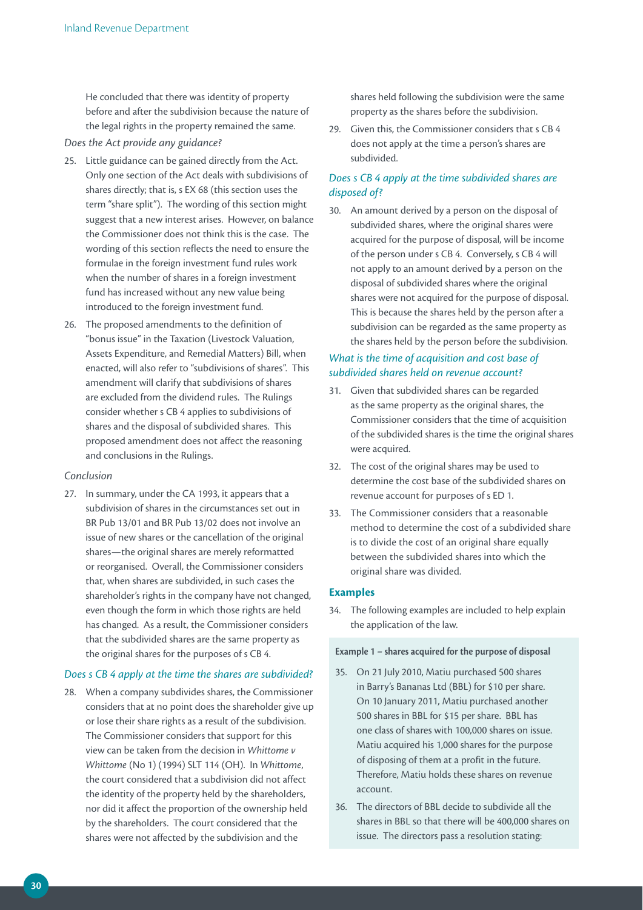He concluded that there was identity of property before and after the subdivision because the nature of the legal rights in the property remained the same.

*Does the Act provide any guidance?*

25. Little guidance can be gained directly from the Act. Only one section of the Act deals with subdivisions of shares directly; that is, s EX 68 (this section uses the term "share split"). The wording of this section might suggest that a new interest arises. However, on balance the Commissioner does not think this is the case. The wording of this section reflects the need to ensure the formulae in the foreign investment fund rules work when the number of shares in a foreign investment fund has increased without any new value being introduced to the foreign investment fund.

26. The proposed amendments to the definition of "bonus issue" in the Taxation (Livestock Valuation, Assets Expenditure, and Remedial Matters) Bill, when enacted, will also refer to "subdivisions of shares". This amendment will clarify that subdivisions of shares are excluded from the dividend rules. The Rulings consider whether s CB 4 applies to subdivisions of shares and the disposal of subdivided shares. This proposed amendment does not affect the reasoning and conclusions in the Rulings.

*Conclusion*

27. In summary, under the CA 1993, it appears that a subdivision of shares in the circumstances set out in BR Pub 13/01 and BR Pub 13/02 does not involve an issue of new shares or the cancellation of the original shares—the original shares are merely reformatted or reorganised. Overall, the Commissioner considers that, when shares are subdivided, in such cases the shareholder's rights in the company have not changed, even though the form in which those rights are held has changed. As a result, the Commissioner considers that the subdivided shares are the same property as the original shares for the purposes of s CB 4.

### *Does s CB 4 apply at the time the shares are subdivided?*

28. When a company subdivides shares, the Commissioner considers that at no point does the shareholder give up or lose their share rights as a result of the subdivision. The Commissioner considers that support for this view can be taken from the decision in *Whittome v Whittome* (No 1) (1994) SLT 114 (OH). In *Whittome*, the court considered that a subdivision did not affect the identity of the property held by the shareholders, nor did it affect the proportion of the ownership held by the shareholders. The court considered that the shares were not affected by the subdivision and the shares held following the subdivision were the same property as the shares before the subdivision.

29. Given this, the Commissioner considers that s CB 4 does not apply at the time a person's shares are subdivided.

### *Does s CB 4 apply at the time subdivided shares are disposed of?*

30. An amount derived by a person on the disposal of subdivided shares, where the original shares were acquired for the purpose of disposal, will be income of the person under s CB 4. Conversely, s CB 4 will not apply to an amount derived by a person on the disposal of subdivided shares where the original shares were not acquired for the purpose of disposal. This is because the shares held by the person after a subdivision can be regarded as the same property as the shares held by the person before the subdivision.

### *What is the time of acquisition and cost base of subdivided shares held on revenue account?*

31. Given that subdivided shares can be regarded as the same property as the original shares, the Commissioner considers that the time of acquisition of the subdivided shares is the time the original shares were acquired.

32. The cost of the original shares may be used to determine the cost base of the subdivided shares on revenue account for purposes of s ED 1.

33. The Commissioner considers that a reasonable method to determine the cost of a subdivided share is to divide the cost of an original share equally between the subdivided shares into which the original share was divided.

## Examples

34. The following examples are included to help explain the application of the law.

**Example 1 – shares acquired for the purpose of disposal**

35. On 21 July 2010, Matiu purchased 500 shares in Barry's Bananas Ltd (BBL) for $10 per share. On 10 January 2011, Matiu purchased another 500 shares in BBL for $15 per share. BBL has one class of shares with 100,000 shares on issue. Matiu acquired his 1,000 shares for the purpose of disposing of them at a profit in the future. Therefore, Matiu holds these shares on revenue account.

36. The directors of BBL decide to subdivide all the shares in BBL so that there will be 400,000 shares on issue. The directors pass a resolution stating: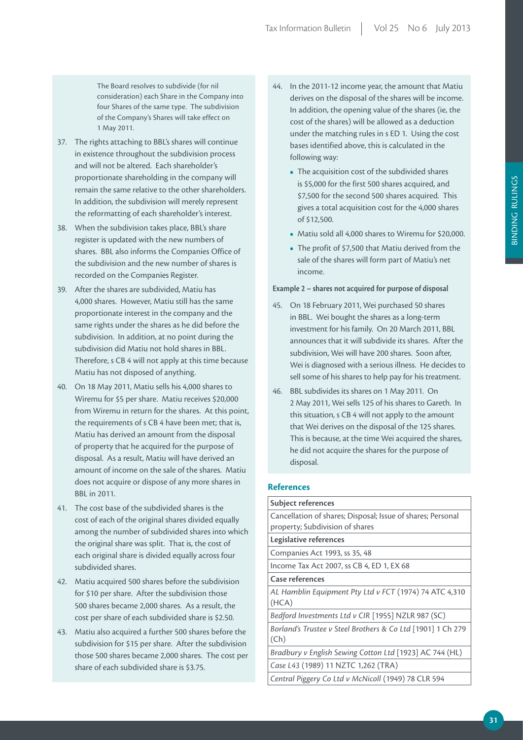> The Board resolves to subdivide (for nil consideration) each Share in the Company into four Shares of the same type. The subdivision of the Company's Shares will take effect on 1 May 2011.

37. The rights attaching to BBL's shares will continue in existence throughout the subdivision process and will not be altered. Each shareholder's proportionate shareholding in the company will remain the same relative to the other shareholders. In addition, the subdivision will merely represent the reformatting of each shareholder's interest.

38. When the subdivision takes place, BBL's share register is updated with the new numbers of shares. BBL also informs the Companies Office of the subdivision and the new number of shares is recorded on the Companies Register.

39. After the shares are subdivided, Matiu has 4,000 shares. However, Matiu still has the same proportionate interest in the company and the same rights under the shares as he did before the subdivision. In addition, at no point during the subdivision did Matiu not hold shares in BBL. Therefore, s CB 4 will not apply at this time because Matiu has not disposed of anything.

40. On 18 May 2011, Matiu sells his 4,000 shares to Wiremu for $5 per share. Matiu receives $20,000 from Wiremu in return for the shares. At this point, the requirements of s CB 4 have been met; that is, Matiu has derived an amount from the disposal of property that he acquired for the purpose of disposal. As a result, Matiu will have derived an amount of income on the sale of the shares. Matiu does not acquire or dispose of any more shares in BBL in 2011.

41. The cost base of the subdivided shares is the cost of each of the original shares divided equally among the number of subdivided shares into which the original share was split. That is, the cost of each original share is divided equally across four subdivided shares.

42. Matiu acquired 500 shares before the subdivision for $10 per share. After the subdivision those 500 shares became 2,000 shares. As a result, the cost per share of each subdivided share is $2.50.

43. Matiu also acquired a further 500 shares before the subdivision for $15 per share. After the subdivision those 500 shares became 2,000 shares. The cost per share of each subdivided share is $3.75.

44. In the 2011-12 income year, the amount that Matiu derives on the disposal of the shares will be income. In addition, the opening value of the shares (ie, the cost of the shares) will be allowed as a deduction under the matching rules in s ED 1. Using the cost bases identified above, this is calculated in the following way:
    - The acquisition cost of the subdivided shares is $5,000 for the first 500 shares acquired, and $7,500 for the second 500 shares acquired. This gives a total acquisition cost for the 4,000 shares of $12,500.
    - Matiu sold all 4,000 shares to Wiremu for $20,000.
    - The profit of $7,500 that Matiu derived from the sale of the shares will form part of Matiu's net income.

#### Example 2 – shares not acquired for purpose of disposal

45. On 18 February 2011, Wei purchased 50 shares in BBL. Wei bought the shares as a long-term investment for his family. On 20 March 2011, BBL announces that it will subdivide its shares. After the subdivision, Wei will have 200 shares. Soon after, Wei is diagnosed with a serious illness. He decides to sell some of his shares to help pay for his treatment.

46. BBL subdivides its shares on 1 May 2011. On 2 May 2011, Wei sells 125 of his shares to Gareth. In this situation, s CB 4 will not apply to the amount that Wei derives on the disposal of the 125 shares. This is because, at the time Wei acquired the shares, he did not acquire the shares for the purpose of disposal.

### References

| **Subject references** |
|---|
| Cancellation of shares; Disposal; Issue of shares; Personal property; Subdivision of shares |
| **Legislative references** |
| Companies Act 1993, ss 35, 48 |
| Income Tax Act 2007, ss CB 4, ED 1, EX 68 |
| **Case references** |
| *AL Hamblin Equipment Pty Ltd v FCT* (1974) 74 ATC 4,310 (HCA) |
| *Bedford Investments Ltd v CIR* [1955] NZLR 987 (SC) |
| *Borland's Trustee v Steel Brothers & Co Ltd* [1901] 1 Ch 279 (Ch) |
| *Bradbury v English Sewing Cotton Ltd* [1923] AC 744 (HL) |
| *Case L43* (1989) 11 NZTC 1,262 (TRA) |
| *Central Piggery Co Ltd v McNicoll* (1949) 78 CLR 594 |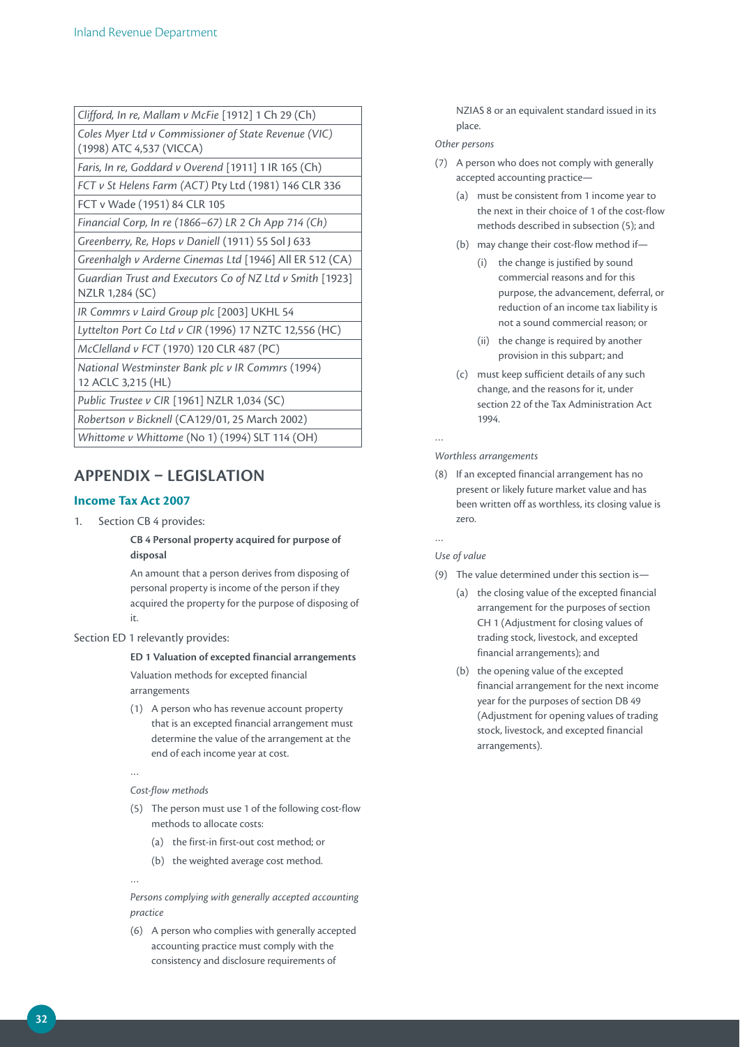| |
|---|
| *Clifford, In re, Mallam v McFie* [1912] 1 Ch 29 (Ch) |
| *Coles Myer Ltd v Commissioner of State Revenue (VIC)* (1998) ATC 4,537 (VICCA) |
| *Faris, In re, Goddard v Overend* [1911] 1 IR 165 (Ch) |
| *FCT v St Helens Farm (ACT)* Pty Ltd (1981) 146 CLR 336 |
| FCT v Wade (1951) 84 CLR 105 |
| *Financial Corp, In re (1866–67) LR 2 Ch App 714 (Ch)* |
| *Greenberry, Re, Hops v Daniell* (1911) 55 Sol J 633 |
| *Greenhalgh v Arderne Cinemas Ltd* [1946] All ER 512 (CA) |
| *Guardian Trust and Executors Co of NZ Ltd v Smith* [1923] NZLR 1,284 (SC) |
| *IR Commrs v Laird Group plc* [2003] UKHL 54 |
| *Lyttelton Port Co Ltd v CIR* (1996) 17 NZTC 12,556 (HC) |
| *McClelland v FCT* (1970) 120 CLR 487 (PC) |
| *National Westminster Bank plc v IR Commrs* (1994) 12 ACLC 3,215 (HL) |
| *Public Trustee v CIR* [1961] NZLR 1,034 (SC) |
| *Robertson v Bicknell* (CA129/01, 25 March 2002) |
| *Whittome v Whittome* (No 1) (1994) SLT 114 (OH) |

## APPENDIX – LEGISLATION

### Income Tax Act 2007

1. Section CB 4 provides:

**CB 4 Personal property acquired for purpose of disposal**

An amount that a person derives from disposing of personal property is income of the person if they acquired the property for the purpose of disposing of it.

Section ED 1 relevantly provides:

**ED 1 Valuation of excepted financial arrangements**

Valuation methods for excepted financial arrangements

(1) A person who has revenue account property that is an excepted financial arrangement must determine the value of the arrangement at the end of each income year at cost.

…

*Cost-flow methods*

(5) The person must use 1 of the following cost-flow methods to allocate costs:

(a) the first-in first-out cost method; or

(b) the weighted average cost method.

…

*Persons complying with generally accepted accounting practice*

(6) A person who complies with generally accepted accounting practice must comply with the consistency and disclosure requirements of NZIAS 8 or an equivalent standard issued in its place.

*Other persons*

(7) A person who does not comply with generally accepted accounting practice—

(a) must be consistent from 1 income year to the next in their choice of 1 of the cost-flow methods described in subsection (5); and

(b) may change their cost-flow method if—

(i) the change is justified by sound commercial reasons and for this purpose, the advancement, deferral, or reduction of an income tax liability is not a sound commercial reason; or

(ii) the change is required by another provision in this subpart; and

(c) must keep sufficient details of any such change, and the reasons for it, under section 22 of the Tax Administration Act 1994.

…

*Worthless arrangements*

(8) If an excepted financial arrangement has no present or likely future market value and has been written off as worthless, its closing value is zero.

…

*Use of value*

(9) The value determined under this section is—

(a) the closing value of the excepted financial arrangement for the purposes of section CH 1 (Adjustment for closing values of trading stock, livestock, and excepted financial arrangements); and

(b) the opening value of the excepted financial arrangement for the next income year for the purposes of section DB 49 (Adjustment for opening values of trading stock, livestock, and excepted financial arrangements).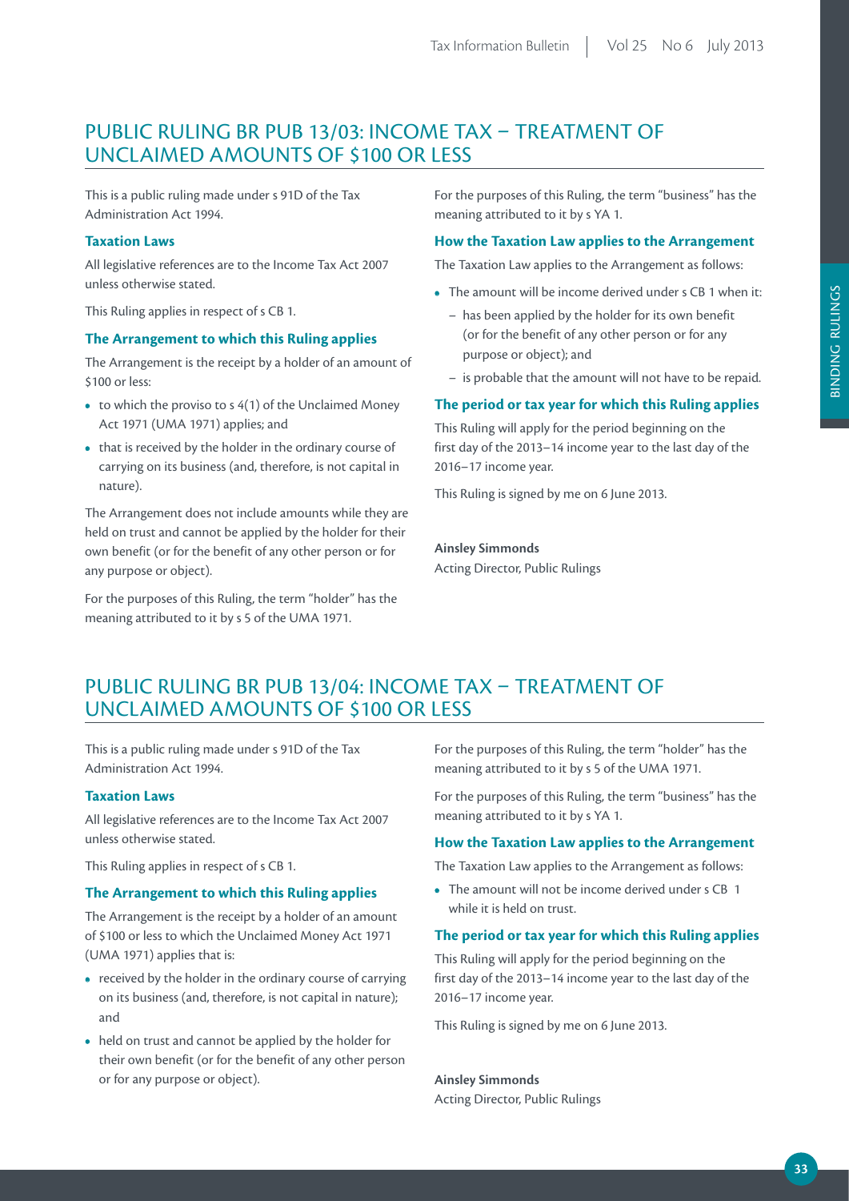# PUBLIC RULING BR PUB 13/03: INCOME TAX – TREATMENT OF UNCLAIMED AMOUNTS OF $100 OR LESS

This is a public ruling made under s 91D of the Tax Administration Act 1994.

### Taxation Laws

All legislative references are to the Income Tax Act 2007 unless otherwise stated.

This Ruling applies in respect of s CB 1.

### The Arrangement to which this Ruling applies

The Arrangement is the receipt by a holder of an amount of $100 or less:

- to which the proviso to s 4(1) of the Unclaimed Money Act 1971 (UMA 1971) applies; and
- that is received by the holder in the ordinary course of carrying on its business (and, therefore, is not capital in nature).

The Arrangement does not include amounts while they are held on trust and cannot be applied by the holder for their own benefit (or for the benefit of any other person or for any purpose or object).

For the purposes of this Ruling, the term "holder" has the meaning attributed to it by s 5 of the UMA 1971.

For the purposes of this Ruling, the term "business" has the meaning attributed to it by s YA 1.

### How the Taxation Law applies to the Arrangement

The Taxation Law applies to the Arrangement as follows:

- The amount will be income derived under s CB 1 when it:
  - has been applied by the holder for its own benefit (or for the benefit of any other person or for any purpose or object); and
  - is probable that the amount will not have to be repaid.

### The period or tax year for which this Ruling applies

This Ruling will apply for the period beginning on the first day of the 2013–14 income year to the last day of the 2016–17 income year.

This Ruling is signed by me on 6 June 2013.

**Ainsley Simmonds**
Acting Director, Public Rulings

# PUBLIC RULING BR PUB 13/04: INCOME TAX – TREATMENT OF UNCLAIMED AMOUNTS OF $100 OR LESS

This is a public ruling made under s 91D of the Tax Administration Act 1994.

### Taxation Laws

All legislative references are to the Income Tax Act 2007 unless otherwise stated.

This Ruling applies in respect of s CB 1.

### The Arrangement to which this Ruling applies

The Arrangement is the receipt by a holder of an amount of $100 or less to which the Unclaimed Money Act 1971 (UMA 1971) applies that is:

- received by the holder in the ordinary course of carrying on its business (and, therefore, is not capital in nature); and
- held on trust and cannot be applied by the holder for their own benefit (or for the benefit of any other person or for any purpose or object).

For the purposes of this Ruling, the term "holder" has the meaning attributed to it by s 5 of the UMA 1971.

For the purposes of this Ruling, the term "business" has the meaning attributed to it by s YA 1.

### How the Taxation Law applies to the Arrangement

The Taxation Law applies to the Arrangement as follows:

- The amount will not be income derived under s CB 1 while it is held on trust.

### The period or tax year for which this Ruling applies

This Ruling will apply for the period beginning on the first day of the 2013–14 income year to the last day of the 2016–17 income year.

This Ruling is signed by me on 6 June 2013.

**Ainsley Simmonds**
Acting Director, Public Rulings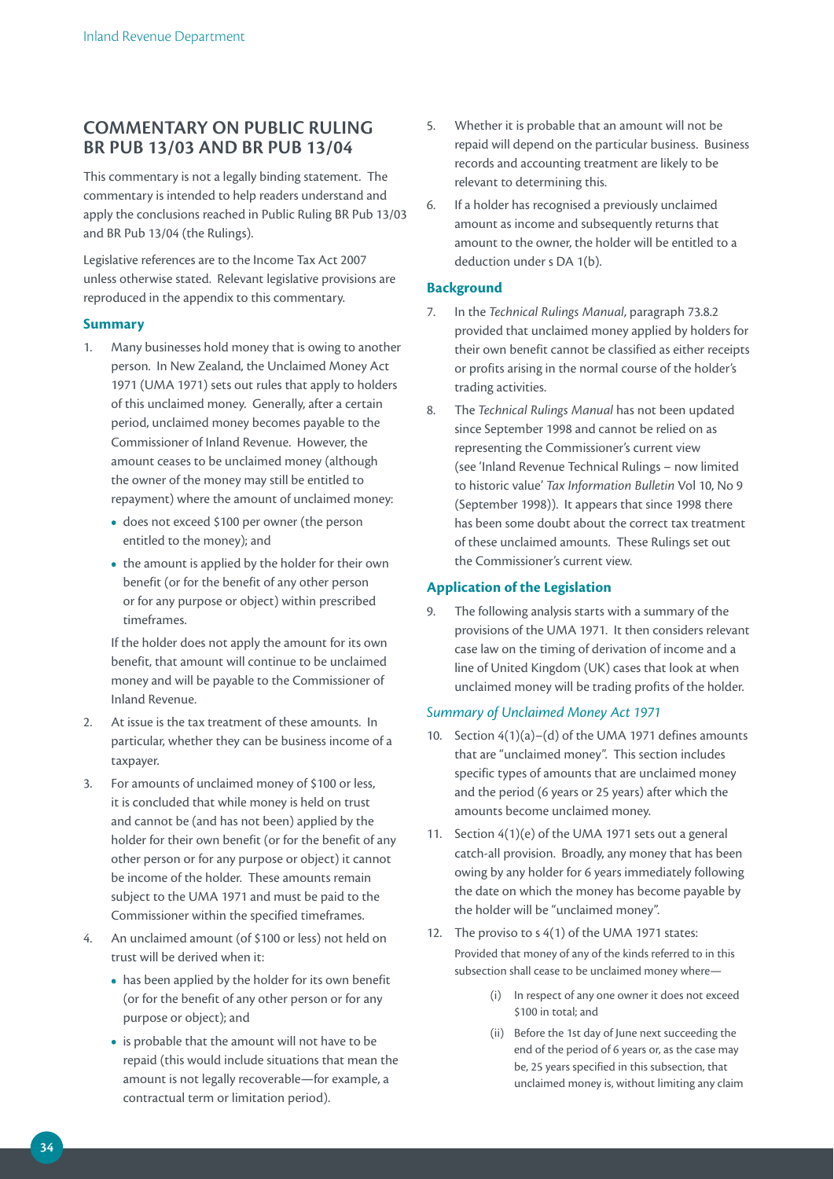## COMMENTARY ON PUBLIC RULING BR PUB 13/03 AND BR PUB 13/04

This commentary is not a legally binding statement. The commentary is intended to help readers understand and apply the conclusions reached in Public Ruling BR Pub 13/03 and BR Pub 13/04 (the Rulings).

Legislative references are to the Income Tax Act 2007 unless otherwise stated. Relevant legislative provisions are reproduced in the appendix to this commentary.

### Summary

1. Many businesses hold money that is owing to another person. In New Zealand, the Unclaimed Money Act 1971 (UMA 1971) sets out rules that apply to holders of this unclaimed money. Generally, after a certain period, unclaimed money becomes payable to the Commissioner of Inland Revenue. However, the amount ceases to be unclaimed money (although the owner of the money may still be entitled to repayment) where the amount of unclaimed money:
   - does not exceed $100 per owner (the person entitled to the money); and
   - the amount is applied by the holder for their own benefit (or for the benefit of any other person or for any purpose or object) within prescribed timeframes.

   If the holder does not apply the amount for its own benefit, that amount will continue to be unclaimed money and will be payable to the Commissioner of Inland Revenue.

2. At issue is the tax treatment of these amounts. In particular, whether they can be business income of a taxpayer.

3. For amounts of unclaimed money of $100 or less, it is concluded that while money is held on trust and cannot be (and has not been) applied by the holder for their own benefit (or for the benefit of any other person or for any purpose or object) it cannot be income of the holder. These amounts remain subject to the UMA 1971 and must be paid to the Commissioner within the specified timeframes.

4. An unclaimed amount (of $100 or less) not held on trust will be derived when it:
   - has been applied by the holder for its own benefit (or for the benefit of any other person or for any purpose or object); and
   - is probable that the amount will not have to be repaid (this would include situations that mean the amount is not legally recoverable—for example, a contractual term or limitation period).

5. Whether it is probable that an amount will not be repaid will depend on the particular business. Business records and accounting treatment are likely to be relevant to determining this.

6. If a holder has recognised a previously unclaimed amount as income and subsequently returns that amount to the owner, the holder will be entitled to a deduction under s DA 1(b).

### Background

7. In the *Technical Rulings Manual*, paragraph 73.8.2 provided that unclaimed money applied by holders for their own benefit cannot be classified as either receipts or profits arising in the normal course of the holder's trading activities.

8. The *Technical Rulings Manual* has not been updated since September 1998 and cannot be relied on as representing the Commissioner's current view (see 'Inland Revenue Technical Rulings – now limited to historic value' *Tax Information Bulletin* Vol 10, No 9 (September 1998)). It appears that since 1998 there has been some doubt about the correct tax treatment of these unclaimed amounts. These Rulings set out the Commissioner's current view.

### Application of the Legislation

9. The following analysis starts with a summary of the provisions of the UMA 1971. It then considers relevant case law on the timing of derivation of income and a line of United Kingdom (UK) cases that look at when unclaimed money will be trading profits of the holder.

#### *Summary of Unclaimed Money Act 1971*

10. Section 4(1)(a)–(d) of the UMA 1971 defines amounts that are "unclaimed money". This section includes specific types of amounts that are unclaimed money and the period (6 years or 25 years) after which the amounts become unclaimed money.

11. Section 4(1)(e) of the UMA 1971 sets out a general catch-all provision. Broadly, any money that has been owing by any holder for 6 years immediately following the date on which the money has become payable by the holder will be "unclaimed money".

12. The proviso to s 4(1) of the UMA 1971 states:

    Provided that money of any of the kinds referred to in this subsection shall cease to be unclaimed money where—

    (i) In respect of any one owner it does not exceed $100 in total; and

    (ii) Before the 1st day of June next succeeding the end of the period of 6 years or, as the case may be, 25 years specified in this subsection, that unclaimed money is, without limiting any claim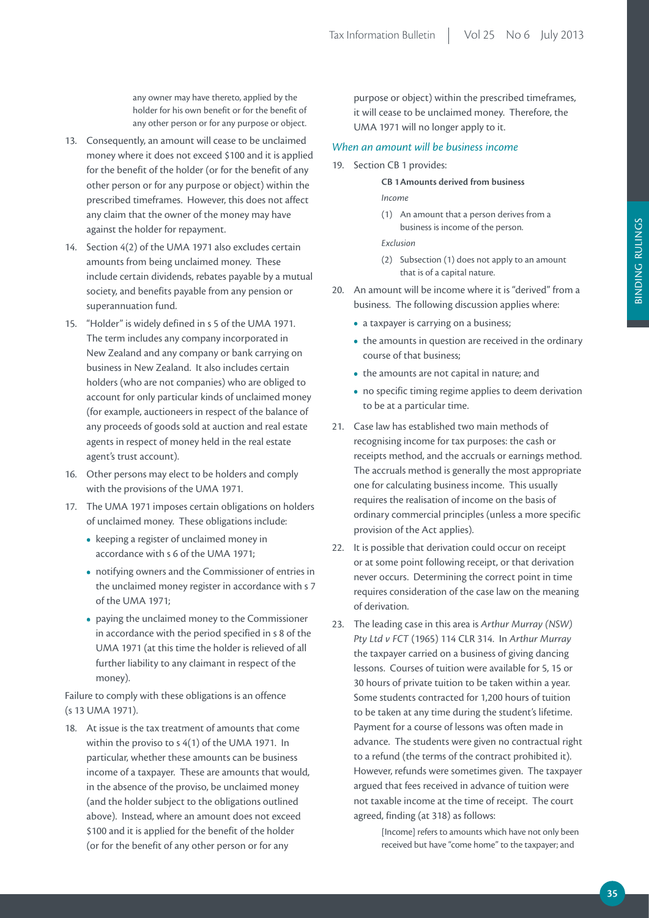> any owner may have thereto, applied by the holder for his own benefit or for the benefit of any other person or for any purpose or object.

13. Consequently, an amount will cease to be unclaimed money where it does not exceed $100 and it is applied for the benefit of the holder (or for the benefit of any other person or for any purpose or object) within the prescribed timeframes. However, this does not affect any claim that the owner of the money may have against the holder for repayment.
14. Section 4(2) of the UMA 1971 also excludes certain amounts from being unclaimed money. These include certain dividends, rebates payable by a mutual society, and benefits payable from any pension or superannuation fund.
15. "Holder" is widely defined in s 5 of the UMA 1971. The term includes any company incorporated in New Zealand and any company or bank carrying on business in New Zealand. It also includes certain holders (who are not companies) who are obliged to account for only particular kinds of unclaimed money (for example, auctioneers in respect of the balance of any proceeds of goods sold at auction and real estate agents in respect of money held in the real estate agent's trust account).
16. Other persons may elect to be holders and comply with the provisions of the UMA 1971.
17. The UMA 1971 imposes certain obligations on holders of unclaimed money. These obligations include:
    - keeping a register of unclaimed money in accordance with s 6 of the UMA 1971;
    - notifying owners and the Commissioner of entries in the unclaimed money register in accordance with s 7 of the UMA 1971;
    - paying the unclaimed money to the Commissioner in accordance with the period specified in s 8 of the UMA 1971 (at this time the holder is relieved of all further liability to any claimant in respect of the money).

Failure to comply with these obligations is an offence (s 13 UMA 1971).

18. At issue is the tax treatment of amounts that come within the proviso to s 4(1) of the UMA 1971. In particular, whether these amounts can be business income of a taxpayer. These are amounts that would, in the absence of the proviso, be unclaimed money (and the holder subject to the obligations outlined above). Instead, where an amount does not exceed $100 and it is applied for the benefit of the holder (or for the benefit of any other person or for any purpose or object) within the prescribed timeframes, it will cease to be unclaimed money. Therefore, the UMA 1971 will no longer apply to it.

### *When an amount will be business income*

19. Section CB 1 provides:

> **CB 1 Amounts derived from business**
>
> *Income*
>
> (1) An amount that a person derives from a business is income of the person.
>
> *Exclusion*
>
> (2) Subsection (1) does not apply to an amount that is of a capital nature.

20. An amount will be income where it is "derived" from a business. The following discussion applies where:
    - a taxpayer is carrying on a business;
    - the amounts in question are received in the ordinary course of that business;
    - the amounts are not capital in nature; and
    - no specific timing regime applies to deem derivation to be at a particular time.
21. Case law has established two main methods of recognising income for tax purposes: the cash or receipts method, and the accruals or earnings method. The accruals method is generally the most appropriate one for calculating business income. This usually requires the realisation of income on the basis of ordinary commercial principles (unless a more specific provision of the Act applies).
22. It is possible that derivation could occur on receipt or at some point following receipt, or that derivation never occurs. Determining the correct point in time requires consideration of the case law on the meaning of derivation.
23. The leading case in this area is *Arthur Murray (NSW) Pty Ltd v FCT* (1965) 114 CLR 314. In *Arthur Murray* the taxpayer carried on a business of giving dancing lessons. Courses of tuition were available for 5, 15 or 30 hours of private tuition to be taken within a year. Some students contracted for 1,200 hours of tuition to be taken at any time during the student's lifetime. Payment for a course of lessons was often made in advance. The students were given no contractual right to a refund (the terms of the contract prohibited it). However, refunds were sometimes given. The taxpayer argued that fees received in advance of tuition were not taxable income at the time of receipt. The court agreed, finding (at 318) as follows:

> [Income] refers to amounts which have not only been received but have "come home" to the taxpayer; and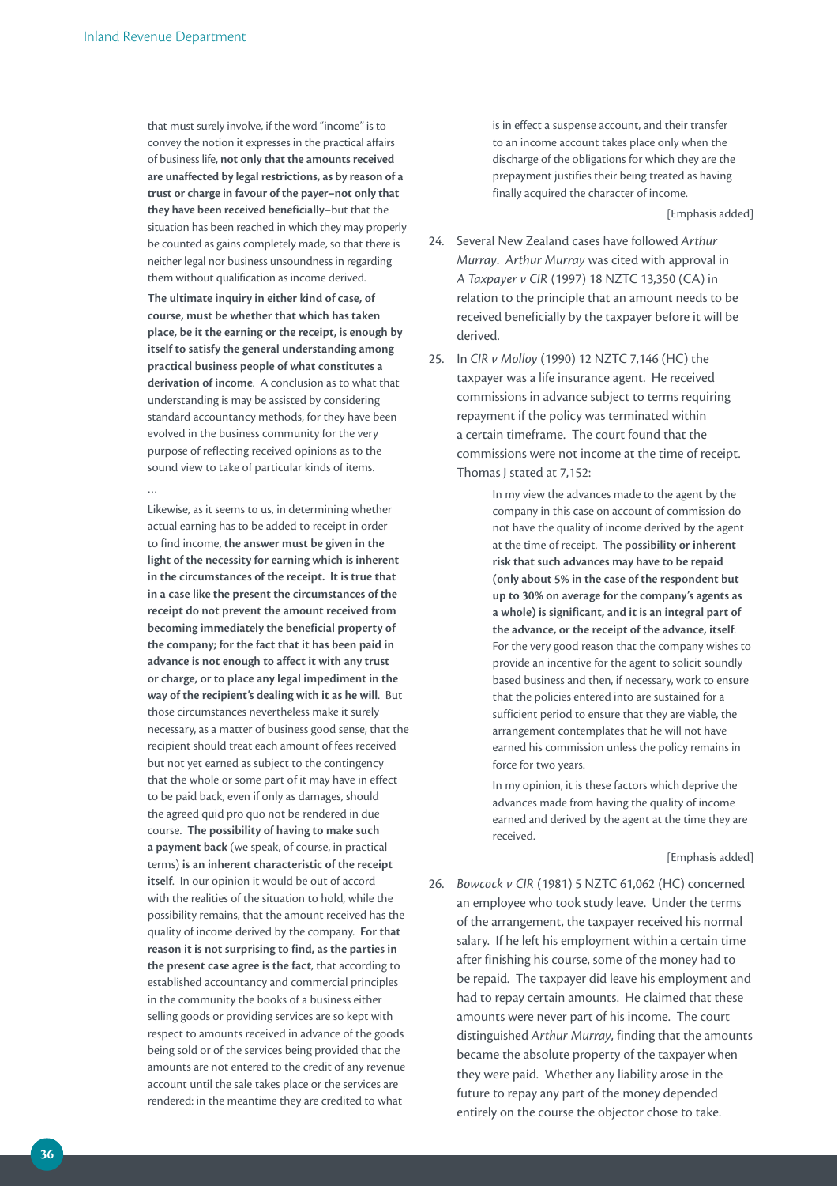that must surely involve, if the word "income" is to convey the notion it expresses in the practical affairs of business life, **not only that the amounts received are unaffected by legal restrictions, as by reason of a trust or charge in favour of the payer–not only that they have been received beneficially–**but that the situation has been reached in which they may properly be counted as gains completely made, so that there is neither legal nor business unsoundness in regarding them without qualification as income derived.

> **The ultimate inquiry in either kind of case, of course, must be whether that which has taken place, be it the earning or the receipt, is enough by itself to satisfy the general understanding among practical business people of what constitutes a derivation of income**. A conclusion as to what that understanding is may be assisted by considering standard accountancy methods, for they have been evolved in the business community for the very purpose of reflecting received opinions as to the sound view to take of particular kinds of items.
>
> …
>
> Likewise, as it seems to us, in determining whether actual earning has to be added to receipt in order to find income, **the answer must be given in the light of the necessity for earning which is inherent in the circumstances of the receipt. It is true that in a case like the present the circumstances of the receipt do not prevent the amount received from becoming immediately the beneficial property of the company; for the fact that it has been paid in advance is not enough to affect it with any trust or charge, or to place any legal impediment in the way of the recipient's dealing with it as he will**. But those circumstances nevertheless make it surely necessary, as a matter of business good sense, that the recipient should treat each amount of fees received but not yet earned as subject to the contingency that the whole or some part of it may have in effect to be paid back, even if only as damages, should the agreed quid pro quo not be rendered in due course. **The possibility of having to make such a payment back** (we speak, of course, in practical terms) **is an inherent characteristic of the receipt itself**. In our opinion it would be out of accord with the realities of the situation to hold, while the possibility remains, that the amount received has the quality of income derived by the company. **For that reason it is not surprising to find, as the parties in the present case agree is the fact**, that according to established accountancy and commercial principles in the community the books of a business either selling goods or providing services are so kept with respect to amounts received in advance of the goods being sold or of the services being provided that the amounts are not entered to the credit of any revenue account until the sale takes place or the services are rendered: in the meantime they are credited to what is in effect a suspense account, and their transfer to an income account takes place only when the discharge of the obligations for which they are the prepayment justifies their being treated as having finally acquired the character of income.
>
> [Emphasis added]

24. Several New Zealand cases have followed *Arthur Murray*. *Arthur Murray* was cited with approval in *A Taxpayer v CIR* (1997) 18 NZTC 13,350 (CA) in relation to the principle that an amount needs to be received beneficially by the taxpayer before it will be derived.

25. In *CIR v Molloy* (1990) 12 NZTC 7,146 (HC) the taxpayer was a life insurance agent. He received commissions in advance subject to terms requiring repayment if the policy was terminated within a certain timeframe. The court found that the commissions were not income at the time of receipt. Thomas J stated at 7,152:

> In my view the advances made to the agent by the company in this case on account of commission do not have the quality of income derived by the agent at the time of receipt. **The possibility or inherent risk that such advances may have to be repaid (only about 5% in the case of the respondent but up to 30% on average for the company's agents as a whole) is significant, and it is an integral part of the advance, or the receipt of the advance, itself**. For the very good reason that the company wishes to provide an incentive for the agent to solicit soundly based business and then, if necessary, work to ensure that the policies entered into are sustained for a sufficient period to ensure that they are viable, the arrangement contemplates that he will not have earned his commission unless the policy remains in force for two years.
>
> In my opinion, it is these factors which deprive the advances made from having the quality of income earned and derived by the agent at the time they are received.
>
> [Emphasis added]

26. *Bowcock v CIR* (1981) 5 NZTC 61,062 (HC) concerned an employee who took study leave. Under the terms of the arrangement, the taxpayer received his normal salary. If he left his employment within a certain time after finishing his course, some of the money had to be repaid. The taxpayer did leave his employment and had to repay certain amounts. He claimed that these amounts were never part of his income. The court distinguished *Arthur Murray*, finding that the amounts became the absolute property of the taxpayer when they were paid. Whether any liability arose in the future to repay any part of the money depended entirely on the course the objector chose to take.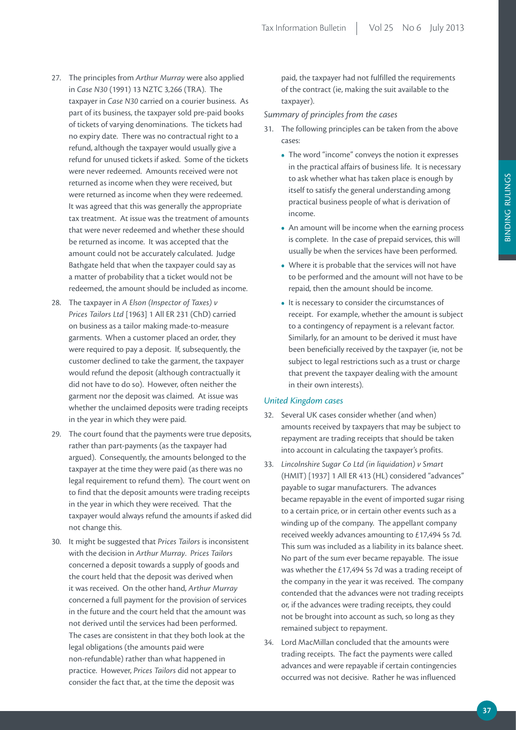27. The principles from *Arthur Murray* were also applied in *Case N30* (1991) 13 NZTC 3,266 (TRA). The taxpayer in *Case N30* carried on a courier business. As part of its business, the taxpayer sold pre-paid books of tickets of varying denominations. The tickets had no expiry date. There was no contractual right to a refund, although the taxpayer would usually give a refund for unused tickets if asked. Some of the tickets were never redeemed. Amounts received were not returned as income when they were received, but were returned as income when they were redeemed. It was agreed that this was generally the appropriate tax treatment. At issue was the treatment of amounts that were never redeemed and whether these should be returned as income. It was accepted that the amount could not be accurately calculated. Judge Bathgate held that when the taxpayer could say as a matter of probability that a ticket would not be redeemed, the amount should be included as income.

28. The taxpayer in *A Elson (Inspector of Taxes) v Prices Tailors Ltd* [1963] 1 All ER 231 (ChD) carried on business as a tailor making made-to-measure garments. When a customer placed an order, they were required to pay a deposit. If, subsequently, the customer declined to take the garment, the taxpayer would refund the deposit (although contractually it did not have to do so). However, often neither the garment nor the deposit was claimed. At issue was whether the unclaimed deposits were trading receipts in the year in which they were paid.

29. The court found that the payments were true deposits, rather than part-payments (as the taxpayer had argued). Consequently, the amounts belonged to the taxpayer at the time they were paid (as there was no legal requirement to refund them). The court went on to find that the deposit amounts were trading receipts in the year in which they were received. That the taxpayer would always refund the amounts if asked did not change this.

30. It might be suggested that *Prices Tailors* is inconsistent with the decision in *Arthur Murray*. *Prices Tailors* concerned a deposit towards a supply of goods and the court held that the deposit was derived when it was received. On the other hand, *Arthur Murray* concerned a full payment for the provision of services in the future and the court held that the amount was not derived until the services had been performed. The cases are consistent in that they both look at the legal obligations (the amounts paid were non-refundable) rather than what happened in practice. However, *Prices Tailors* did not appear to consider the fact that, at the time the deposit was paid, the taxpayer had not fulfilled the requirements of the contract (ie, making the suit available to the taxpayer).

*Summary of principles from the cases*

31. The following principles can be taken from the above cases:
    - The word "income" conveys the notion it expresses in the practical affairs of business life. It is necessary to ask whether what has taken place is enough by itself to satisfy the general understanding among practical business people of what is derivation of income.
    - An amount will be income when the earning process is complete. In the case of prepaid services, this will usually be when the services have been performed.
    - Where it is probable that the services will not have to be performed and the amount will not have to be repaid, then the amount should be income.
    - It is necessary to consider the circumstances of receipt. For example, whether the amount is subject to a contingency of repayment is a relevant factor. Similarly, for an amount to be derived it must have been beneficially received by the taxpayer (ie, not be subject to legal restrictions such as a trust or charge that prevent the taxpayer dealing with the amount in their own interests).

*United Kingdom cases*

32. Several UK cases consider whether (and when) amounts received by taxpayers that may be subject to repayment are trading receipts that should be taken into account in calculating the taxpayer's profits.

33. *Lincolnshire Sugar Co Ltd (in liquidation) v Smart* (HMIT) [1937] 1 All ER 413 (HL) considered "advances" payable to sugar manufacturers. The advances became repayable in the event of imported sugar rising to a certain price, or in certain other events such as a winding up of the company. The appellant company received weekly advances amounting to £17,494 5s 7d. This sum was included as a liability in its balance sheet. No part of the sum ever became repayable. The issue was whether the £17,494 5s 7d was a trading receipt of the company in the year it was received. The company contended that the advances were not trading receipts or, if the advances were trading receipts, they could not be brought into account as such, so long as they remained subject to repayment.

34. Lord MacMillan concluded that the amounts were trading receipts. The fact the payments were called advances and were repayable if certain contingencies occurred was not decisive. Rather he was influenced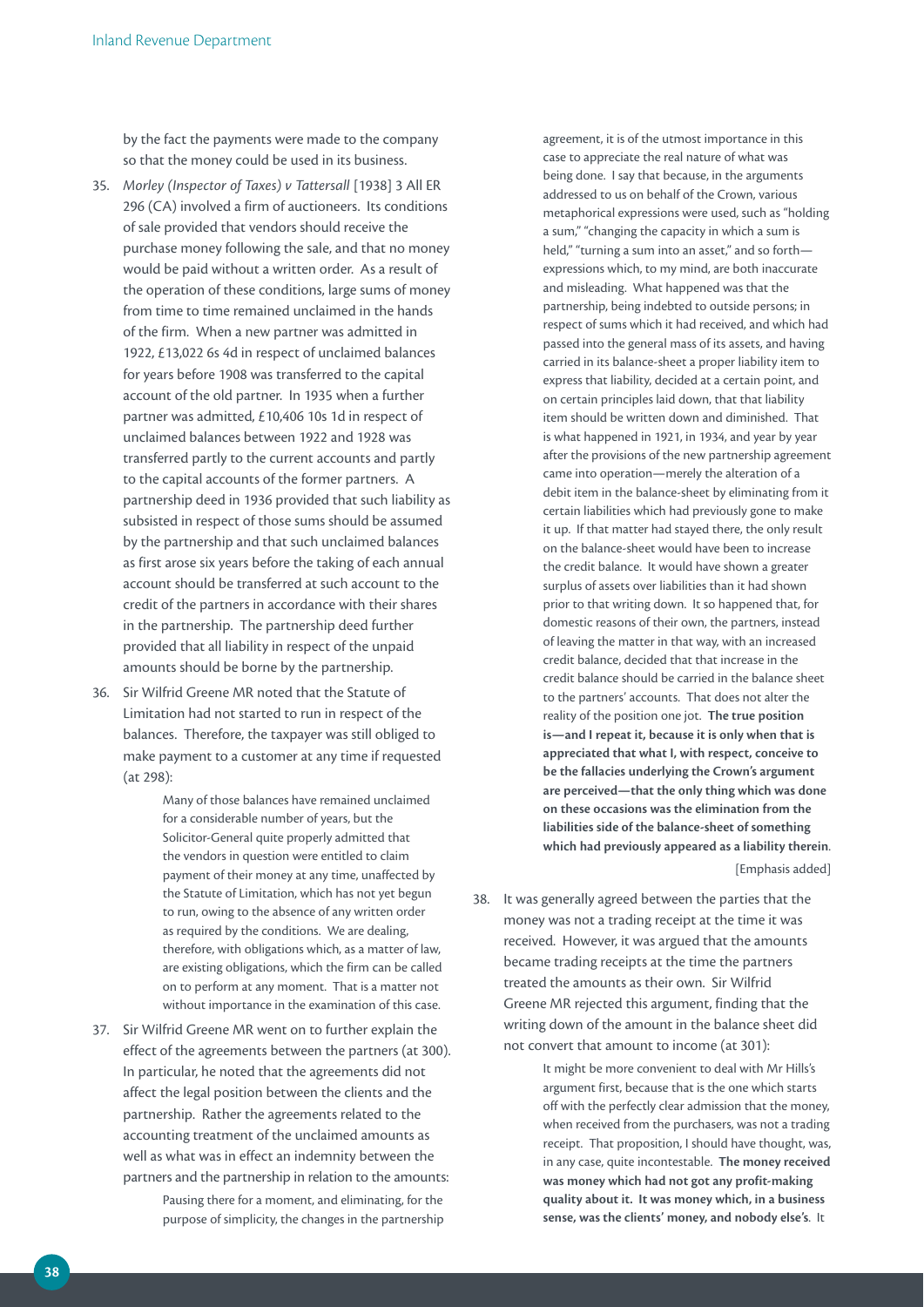by the fact the payments were made to the company so that the money could be used in its business.

35. *Morley (Inspector of Taxes) v Tattersall* [1938] 3 All ER 296 (CA) involved a firm of auctioneers. Its conditions of sale provided that vendors should receive the purchase money following the sale, and that no money would be paid without a written order. As a result of the operation of these conditions, large sums of money from time to time remained unclaimed in the hands of the firm. When a new partner was admitted in 1922, £13,022 6s 4d in respect of unclaimed balances for years before 1908 was transferred to the capital account of the old partner. In 1935 when a further partner was admitted, £10,406 10s 1d in respect of unclaimed balances between 1922 and 1928 was transferred partly to the current accounts and partly to the capital accounts of the former partners. A partnership deed in 1936 provided that such liability as subsisted in respect of those sums should be assumed by the partnership and that such unclaimed balances as first arose six years before the taking of each annual account should be transferred at such account to the credit of the partners in accordance with their shares in the partnership. The partnership deed further provided that all liability in respect of the unpaid amounts should be borne by the partnership.

36. Sir Wilfrid Greene MR noted that the Statute of Limitation had not started to run in respect of the balances. Therefore, the taxpayer was still obliged to make payment to a customer at any time if requested (at 298):

> Many of those balances have remained unclaimed for a considerable number of years, but the Solicitor-General quite properly admitted that the vendors in question were entitled to claim payment of their money at any time, unaffected by the Statute of Limitation, which has not yet begun to run, owing to the absence of any written order as required by the conditions. We are dealing, therefore, with obligations which, as a matter of law, are existing obligations, which the firm can be called on to perform at any moment. That is a matter not without importance in the examination of this case.

37. Sir Wilfrid Greene MR went on to further explain the effect of the agreements between the partners (at 300). In particular, he noted that the agreements did not affect the legal position between the clients and the partnership. Rather the agreements related to the accounting treatment of the unclaimed amounts as well as what was in effect an indemnity between the partners and the partnership in relation to the amounts:

> Pausing there for a moment, and eliminating, for the purpose of simplicity, the changes in the partnership agreement, it is of the utmost importance in this case to appreciate the real nature of what was being done. I say that because, in the arguments addressed to us on behalf of the Crown, various metaphorical expressions were used, such as "holding a sum," "changing the capacity in which a sum is held," "turning a sum into an asset," and so forth—expressions which, to my mind, are both inaccurate and misleading. What happened was that the partnership, being indebted to outside persons; in respect of sums which it had received, and which had passed into the general mass of its assets, and having carried in its balance-sheet a proper liability item to express that liability, decided at a certain point, and on certain principles laid down, that that liability item should be written down and diminished. That is what happened in 1921, in 1934, and year by year after the provisions of the new partnership agreement came into operation—merely the alteration of a debit item in the balance-sheet by eliminating from it certain liabilities which had previously gone to make it up. If that matter had stayed there, the only result on the balance-sheet would have been to increase the credit balance. It would have shown a greater surplus of assets over liabilities than it had shown prior to that writing down. It so happened that, for domestic reasons of their own, the partners, instead of leaving the matter in that way, with an increased credit balance, decided that that increase in the credit balance should be carried in the balance sheet to the partners' accounts. That does not alter the reality of the position one jot. **The true position is—and I repeat it, because it is only when that is appreciated that what I, with respect, conceive to be the fallacies underlying the Crown's argument are perceived—that the only thing which was done on these occasions was the elimination from the liabilities side of the balance-sheet of something which had previously appeared as a liability therein**.
>
> [Emphasis added]

38. It was generally agreed between the parties that the money was not a trading receipt at the time it was received. However, it was argued that the amounts became trading receipts at the time the partners treated the amounts as their own. Sir Wilfrid Greene MR rejected this argument, finding that the writing down of the amount in the balance sheet did not convert that amount to income (at 301):

> It might be more convenient to deal with Mr Hills's argument first, because that is the one which starts off with the perfectly clear admission that the money, when received from the purchasers, was not a trading receipt. That proposition, I should have thought, was, in any case, quite incontestable. **The money received was money which had not got any profit-making quality about it. It was money which, in a business sense, was the clients' money, and nobody else's**. It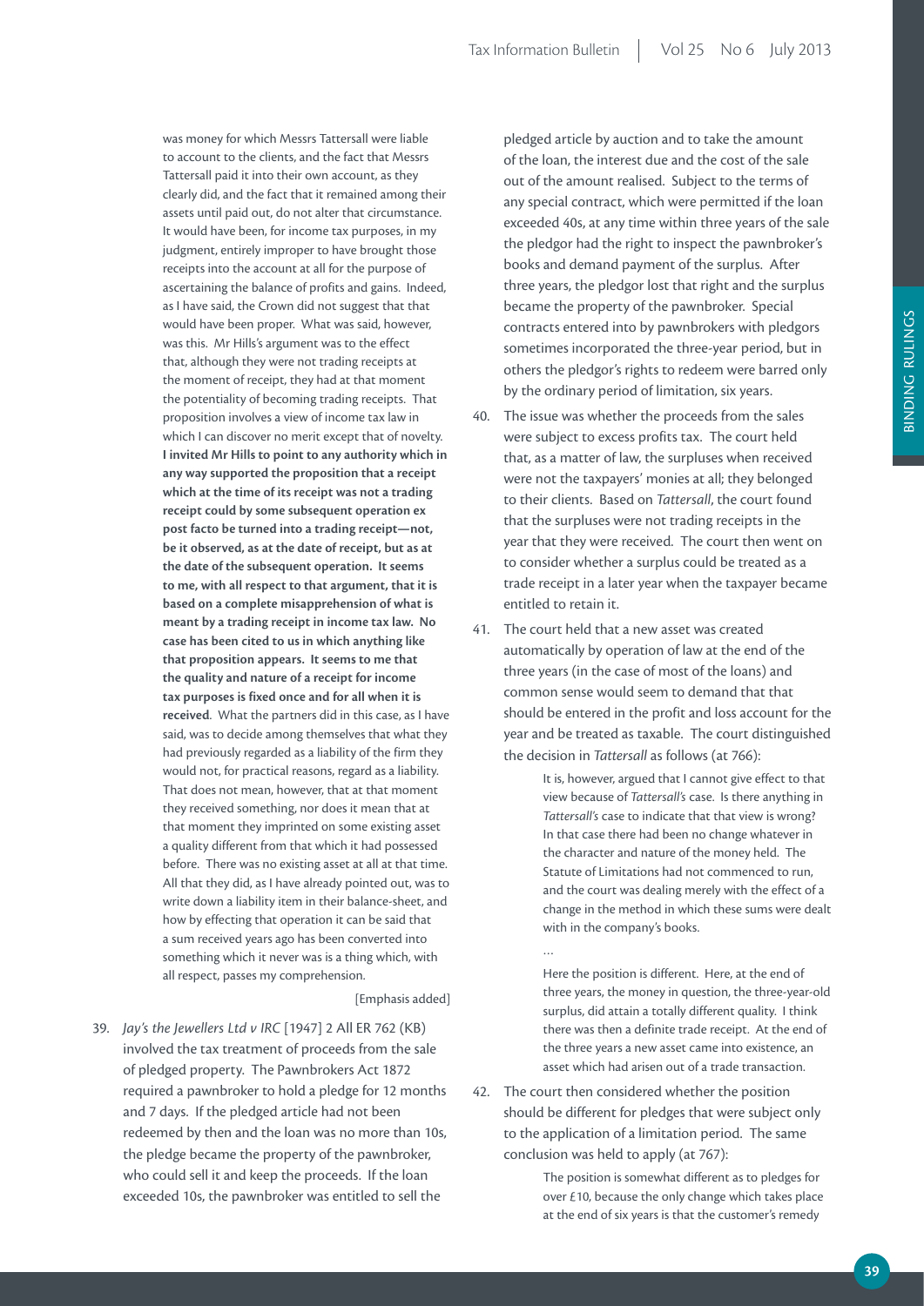was money for which Messrs Tattersall were liable to account to the clients, and the fact that Messrs Tattersall paid it into their own account, as they clearly did, and the fact that it remained among their assets until paid out, do not alter that circumstance. It would have been, for income tax purposes, in my judgment, entirely improper to have brought those receipts into the account at all for the purpose of ascertaining the balance of profits and gains. Indeed, as I have said, the Crown did not suggest that that would have been proper. What was said, however, was this. Mr Hills's argument was to the effect that, although they were not trading receipts at the moment of receipt, they had at that moment the potentiality of becoming trading receipts. That proposition involves a view of income tax law in which I can discover no merit except that of novelty. **I invited Mr Hills to point to any authority which in any way supported the proposition that a receipt which at the time of its receipt was not a trading receipt could by some subsequent operation ex post facto be turned into a trading receipt—not, be it observed, as at the date of receipt, but as at the date of the subsequent operation. It seems to me, with all respect to that argument, that it is based on a complete misapprehension of what is meant by a trading receipt in income tax law. No case has been cited to us in which anything like that proposition appears. It seems to me that the quality and nature of a receipt for income tax purposes is fixed once and for all when it is received**. What the partners did in this case, as I have said, was to decide among themselves that what they had previously regarded as a liability of the firm they would not, for practical reasons, regard as a liability. That does not mean, however, that at that moment they received something, nor does it mean that at that moment they imprinted on some existing asset a quality different from that which it had possessed before. There was no existing asset at all at that time. All that they did, as I have already pointed out, was to write down a liability item in their balance-sheet, and how by effecting that operation it can be said that a sum received years ago has been converted into something which it never was is a thing which, with all respect, passes my comprehension.

[Emphasis added]

39. *Jay's the Jewellers Ltd v IRC* [1947] 2 All ER 762 (KB) involved the tax treatment of proceeds from the sale of pledged property. The Pawnbrokers Act 1872 required a pawnbroker to hold a pledge for 12 months and 7 days. If the pledged article had not been redeemed by then and the loan was no more than 10s, the pledge became the property of the pawnbroker, who could sell it and keep the proceeds. If the loan exceeded 10s, the pawnbroker was entitled to sell the pledged article by auction and to take the amount of the loan, the interest due and the cost of the sale out of the amount realised. Subject to the terms of any special contract, which were permitted if the loan exceeded 40s, at any time within three years of the sale the pledgor had the right to inspect the pawnbroker's books and demand payment of the surplus. After three years, the pledgor lost that right and the surplus became the property of the pawnbroker. Special contracts entered into by pawnbrokers with pledgors sometimes incorporated the three-year period, but in others the pledgor's rights to redeem were barred only by the ordinary period of limitation, six years.

40. The issue was whether the proceeds from the sales were subject to excess profits tax. The court held that, as a matter of law, the surpluses when received were not the taxpayers' monies at all; they belonged to their clients. Based on *Tattersall*, the court found that the surpluses were not trading receipts in the year that they were received. The court then went on to consider whether a surplus could be treated as a trade receipt in a later year when the taxpayer became entitled to retain it.

41. The court held that a new asset was created automatically by operation of law at the end of the three years (in the case of most of the loans) and common sense would seem to demand that that should be entered in the profit and loss account for the year and be treated as taxable. The court distinguished the decision in *Tattersall* as follows (at 766):

> It is, however, argued that I cannot give effect to that view because of *Tattersall's* case. Is there anything in *Tattersall's* case to indicate that that view is wrong? In that case there had been no change whatever in the character and nature of the money held. The Statute of Limitations had not commenced to run, and the court was dealing merely with the effect of a change in the method in which these sums were dealt with in the company's books.
>
> …
>
> Here the position is different. Here, at the end of three years, the money in question, the three-year-old surplus, did attain a totally different quality. I think there was then a definite trade receipt. At the end of the three years a new asset came into existence, an asset which had arisen out of a trade transaction.

42. The court then considered whether the position should be different for pledges that were subject only to the application of a limitation period. The same conclusion was held to apply (at 767):

> The position is somewhat different as to pledges for over £10, because the only change which takes place at the end of six years is that the customer's remedy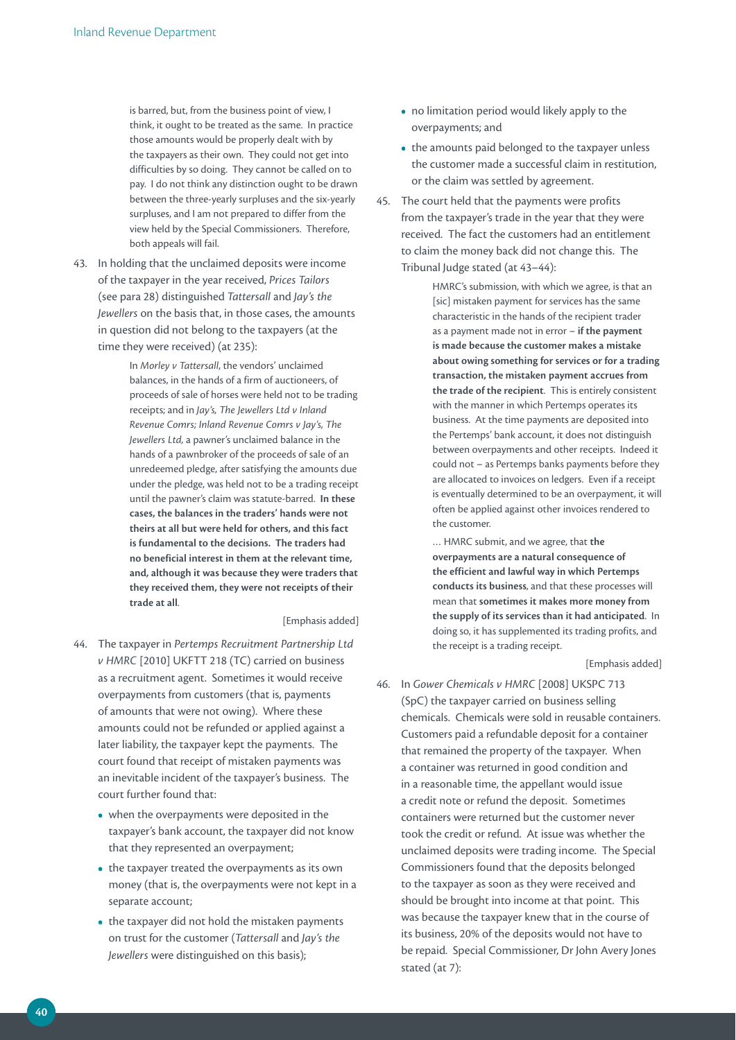> is barred, but, from the business point of view, I think, it ought to be treated as the same. In practice those amounts would be properly dealt with by the taxpayers as their own. They could not get into difficulties by so doing. They cannot be called on to pay. I do not think any distinction ought to be drawn between the three-yearly surpluses and the six-yearly surpluses, and I am not prepared to differ from the view held by the Special Commissioners. Therefore, both appeals will fail.

43. In holding that the unclaimed deposits were income of the taxpayer in the year received, *Prices Tailors* (see para 28) distinguished *Tattersall* and *Jay's the Jewellers* on the basis that, in those cases, the amounts in question did not belong to the taxpayers (at the time they were received) (at 235):

> In *Morley v Tattersall*, the vendors' unclaimed balances, in the hands of a firm of auctioneers, of proceeds of sale of horses were held not to be trading receipts; and in *Jay's, The Jewellers Ltd v Inland Revenue Comrs; Inland Revenue Comrs v Jay's, The Jewellers Ltd*, a pawner's unclaimed balance in the hands of a pawnbroker of the proceeds of sale of an unredeemed pledge, after satisfying the amounts due under the pledge, was held not to be a trading receipt until the pawner's claim was statute-barred. **In these cases, the balances in the traders' hands were not theirs at all but were held for others, and this fact is fundamental to the decisions. The traders had no beneficial interest in them at the relevant time, and, although it was because they were traders that they received them, they were not receipts of their trade at all**.
>
> [Emphasis added]

44. The taxpayer in *Pertemps Recruitment Partnership Ltd v HMRC* [2010] UKFTT 218 (TC) carried on business as a recruitment agent. Sometimes it would receive overpayments from customers (that is, payments of amounts that were not owing). Where these amounts could not be refunded or applied against a later liability, the taxpayer kept the payments. The court found that receipt of mistaken payments was an inevitable incident of the taxpayer's business. The court further found that:

- when the overpayments were deposited in the taxpayer's bank account, the taxpayer did not know that they represented an overpayment;
- the taxpayer treated the overpayments as its own money (that is, the overpayments were not kept in a separate account;
- the taxpayer did not hold the mistaken payments on trust for the customer (*Tattersall* and *Jay's the Jewellers* were distinguished on this basis);
- no limitation period would likely apply to the overpayments; and
- the amounts paid belonged to the taxpayer unless the customer made a successful claim in restitution, or the claim was settled by agreement.

45. The court held that the payments were profits from the taxpayer's trade in the year that they were received. The fact the customers had an entitlement to claim the money back did not change this. The Tribunal Judge stated (at 43–44):

> HMRC's submission, with which we agree, is that an [sic] mistaken payment for services has the same characteristic in the hands of the recipient trader as a payment made not in error – **if the payment is made because the customer makes a mistake about owing something for services or for a trading transaction, the mistaken payment accrues from the trade of the recipient**. This is entirely consistent with the manner in which Pertemps operates its business. At the time payments are deposited into the Pertemps' bank account, it does not distinguish between overpayments and other receipts. Indeed it could not – as Pertemps banks payments before they are allocated to invoices on ledgers. Even if a receipt is eventually determined to be an overpayment, it will often be applied against other invoices rendered to the customer.
>
> ... HMRC submit, and we agree, that **the overpayments are a natural consequence of the efficient and lawful way in which Pertemps conducts its business**, and that these processes will mean that **sometimes it makes more money from the supply of its services than it had anticipated**. In doing so, it has supplemented its trading profits, and the receipt is a trading receipt.
>
> [Emphasis added]

46. In *Gower Chemicals v HMRC* [2008] UKSPC 713 (SpC) the taxpayer carried on business selling chemicals. Chemicals were sold in reusable containers. Customers paid a refundable deposit for a container that remained the property of the taxpayer. When a container was returned in good condition and in a reasonable time, the appellant would issue a credit note or refund the deposit. Sometimes containers were returned but the customer never took the credit or refund. At issue was whether the unclaimed deposits were trading income. The Special Commissioners found that the deposits belonged to the taxpayer as soon as they were received and should be brought into income at that point. This was because the taxpayer knew that in the course of its business, 20% of the deposits would not have to be repaid. Special Commissioner, Dr John Avery Jones stated (at 7):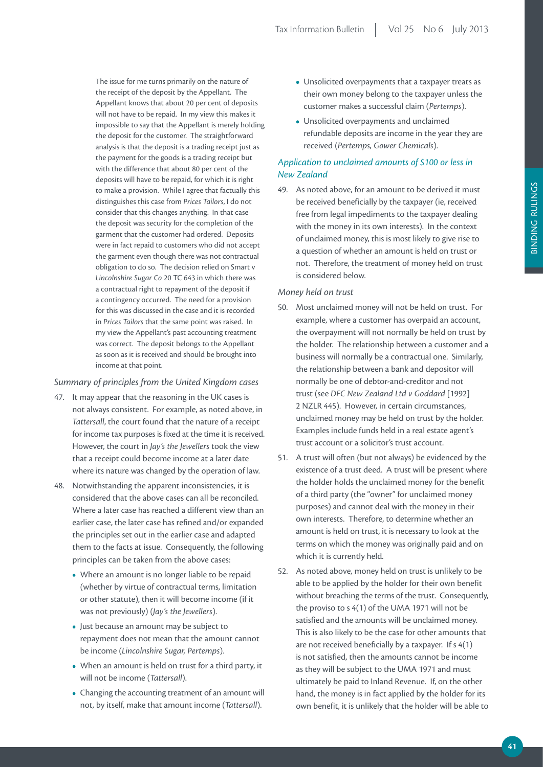The issue for me turns primarily on the nature of the receipt of the deposit by the Appellant. The Appellant knows that about 20 per cent of deposits will not have to be repaid. In my view this makes it impossible to say that the Appellant is merely holding the deposit for the customer. The straightforward analysis is that the deposit is a trading receipt just as the payment for the goods is a trading receipt but with the difference that about 80 per cent of the deposits will have to be repaid, for which it is right to make a provision. While I agree that factually this distinguishes this case from *Prices Tailors*, I do not consider that this changes anything. In that case the deposit was security for the completion of the garment that the customer had ordered. Deposits were in fact repaid to customers who did not accept the garment even though there was not contractual obligation to do so. The decision relied on Smart v *Lincolnshire Sugar Co* 20 TC 643 in which there was a contractual right to repayment of the deposit if a contingency occurred. The need for a provision for this was discussed in the case and it is recorded in *Prices Tailors* that the same point was raised. In my view the Appellant's past accounting treatment was correct. The deposit belongs to the Appellant as soon as it is received and should be brought into income at that point.

*Summary of principles from the United Kingdom cases*

47. It may appear that the reasoning in the UK cases is not always consistent. For example, as noted above, in *Tattersall*, the court found that the nature of a receipt for income tax purposes is fixed at the time it is received. However, the court in *Jay's the Jewellers* took the view that a receipt could become income at a later date where its nature was changed by the operation of law.

48. Notwithstanding the apparent inconsistencies, it is considered that the above cases can all be reconciled. Where a later case has reached a different view than an earlier case, the later case has refined and/or expanded the principles set out in the earlier case and adapted them to the facts at issue. Consequently, the following principles can be taken from the above cases:

- Where an amount is no longer liable to be repaid (whether by virtue of contractual terms, limitation or other statute), then it will become income (if it was not previously) (*Jay's the Jewellers*).
- Just because an amount may be subject to repayment does not mean that the amount cannot be income (*Lincolnshire Sugar, Pertemps*).
- When an amount is held on trust for a third party, it will not be income (*Tattersall*).
- Changing the accounting treatment of an amount will not, by itself, make that amount income (*Tattersall*).
- Unsolicited overpayments that a taxpayer treats as their own money belong to the taxpayer unless the customer makes a successful claim (*Pertemps*).
- Unsolicited overpayments and unclaimed refundable deposits are income in the year they are received (*Pertemps, Gower Chemicals*).

*Application to unclaimed amounts of $100 or less in New Zealand*

49. As noted above, for an amount to be derived it must be received beneficially by the taxpayer (ie, received free from legal impediments to the taxpayer dealing with the money in its own interests). In the context of unclaimed money, this is most likely to give rise to a question of whether an amount is held on trust or not. Therefore, the treatment of money held on trust is considered below.

*Money held on trust*

50. Most unclaimed money will not be held on trust. For example, where a customer has overpaid an account, the overpayment will not normally be held on trust by the holder. The relationship between a customer and a business will normally be a contractual one. Similarly, the relationship between a bank and depositor will normally be one of debtor-and-creditor and not trust (see *DFC New Zealand Ltd v Goddard* [1992] 2 NZLR 445). However, in certain circumstances, unclaimed money may be held on trust by the holder. Examples include funds held in a real estate agent's trust account or a solicitor's trust account.

51. A trust will often (but not always) be evidenced by the existence of a trust deed. A trust will be present where the holder holds the unclaimed money for the benefit of a third party (the "owner" for unclaimed money purposes) and cannot deal with the money in their own interests. Therefore, to determine whether an amount is held on trust, it is necessary to look at the terms on which the money was originally paid and on which it is currently held.

52. As noted above, money held on trust is unlikely to be able to be applied by the holder for their own benefit without breaching the terms of the trust. Consequently, the proviso to s 4(1) of the UMA 1971 will not be satisfied and the amounts will be unclaimed money. This is also likely to be the case for other amounts that are not received beneficially by a taxpayer. If s 4(1) is not satisfied, then the amounts cannot be income as they will be subject to the UMA 1971 and must ultimately be paid to Inland Revenue. If, on the other hand, the money is in fact applied by the holder for its own benefit, it is unlikely that the holder will be able to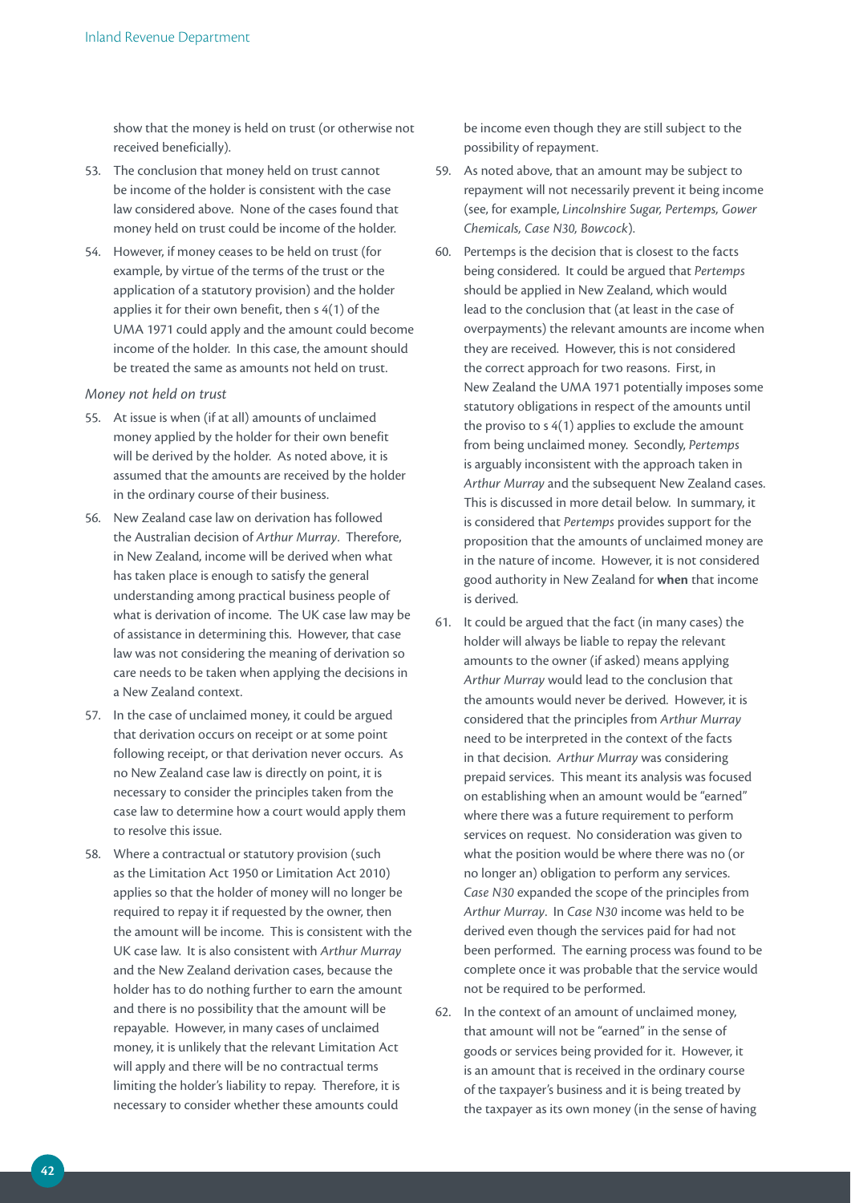show that the money is held on trust (or otherwise not received beneficially).

53. The conclusion that money held on trust cannot be income of the holder is consistent with the case law considered above. None of the cases found that money held on trust could be income of the holder.

54. However, if money ceases to be held on trust (for example, by virtue of the terms of the trust or the application of a statutory provision) and the holder applies it for their own benefit, then s 4(1) of the UMA 1971 could apply and the amount could become income of the holder. In this case, the amount should be treated the same as amounts not held on trust.

*Money not held on trust*

55. At issue is when (if at all) amounts of unclaimed money applied by the holder for their own benefit will be derived by the holder. As noted above, it is assumed that the amounts are received by the holder in the ordinary course of their business.

56. New Zealand case law on derivation has followed the Australian decision of *Arthur Murray*. Therefore, in New Zealand, income will be derived when what has taken place is enough to satisfy the general understanding among practical business people of what is derivation of income. The UK case law may be of assistance in determining this. However, that case law was not considering the meaning of derivation so care needs to be taken when applying the decisions in a New Zealand context.

57. In the case of unclaimed money, it could be argued that derivation occurs on receipt or at some point following receipt, or that derivation never occurs. As no New Zealand case law is directly on point, it is necessary to consider the principles taken from the case law to determine how a court would apply them to resolve this issue.

58. Where a contractual or statutory provision (such as the Limitation Act 1950 or Limitation Act 2010) applies so that the holder of money will no longer be required to repay it if requested by the owner, then the amount will be income. This is consistent with the UK case law. It is also consistent with *Arthur Murray* and the New Zealand derivation cases, because the holder has to do nothing further to earn the amount and there is no possibility that the amount will be repayable. However, in many cases of unclaimed money, it is unlikely that the relevant Limitation Act will apply and there will be no contractual terms limiting the holder's liability to repay. Therefore, it is necessary to consider whether these amounts could be income even though they are still subject to the possibility of repayment.

59. As noted above, that an amount may be subject to repayment will not necessarily prevent it being income (see, for example, *Lincolnshire Sugar, Pertemps, Gower Chemicals, Case N30, Bowcock*).

60. Pertemps is the decision that is closest to the facts being considered. It could be argued that *Pertemps* should be applied in New Zealand, which would lead to the conclusion that (at least in the case of overpayments) the relevant amounts are income when they are received. However, this is not considered the correct approach for two reasons. First, in New Zealand the UMA 1971 potentially imposes some statutory obligations in respect of the amounts until the proviso to s 4(1) applies to exclude the amount from being unclaimed money. Secondly, *Pertemps* is arguably inconsistent with the approach taken in *Arthur Murray* and the subsequent New Zealand cases. This is discussed in more detail below. In summary, it is considered that *Pertemps* provides support for the proposition that the amounts of unclaimed money are in the nature of income. However, it is not considered good authority in New Zealand for **when** that income is derived.

61. It could be argued that the fact (in many cases) the holder will always be liable to repay the relevant amounts to the owner (if asked) means applying *Arthur Murray* would lead to the conclusion that the amounts would never be derived. However, it is considered that the principles from *Arthur Murray* need to be interpreted in the context of the facts in that decision. *Arthur Murray* was considering prepaid services. This meant its analysis was focused on establishing when an amount would be "earned" where there was a future requirement to perform services on request. No consideration was given to what the position would be where there was no (or no longer an) obligation to perform any services. *Case N30* expanded the scope of the principles from *Arthur Murray*. In *Case N30* income was held to be derived even though the services paid for had not been performed. The earning process was found to be complete once it was probable that the service would not be required to be performed.

62. In the context of an amount of unclaimed money, that amount will not be "earned" in the sense of goods or services being provided for it. However, it is an amount that is received in the ordinary course of the taxpayer's business and it is being treated by the taxpayer as its own money (in the sense of having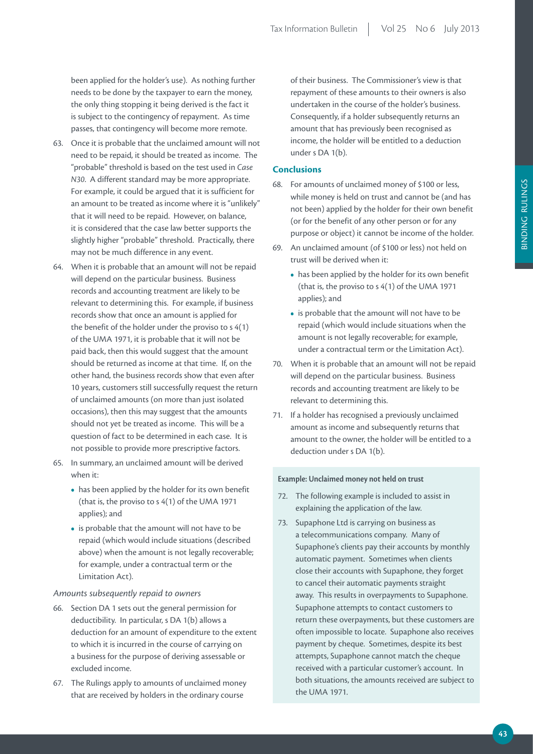been applied for the holder's use). As nothing further needs to be done by the taxpayer to earn the money, the only thing stopping it being derived is the fact it is subject to the contingency of repayment. As time passes, that contingency will become more remote.

63. Once it is probable that the unclaimed amount will not need to be repaid, it should be treated as income. The "probable" threshold is based on the test used in *Case N30*. A different standard may be more appropriate. For example, it could be argued that it is sufficient for an amount to be treated as income where it is "unlikely" that it will need to be repaid. However, on balance, it is considered that the case law better supports the slightly higher "probable" threshold. Practically, there may not be much difference in any event.

64. When it is probable that an amount will not be repaid will depend on the particular business. Business records and accounting treatment are likely to be relevant to determining this. For example, if business records show that once an amount is applied for the benefit of the holder under the proviso to s 4(1) of the UMA 1971, it is probable that it will not be paid back, then this would suggest that the amount should be returned as income at that time. If, on the other hand, the business records show that even after 10 years, customers still successfully request the return of unclaimed amounts (on more than just isolated occasions), then this may suggest that the amounts should not yet be treated as income. This will be a question of fact to be determined in each case. It is not possible to provide more prescriptive factors.

65. In summary, an unclaimed amount will be derived when it:
    - has been applied by the holder for its own benefit (that is, the proviso to s 4(1) of the UMA 1971 applies); and
    - is probable that the amount will not have to be repaid (which would include situations (described above) when the amount is not legally recoverable; for example, under a contractual term or the Limitation Act).

*Amounts subsequently repaid to owners*

66. Section DA 1 sets out the general permission for deductibility. In particular, s DA 1(b) allows a deduction for an amount of expenditure to the extent to which it is incurred in the course of carrying on a business for the purpose of deriving assessable or excluded income.

67. The Rulings apply to amounts of unclaimed money that are received by holders in the ordinary course of their business. The Commissioner's view is that repayment of these amounts to their owners is also undertaken in the course of the holder's business. Consequently, if a holder subsequently returns an amount that has previously been recognised as income, the holder will be entitled to a deduction under s DA 1(b).

## Conclusions

68. For amounts of unclaimed money of $100 or less, while money is held on trust and cannot be (and has not been) applied by the holder for their own benefit (or for the benefit of any other person or for any purpose or object) it cannot be income of the holder.

69. An unclaimed amount (of $100 or less) not held on trust will be derived when it:
    - has been applied by the holder for its own benefit (that is, the proviso to s 4(1) of the UMA 1971 applies); and
    - is probable that the amount will not have to be repaid (which would include situations when the amount is not legally recoverable; for example, under a contractual term or the Limitation Act).

70. When it is probable that an amount will not be repaid will depend on the particular business. Business records and accounting treatment are likely to be relevant to determining this.

71. If a holder has recognised a previously unclaimed amount as income and subsequently returns that amount to the owner, the holder will be entitled to a deduction under s DA 1(b).

#### Example: Unclaimed money not held on trust

72. The following example is included to assist in explaining the application of the law.

73. Supaphone Ltd is carrying on business as a telecommunications company. Many of Supaphone's clients pay their accounts by monthly automatic payment. Sometimes when clients close their accounts with Supaphone, they forget to cancel their automatic payments straight away. This results in overpayments to Supaphone. Supaphone attempts to contact customers to return these overpayments, but these customers are often impossible to locate. Supaphone also receives payment by cheque. Sometimes, despite its best attempts, Supaphone cannot match the cheque received with a particular customer's account. In both situations, the amounts received are subject to the UMA 1971.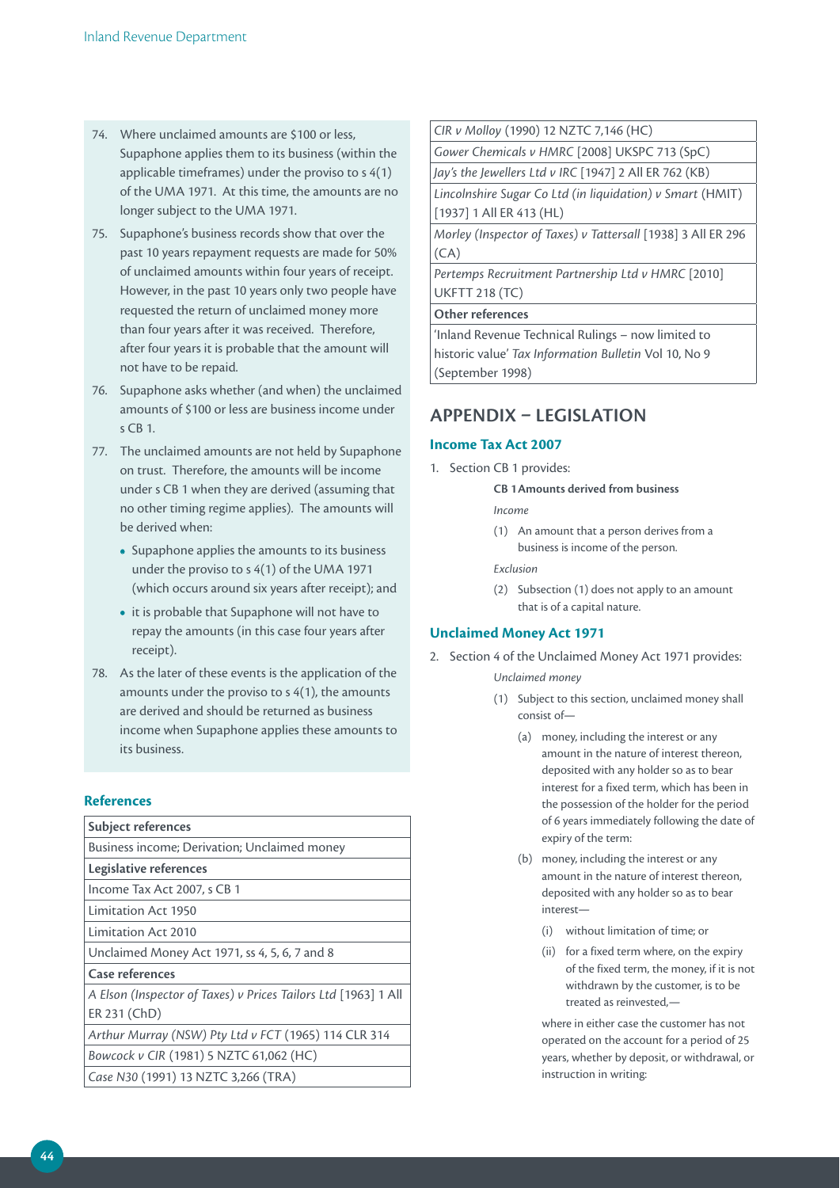74. Where unclaimed amounts are $100 or less, Supaphone applies them to its business (within the applicable timeframes) under the proviso to s 4(1) of the UMA 1971. At this time, the amounts are no longer subject to the UMA 1971.
75. Supaphone's business records show that over the past 10 years repayment requests are made for 50% of unclaimed amounts within four years of receipt. However, in the past 10 years only two people have requested the return of unclaimed money more than four years after it was received. Therefore, after four years it is probable that the amount will not have to be repaid.
76. Supaphone asks whether (and when) the unclaimed amounts of $100 or less are business income under s CB 1.
77. The unclaimed amounts are not held by Supaphone on trust. Therefore, the amounts will be income under s CB 1 when they are derived (assuming that no other timing regime applies). The amounts will be derived when:
    - Supaphone applies the amounts to its business under the proviso to s 4(1) of the UMA 1971 (which occurs around six years after receipt); and
    - it is probable that Supaphone will not have to repay the amounts (in this case four years after receipt).
78. As the later of these events is the application of the amounts under the proviso to s 4(1), the amounts are derived and should be returned as business income when Supaphone applies these amounts to its business.

## References

| **Subject references** |
|---|
| Business income; Derivation; Unclaimed money |
| **Legislative references** |
| Income Tax Act 2007, s CB 1 |
| Limitation Act 1950 |
| Limitation Act 2010 |
| Unclaimed Money Act 1971, ss 4, 5, 6, 7 and 8 |
| **Case references** |
| *A Elson (Inspector of Taxes) v Prices Tailors Ltd* [1963] 1 All ER 231 (ChD) |
| *Arthur Murray (NSW) Pty Ltd v FCT* (1965) 114 CLR 314 |
| *Bowcock v CIR* (1981) 5 NZTC 61,062 (HC) |
| *Case N30* (1991) 13 NZTC 3,266 (TRA) |
| *CIR v Molloy* (1990) 12 NZTC 7,146 (HC) |
| *Gower Chemicals v HMRC* [2008] UKSPC 713 (SpC) |
| *Jay's the Jewellers Ltd v IRC* [1947] 2 All ER 762 (KB) |
| *Lincolnshire Sugar Co Ltd (in liquidation) v Smart* (HMIT) [1937] 1 All ER 413 (HL) |
| *Morley (Inspector of Taxes) v Tattersall* [1938] 3 All ER 296 (CA) |
| *Pertemps Recruitment Partnership Ltd v HMRC* [2010] UKFTT 218 (TC) |
| **Other references** |
| 'Inland Revenue Technical Rulings – now limited to historic value' *Tax Information Bulletin* Vol 10, No 9 (September 1998) |

# APPENDIX – LEGISLATION

## Income Tax Act 2007

1. Section CB 1 provides:

   **CB 1 Amounts derived from business**

   *Income*

   (1) An amount that a person derives from a business is income of the person.

   *Exclusion*

   (2) Subsection (1) does not apply to an amount that is of a capital nature.

## Unclaimed Money Act 1971

2. Section 4 of the Unclaimed Money Act 1971 provides:

   *Unclaimed money*

   (1) Subject to this section, unclaimed money shall consist of—

   (a) money, including the interest or any amount in the nature of interest thereon, deposited with any holder so as to bear interest for a fixed term, which has been in the possession of the holder for the period of 6 years immediately following the date of expiry of the term:

   (b) money, including the interest or any amount in the nature of interest thereon, deposited with any holder so as to bear interest—

   (i) without limitation of time; or

   (ii) for a fixed term where, on the expiry of the fixed term, the money, if it is not withdrawn by the customer, is to be treated as reinvested,—

   where in either case the customer has not operated on the account for a period of 25 years, whether by deposit, or withdrawal, or instruction in writing: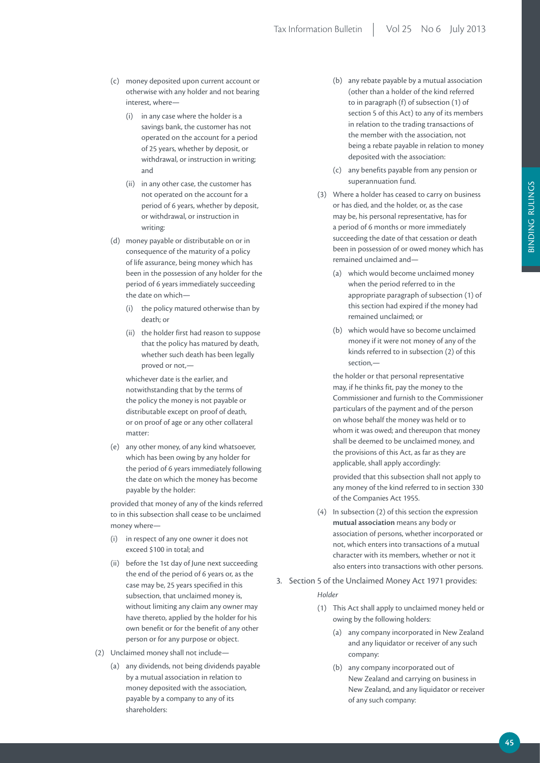- (c) money deposited upon current account or otherwise with any holder and not bearing interest, where—
  - (i) in any case where the holder is a savings bank, the customer has not operated on the account for a period of 25 years, whether by deposit, or withdrawal, or instruction in writing; and
  - (ii) in any other case, the customer has not operated on the account for a period of 6 years, whether by deposit, or withdrawal, or instruction in writing:
- (d) money payable or distributable on or in consequence of the maturity of a policy of life assurance, being money which has been in the possession of any holder for the period of 6 years immediately succeeding the date on which—
  - (i) the policy matured otherwise than by death; or
  - (ii) the holder first had reason to suppose that the policy has matured by death, whether such death has been legally proved or not,—

  whichever date is the earlier, and notwithstanding that by the terms of the policy the money is not payable or distributable except on proof of death, or on proof of age or any other collateral matter:
- (e) any other money, of any kind whatsoever, which has been owing by any holder for the period of 6 years immediately following the date on which the money has become payable by the holder:

provided that money of any of the kinds referred to in this subsection shall cease to be unclaimed money where—

- (i) in respect of any one owner it does not exceed $100 in total; and
- (ii) before the 1st day of June next succeeding the end of the period of 6 years or, as the case may be, 25 years specified in this subsection, that unclaimed money is, without limiting any claim any owner may have thereto, applied by the holder for his own benefit or for the benefit of any other person or for any purpose or object.

(2) Unclaimed money shall not include—

- (a) any dividends, not being dividends payable by a mutual association in relation to money deposited with the association, payable by a company to any of its shareholders:
- (b) any rebate payable by a mutual association (other than a holder of the kind referred to in paragraph (f) of subsection (1) of section 5 of this Act) to any of its members in relation to the trading transactions of the member with the association, not being a rebate payable in relation to money deposited with the association:
- (c) any benefits payable from any pension or superannuation fund.

(3) Where a holder has ceased to carry on business or has died, and the holder, or, as the case may be, his personal representative, has for a period of 6 months or more immediately succeeding the date of that cessation or death been in possession of or owed money which has remained unclaimed and—

- (a) which would become unclaimed money when the period referred to in the appropriate paragraph of subsection (1) of this section had expired if the money had remained unclaimed; or
- (b) which would have so become unclaimed money if it were not money of any of the kinds referred to in subsection (2) of this section,—

the holder or that personal representative may, if he thinks fit, pay the money to the Commissioner and furnish to the Commissioner particulars of the payment and of the person on whose behalf the money was held or to whom it was owed; and thereupon that money shall be deemed to be unclaimed money, and the provisions of this Act, as far as they are applicable, shall apply accordingly:

provided that this subsection shall not apply to any money of the kind referred to in section 330 of the Companies Act 1955.

(4) In subsection (2) of this section the expression **mutual association** means any body or association of persons, whether incorporated or not, which enters into transactions of a mutual character with its members, whether or not it also enters into transactions with other persons.

3. Section 5 of the Unclaimed Money Act 1971 provides:

*Holder*

(1) This Act shall apply to unclaimed money held or owing by the following holders:

- (a) any company incorporated in New Zealand and any liquidator or receiver of any such company:
- (b) any company incorporated out of New Zealand and carrying on business in New Zealand, and any liquidator or receiver of any such company: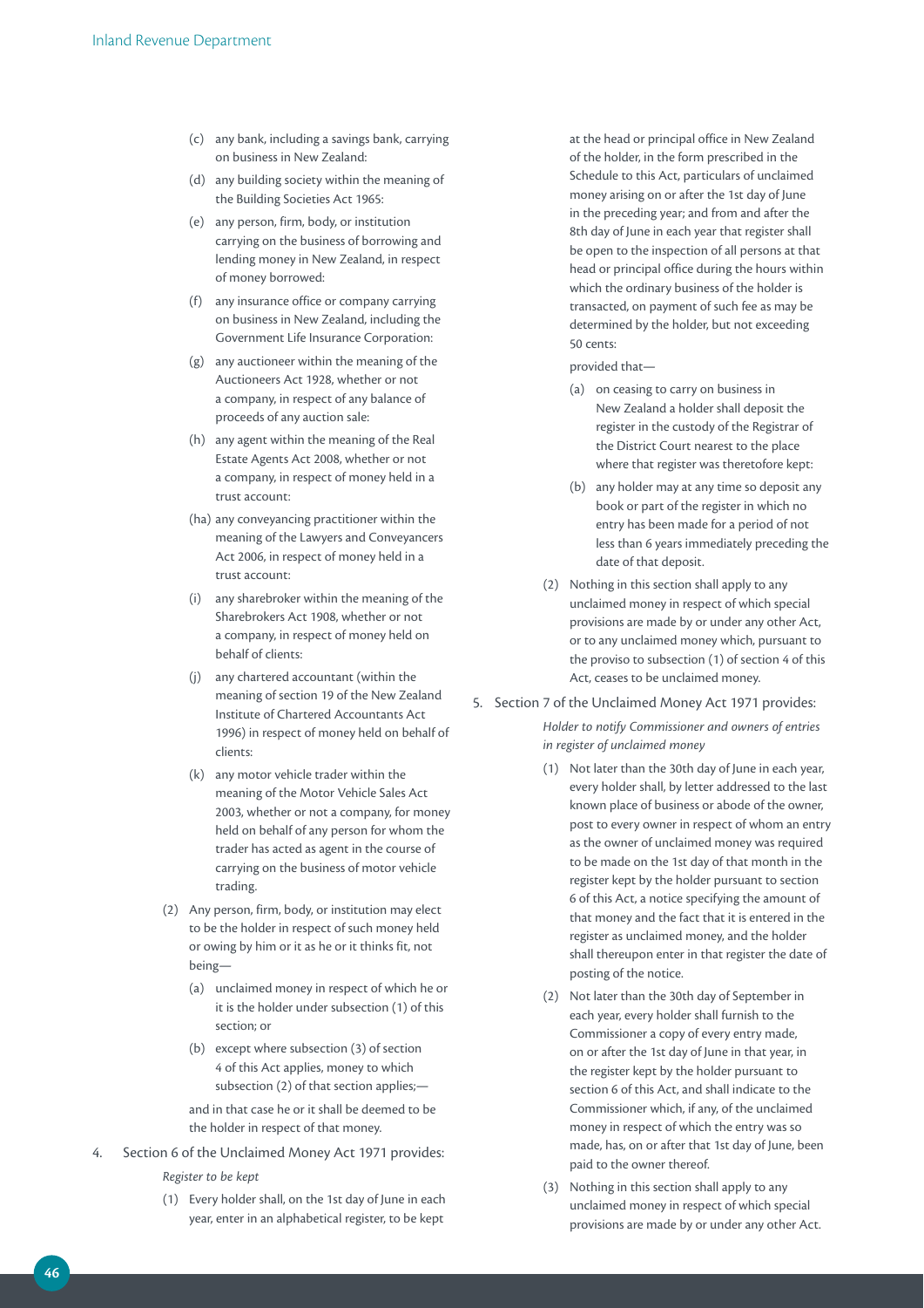(c) any bank, including a savings bank, carrying on business in New Zealand:

(d) any building society within the meaning of the Building Societies Act 1965:

(e) any person, firm, body, or institution carrying on the business of borrowing and lending money in New Zealand, in respect of money borrowed:

(f) any insurance office or company carrying on business in New Zealand, including the Government Life Insurance Corporation:

(g) any auctioneer within the meaning of the Auctioneers Act 1928, whether or not a company, in respect of any balance of proceeds of any auction sale:

(h) any agent within the meaning of the Real Estate Agents Act 2008, whether or not a company, in respect of money held in a trust account:

(ha) any conveyancing practitioner within the meaning of the Lawyers and Conveyancers Act 2006, in respect of money held in a trust account:

(i) any sharebroker within the meaning of the Sharebrokers Act 1908, whether or not a company, in respect of money held on behalf of clients:

(j) any chartered accountant (within the meaning of section 19 of the New Zealand Institute of Chartered Accountants Act 1996) in respect of money held on behalf of clients:

(k) any motor vehicle trader within the meaning of the Motor Vehicle Sales Act 2003, whether or not a company, for money held on behalf of any person for whom the trader has acted as agent in the course of carrying on the business of motor vehicle trading.

(2) Any person, firm, body, or institution may elect to be the holder in respect of such money held or owing by him or it as he or it thinks fit, not being—

(a) unclaimed money in respect of which he or it is the holder under subsection (1) of this section; or

(b) except where subsection (3) of section 4 of this Act applies, money to which subsection (2) of that section applies;—

and in that case he or it shall be deemed to be the holder in respect of that money.

4. Section 6 of the Unclaimed Money Act 1971 provides:

*Register to be kept*

(1) Every holder shall, on the 1st day of June in each year, enter in an alphabetical register, to be kept at the head or principal office in New Zealand of the holder, in the form prescribed in the Schedule to this Act, particulars of unclaimed money arising on or after the 1st day of June in the preceding year; and from and after the 8th day of June in each year that register shall be open to the inspection of all persons at that head or principal office during the hours within which the ordinary business of the holder is transacted, on payment of such fee as may be determined by the holder, but not exceeding 50 cents:

provided that—

(a) on ceasing to carry on business in New Zealand a holder shall deposit the register in the custody of the Registrar of the District Court nearest to the place where that register was theretofore kept:

(b) any holder may at any time so deposit any book or part of the register in which no entry has been made for a period of not less than 6 years immediately preceding the date of that deposit.

(2) Nothing in this section shall apply to any unclaimed money in respect of which special provisions are made by or under any other Act, or to any unclaimed money which, pursuant to the proviso to subsection (1) of section 4 of this Act, ceases to be unclaimed money.

5. Section 7 of the Unclaimed Money Act 1971 provides:

*Holder to notify Commissioner and owners of entries in register of unclaimed money*

(1) Not later than the 30th day of June in each year, every holder shall, by letter addressed to the last known place of business or abode of the owner, post to every owner in respect of whom an entry as the owner of unclaimed money was required to be made on the 1st day of that month in the register kept by the holder pursuant to section 6 of this Act, a notice specifying the amount of that money and the fact that it is entered in the register as unclaimed money, and the holder shall thereupon enter in that register the date of posting of the notice.

(2) Not later than the 30th day of September in each year, every holder shall furnish to the Commissioner a copy of every entry made, on or after the 1st day of June in that year, in the register kept by the holder pursuant to section 6 of this Act, and shall indicate to the Commissioner which, if any, of the unclaimed money in respect of which the entry was so made, has, on or after that 1st day of June, been paid to the owner thereof.

(3) Nothing in this section shall apply to any unclaimed money in respect of which special provisions are made by or under any other Act.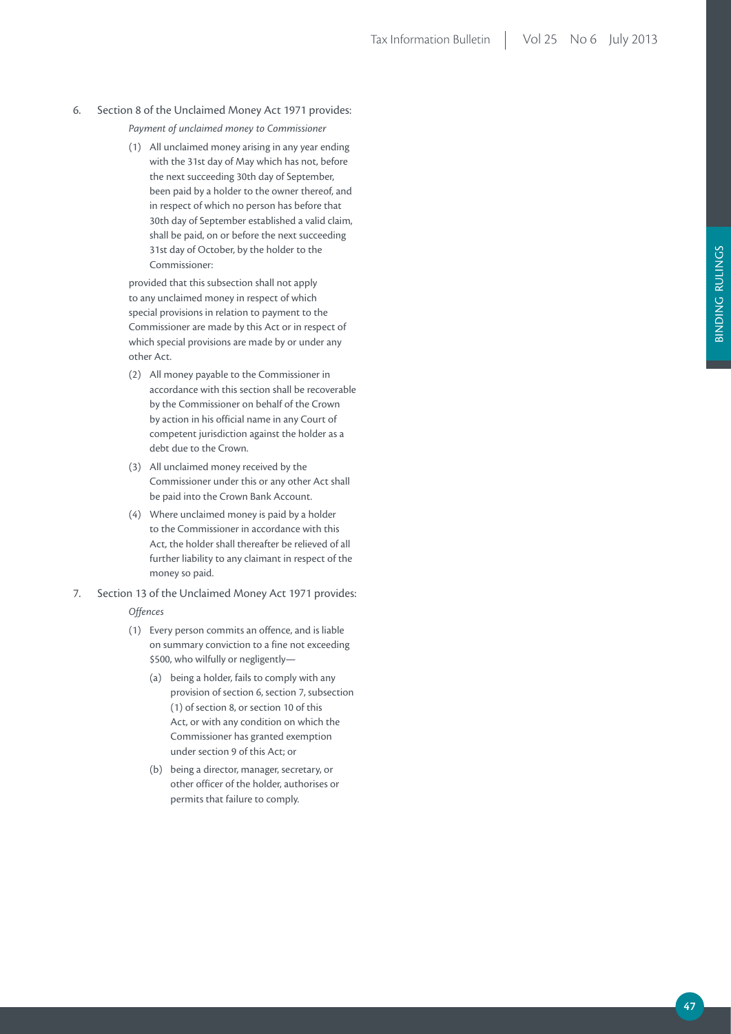6. Section 8 of the Unclaimed Money Act 1971 provides:

   *Payment of unclaimed money to Commissioner*

   (1) All unclaimed money arising in any year ending with the 31st day of May which has not, before the next succeeding 30th day of September, been paid by a holder to the owner thereof, and in respect of which no person has before that 30th day of September established a valid claim, shall be paid, on or before the next succeeding 31st day of October, by the holder to the Commissioner:

   provided that this subsection shall not apply to any unclaimed money in respect of which special provisions in relation to payment to the Commissioner are made by this Act or in respect of which special provisions are made by or under any other Act.

   (2) All money payable to the Commissioner in accordance with this section shall be recoverable by the Commissioner on behalf of the Crown by action in his official name in any Court of competent jurisdiction against the holder as a debt due to the Crown.

   (3) All unclaimed money received by the Commissioner under this or any other Act shall be paid into the Crown Bank Account.

   (4) Where unclaimed money is paid by a holder to the Commissioner in accordance with this Act, the holder shall thereafter be relieved of all further liability to any claimant in respect of the money so paid.

7. Section 13 of the Unclaimed Money Act 1971 provides:

   *Offences*

   (1) Every person commits an offence, and is liable on summary conviction to a fine not exceeding $500, who wilfully or negligently—

      (a) being a holder, fails to comply with any provision of section 6, section 7, subsection (1) of section 8, or section 10 of this Act, or with any condition on which the Commissioner has granted exemption under section 9 of this Act; or

      (b) being a director, manager, secretary, or other officer of the holder, authorises or permits that failure to comply.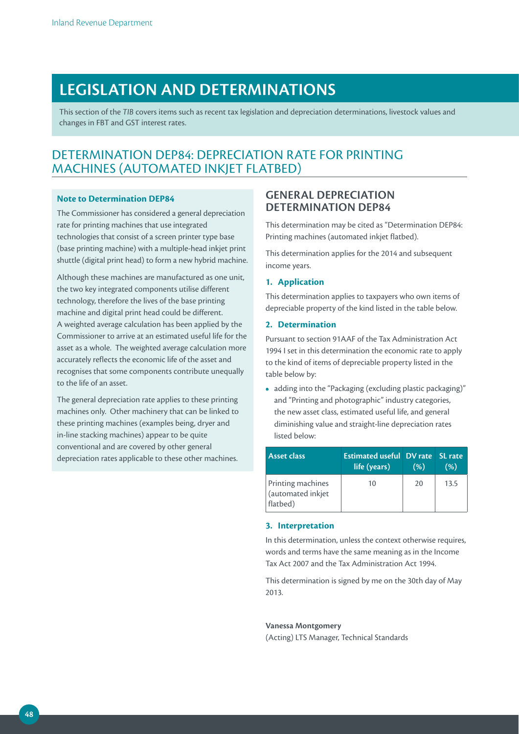# LEGISLATION AND DETERMINATIONS

This section of the *TIB* covers items such as recent tax legislation and depreciation determinations, livestock values and changes in FBT and GST interest rates.

## DETERMINATION DEP84: DEPRECIATION RATE FOR PRINTING MACHINES (AUTOMATED INKJET FLATBED)

**Note to Determination DEP84**

The Commissioner has considered a general depreciation rate for printing machines that use integrated technologies that consist of a screen printer type base (base printing machine) with a multiple-head inkjet print shuttle (digital print head) to form a new hybrid machine.

Although these machines are manufactured as one unit, the two key integrated components utilise different technology, therefore the lives of the base printing machine and digital print head could be different. A weighted average calculation has been applied by the Commissioner to arrive at an estimated useful life for the asset as a whole. The weighted average calculation more accurately reflects the economic life of the asset and recognises that some components contribute unequally to the life of an asset.

The general depreciation rate applies to these printing machines only. Other machinery that can be linked to these printing machines (examples being, dryer and in-line stacking machines) appear to be quite conventional and are covered by other general depreciation rates applicable to these other machines.

### GENERAL DEPRECIATION DETERMINATION DEP84

This determination may be cited as "Determination DEP84: Printing machines (automated inkjet flatbed).

This determination applies for the 2014 and subsequent income years.

#### 1. Application

This determination applies to taxpayers who own items of depreciable property of the kind listed in the table below.

#### 2. Determination

Pursuant to section 91AAF of the Tax Administration Act 1994 I set in this determination the economic rate to apply to the kind of items of depreciable property listed in the table below by:

- adding into the "Packaging (excluding plastic packaging)" and "Printing and photographic" industry categories, the new asset class, estimated useful life, and general diminishing value and straight-line depreciation rates listed below:

| Asset class | Estimated useful life (years) | DV rate (%) | SL rate (%) |
|---|---|---|---|
| Printing machines (automated inkjet flatbed) | 10 | 20 | 13.5 |

#### 3. Interpretation

In this determination, unless the context otherwise requires, words and terms have the same meaning as in the Income Tax Act 2007 and the Tax Administration Act 1994.

This determination is signed by me on the 30th day of May 2013.

**Vanessa Montgomery**
(Acting) LTS Manager, Technical Standards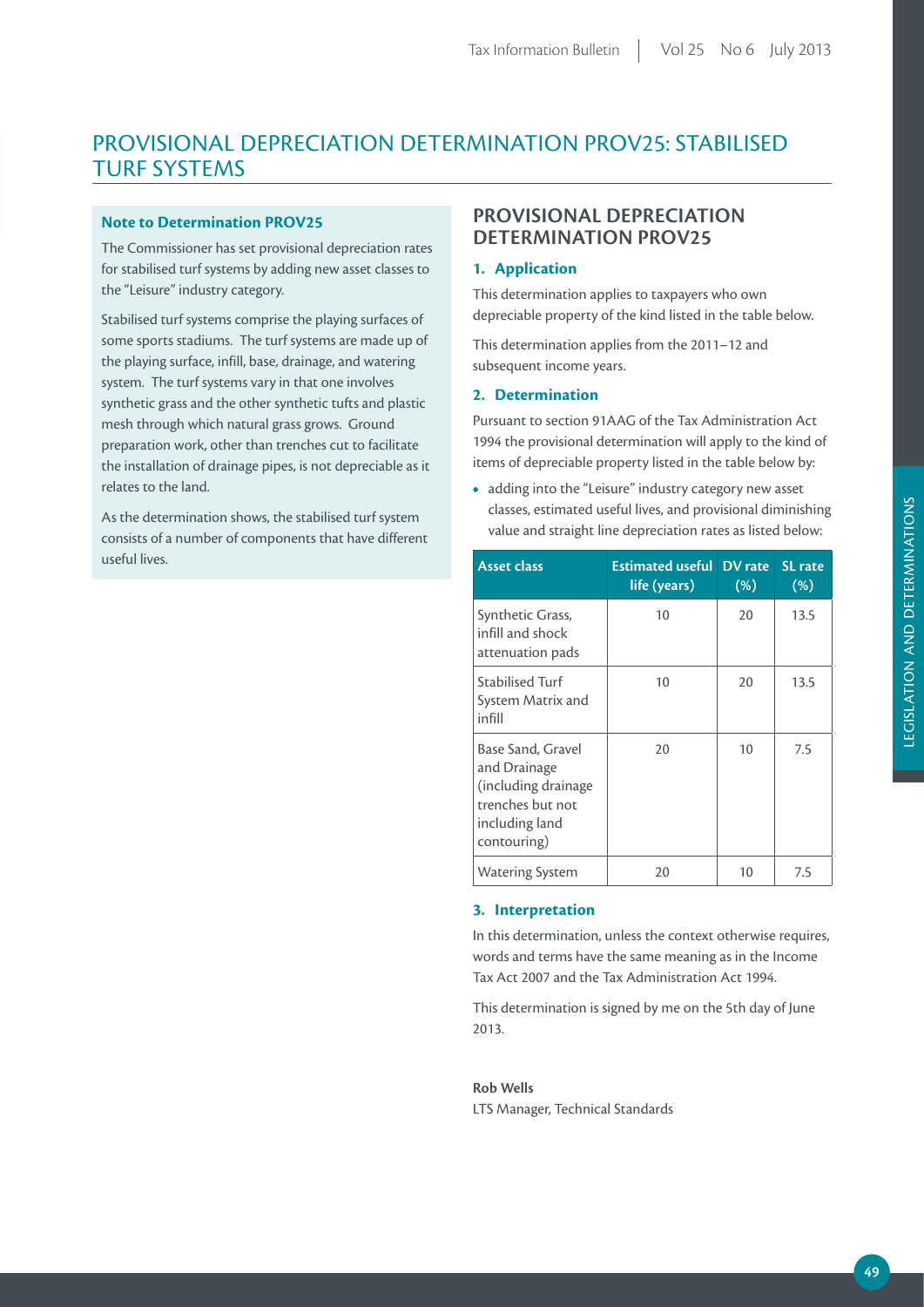# PROVISIONAL DEPRECIATION DETERMINATION PROV25: STABILISED TURF SYSTEMS

**Note to Determination PROV25**

The Commissioner has set provisional depreciation rates for stabilised turf systems by adding new asset classes to the "Leisure" industry category.

Stabilised turf systems comprise the playing surfaces of some sports stadiums. The turf systems are made up of the playing surface, infill, base, drainage, and watering system. The turf systems vary in that one involves synthetic grass and the other synthetic tufts and plastic mesh through which natural grass grows. Ground preparation work, other than trenches cut to facilitate the installation of drainage pipes, is not depreciable as it relates to the land.

As the determination shows, the stabilised turf system consists of a number of components that have different useful lives.

## PROVISIONAL DEPRECIATION DETERMINATION PROV25

### 1. Application

This determination applies to taxpayers who own depreciable property of the kind listed in the table below.

This determination applies from the 2011–12 and subsequent income years.

### 2. Determination

Pursuant to section 91AAG of the Tax Administration Act 1994 the provisional determination will apply to the kind of items of depreciable property listed in the table below by:

- adding into the "Leisure" industry category new asset classes, estimated useful lives, and provisional diminishing value and straight line depreciation rates as listed below:

| Asset class | Estimated useful life (years) | DV rate (%) | SL rate (%) |
|---|---|---|---|
| Synthetic Grass, infill and shock attenuation pads | 10 | 20 | 13.5 |
| Stabilised Turf System Matrix and infill | 10 | 20 | 13.5 |
| Base Sand, Gravel and Drainage (including drainage trenches but not including land contouring) | 20 | 10 | 7.5 |
| Watering System | 20 | 10 | 7.5 |

### 3. Interpretation

In this determination, unless the context otherwise requires, words and terms have the same meaning as in the Income Tax Act 2007 and the Tax Administration Act 1994.

This determination is signed by me on the 5th day of June 2013.

**Rob Wells**
LTS Manager, Technical Standards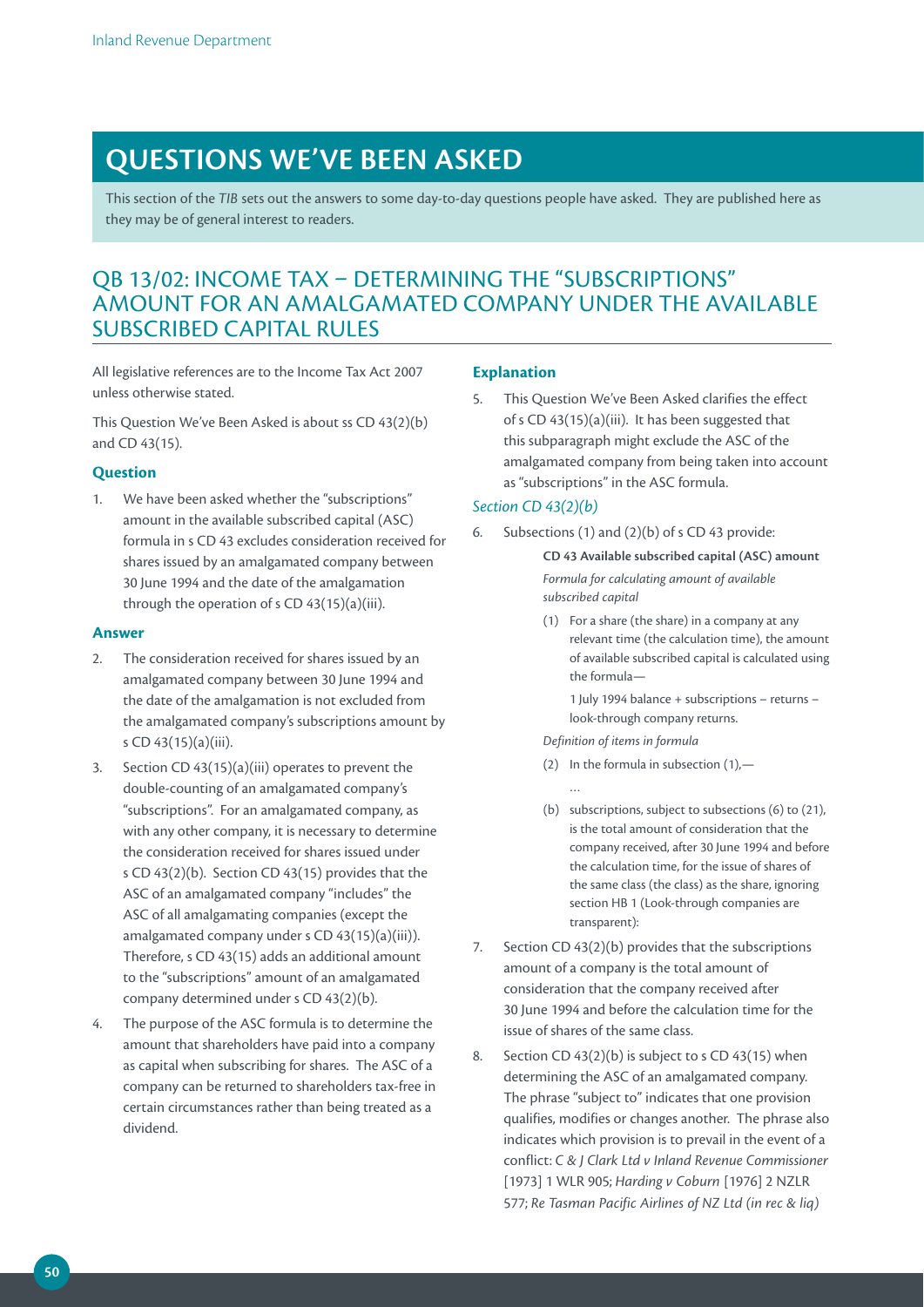# QUESTIONS WE'VE BEEN ASKED

This section of the *TIB* sets out the answers to some day-to-day questions people have asked. They are published here as they may be of general interest to readers.

## QB 13/02: INCOME TAX – DETERMINING THE "SUBSCRIPTIONS" AMOUNT FOR AN AMALGAMATED COMPANY UNDER THE AVAILABLE SUBSCRIBED CAPITAL RULES

All legislative references are to the Income Tax Act 2007 unless otherwise stated.

This Question We've Been Asked is about ss CD 43(2)(b) and CD 43(15).

### Question

1. We have been asked whether the "subscriptions" amount in the available subscribed capital (ASC) formula in s CD 43 excludes consideration received for shares issued by an amalgamated company between 30 June 1994 and the date of the amalgamation through the operation of s CD 43(15)(a)(iii).

### Answer

2. The consideration received for shares issued by an amalgamated company between 30 June 1994 and the date of the amalgamation is not excluded from the amalgamated company's subscriptions amount by s CD 43(15)(a)(iii).
3. Section CD 43(15)(a)(iii) operates to prevent the double-counting of an amalgamated company's "subscriptions". For an amalgamated company, as with any other company, it is necessary to determine the consideration received for shares issued under s CD 43(2)(b). Section CD 43(15) provides that the ASC of an amalgamated company "includes" the ASC of all amalgamating companies (except the amalgamated company under s CD 43(15)(a)(iii)). Therefore, s CD 43(15) adds an additional amount to the "subscriptions" amount of an amalgamated company determined under s CD 43(2)(b).
4. The purpose of the ASC formula is to determine the amount that shareholders have paid into a company as capital when subscribing for shares. The ASC of a company can be returned to shareholders tax-free in certain circumstances rather than being treated as a dividend.

### Explanation

5. This Question We've Been Asked clarifies the effect of s CD 43(15)(a)(iii). It has been suggested that this subparagraph might exclude the ASC of the amalgamated company from being taken into account as "subscriptions" in the ASC formula.

#### *Section CD 43(2)(b)*

6. Subsections (1) and (2)(b) of s CD 43 provide:

> **CD 43 Available subscribed capital (ASC) amount**
>
> *Formula for calculating amount of available subscribed capital*
>
> (1) For a share (the share) in a company at any relevant time (the calculation time), the amount of available subscribed capital is calculated using the formula—
>
> 1 July 1994 balance + subscriptions – returns – look-through company returns.
>
> *Definition of items in formula*
>
> (2) In the formula in subsection (1),—
>
> …
>
> (b) subscriptions, subject to subsections (6) to (21), is the total amount of consideration that the company received, after 30 June 1994 and before the calculation time, for the issue of shares of the same class (the class) as the share, ignoring section HB 1 (Look-through companies are transparent):

7. Section CD 43(2)(b) provides that the subscriptions amount of a company is the total amount of consideration that the company received after 30 June 1994 and before the calculation time for the issue of shares of the same class.
8. Section CD 43(2)(b) is subject to s CD 43(15) when determining the ASC of an amalgamated company. The phrase "subject to" indicates that one provision qualifies, modifies or changes another. The phrase also indicates which provision is to prevail in the event of a conflict: *C & J Clark Ltd v Inland Revenue Commissioner* [1973] 1 WLR 905; *Harding v Coburn* [1976] 2 NZLR 577; *Re Tasman Pacific Airlines of NZ Ltd (in rec & liq)*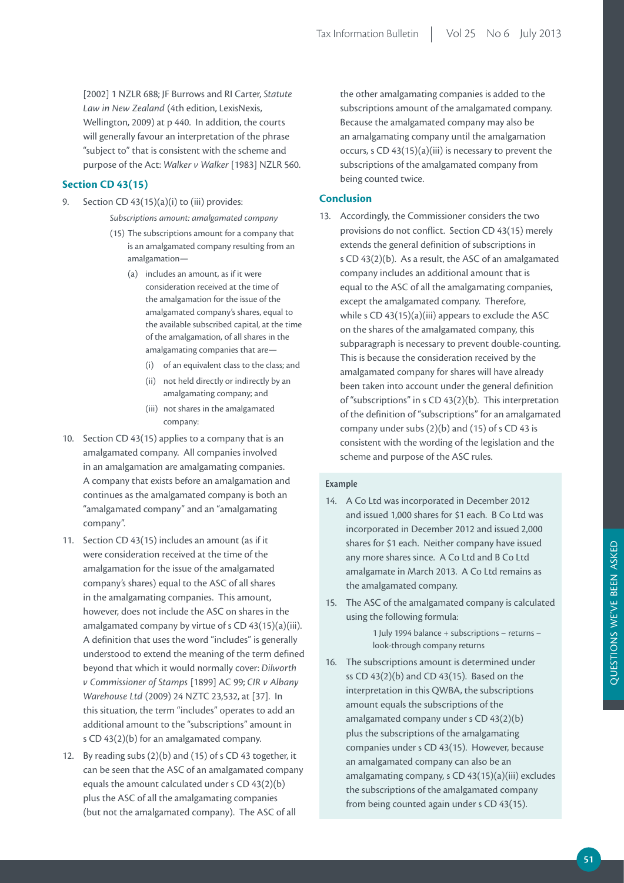[2002] 1 NZLR 688; JF Burrows and RI Carter, *Statute Law in New Zealand* (4th edition, LexisNexis, Wellington, 2009) at p 440. In addition, the courts will generally favour an interpretation of the phrase "subject to" that is consistent with the scheme and purpose of the Act: *Walker v Walker* [1983] NZLR 560.

### Section CD 43(15)

9. Section CD 43(15)(a)(i) to (iii) provides:

   *Subscriptions amount: amalgamated company*

   (15) The subscriptions amount for a company that is an amalgamated company resulting from an amalgamation—

   (a) includes an amount, as if it were consideration received at the time of the amalgamation for the issue of the amalgamated company's shares, equal to the available subscribed capital, at the time of the amalgamation, of all shares in the amalgamating companies that are—

   (i) of an equivalent class to the class; and

   (ii) not held directly or indirectly by an amalgamating company; and

   (iii) not shares in the amalgamated company:

10. Section CD 43(15) applies to a company that is an amalgamated company. All companies involved in an amalgamation are amalgamating companies. A company that exists before an amalgamation and continues as the amalgamated company is both an "amalgamated company" and an "amalgamating company".

11. Section CD 43(15) includes an amount (as if it were consideration received at the time of the amalgamation for the issue of the amalgamated company's shares) equal to the ASC of all shares in the amalgamating companies. This amount, however, does not include the ASC on shares in the amalgamated company by virtue of s CD 43(15)(a)(iii). A definition that uses the word "includes" is generally understood to extend the meaning of the term defined beyond that which it would normally cover: *Dilworth v Commissioner of Stamps* [1899] AC 99; *CIR v Albany Warehouse Ltd* (2009) 24 NZTC 23,532, at [37]. In this situation, the term "includes" operates to add an additional amount to the "subscriptions" amount in s CD 43(2)(b) for an amalgamated company.

12. By reading subs (2)(b) and (15) of s CD 43 together, it can be seen that the ASC of an amalgamated company equals the amount calculated under s CD 43(2)(b) plus the ASC of all the amalgamating companies (but not the amalgamated company). The ASC of all the other amalgamating companies is added to the subscriptions amount of the amalgamated company. Because the amalgamated company may also be an amalgamating company until the amalgamation occurs, s CD 43(15)(a)(iii) is necessary to prevent the subscriptions of the amalgamated company from being counted twice.

### Conclusion

13. Accordingly, the Commissioner considers the two provisions do not conflict. Section CD 43(15) merely extends the general definition of subscriptions in s CD 43(2)(b). As a result, the ASC of an amalgamated company includes an additional amount that is equal to the ASC of all the amalgamating companies, except the amalgamated company. Therefore, while s CD 43(15)(a)(iii) appears to exclude the ASC on the shares of the amalgamated company, this subparagraph is necessary to prevent double-counting. This is because the consideration received by the amalgamated company for shares will have already been taken into account under the general definition of "subscriptions" in s CD 43(2)(b). This interpretation of the definition of "subscriptions" for an amalgamated company under subs (2)(b) and (15) of s CD 43 is consistent with the wording of the legislation and the scheme and purpose of the ASC rules.

#### Example

14. A Co Ltd was incorporated in December 2012 and issued 1,000 shares for $1 each. B Co Ltd was incorporated in December 2012 and issued 2,000 shares for $1 each. Neither company have issued any more shares since. A Co Ltd and B Co Ltd amalgamate in March 2013. A Co Ltd remains as the amalgamated company.

15. The ASC of the amalgamated company is calculated using the following formula:

    1 July 1994 balance + subscriptions − returns − look-through company returns

16. The subscriptions amount is determined under ss CD 43(2)(b) and CD 43(15). Based on the interpretation in this QWBA, the subscriptions amount equals the subscriptions of the amalgamated company under s CD 43(2)(b) plus the subscriptions of the amalgamating companies under s CD 43(15). However, because an amalgamated company can also be an amalgamating company, s CD 43(15)(a)(iii) excludes the subscriptions of the amalgamated company from being counted again under s CD 43(15).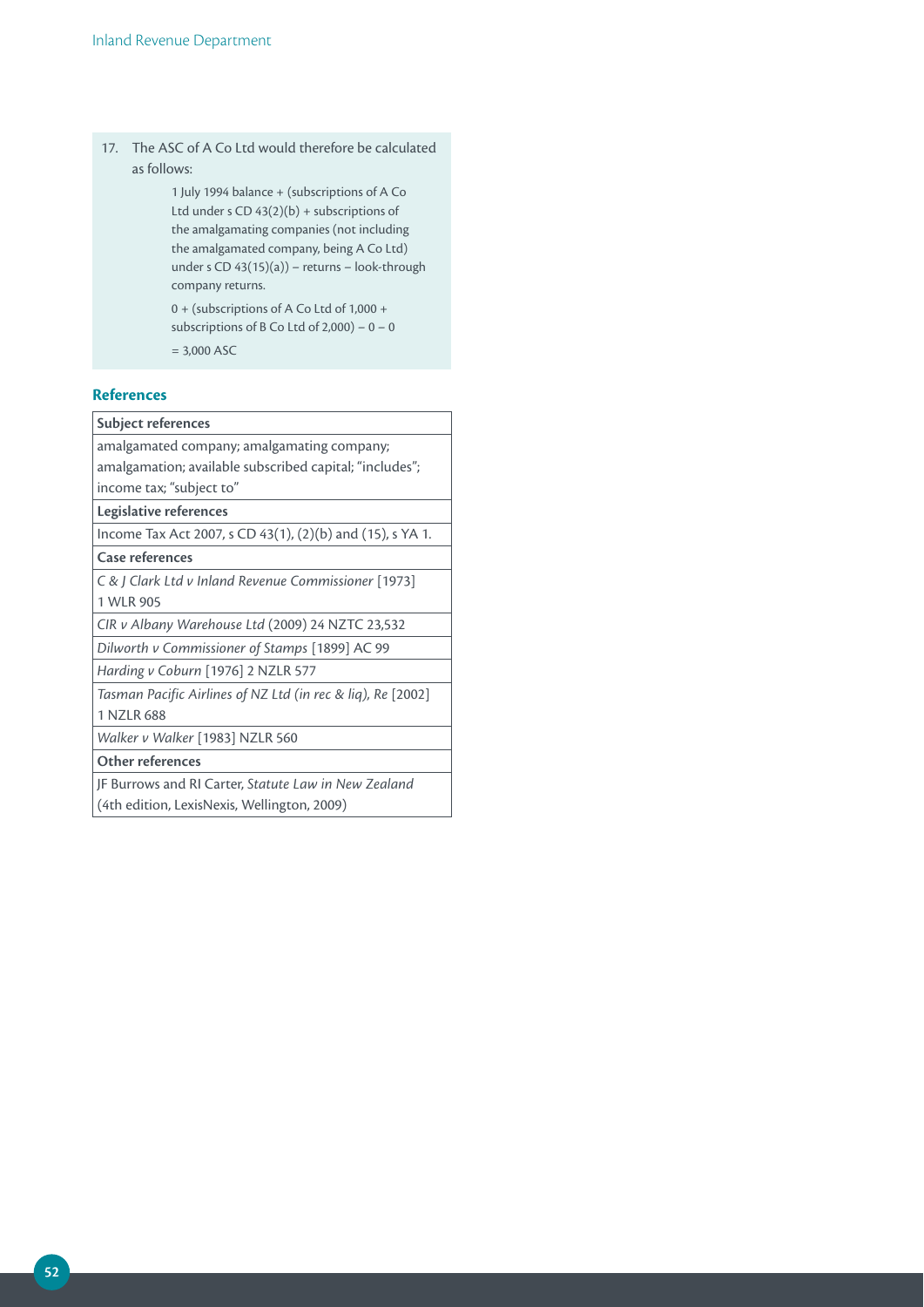17. The ASC of A Co Ltd would therefore be calculated as follows:

    1 July 1994 balance + (subscriptions of A Co Ltd under s CD 43(2)(b) + subscriptions of the amalgamating companies (not including the amalgamated company, being A Co Ltd) under s CD 43(15)(a)) – returns – look-through company returns.

    0 + (subscriptions of A Co Ltd of 1,000 + subscriptions of B Co Ltd of 2,000) – 0 – 0

    = 3,000 ASC

## References

| **Subject references** |
|---|
| amalgamated company; amalgamating company; amalgamation; available subscribed capital; "includes"; income tax; "subject to" |
| **Legislative references** |
| Income Tax Act 2007, s CD 43(1), (2)(b) and (15), s YA 1. |
| **Case references** |
| *C & J Clark Ltd v Inland Revenue Commissioner* [1973] 1 WLR 905 |
| *CIR v Albany Warehouse Ltd* (2009) 24 NZTC 23,532 |
| *Dilworth v Commissioner of Stamps* [1899] AC 99 |
| *Harding v Coburn* [1976] 2 NZLR 577 |
| *Tasman Pacific Airlines of NZ Ltd (in rec & liq), Re* [2002] 1 NZLR 688 |
| *Walker v Walker* [1983] NZLR 560 |
| **Other references** |
| JF Burrows and RI Carter, *Statute Law in New Zealand* (4th edition, LexisNexis, Wellington, 2009) |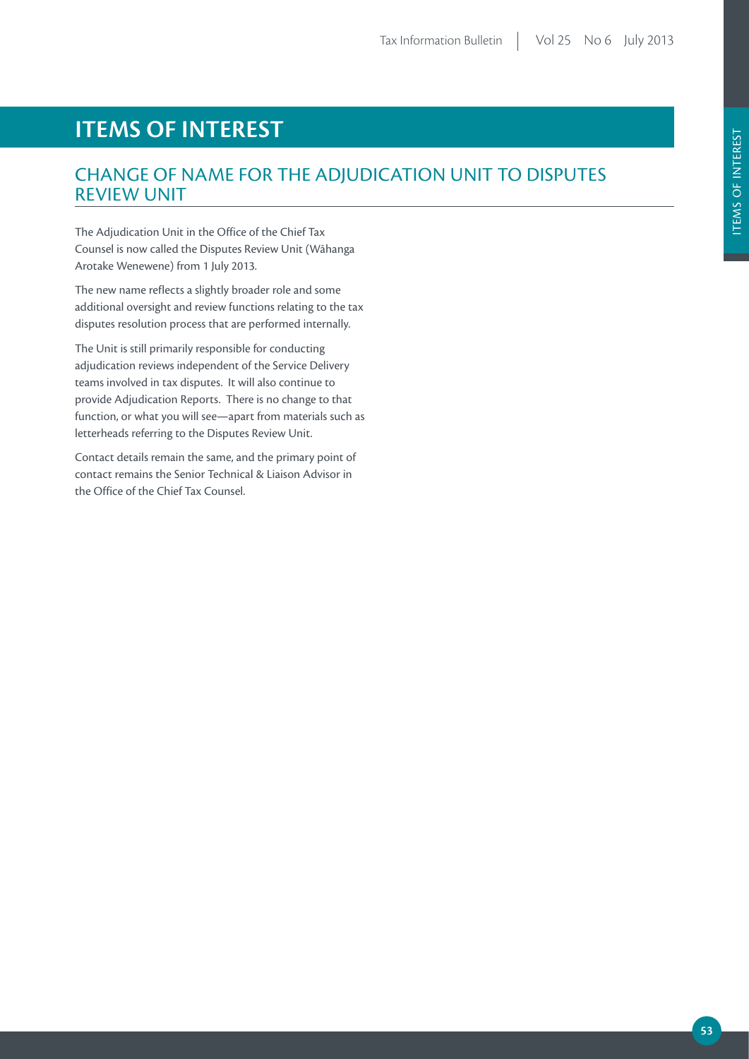# ITEMS OF INTEREST

## CHANGE OF NAME FOR THE ADJUDICATION UNIT TO DISPUTES REVIEW UNIT

The Adjudication Unit in the Office of the Chief Tax Counsel is now called the Disputes Review Unit (Wāhanga Arotake Wenewene) from 1 July 2013.

The new name reflects a slightly broader role and some additional oversight and review functions relating to the tax disputes resolution process that are performed internally.

The Unit is still primarily responsible for conducting adjudication reviews independent of the Service Delivery teams involved in tax disputes. It will also continue to provide Adjudication Reports. There is no change to that function, or what you will see—apart from materials such as letterheads referring to the Disputes Review Unit.

Contact details remain the same, and the primary point of contact remains the Senior Technical & Liaison Advisor in the Office of the Chief Tax Counsel.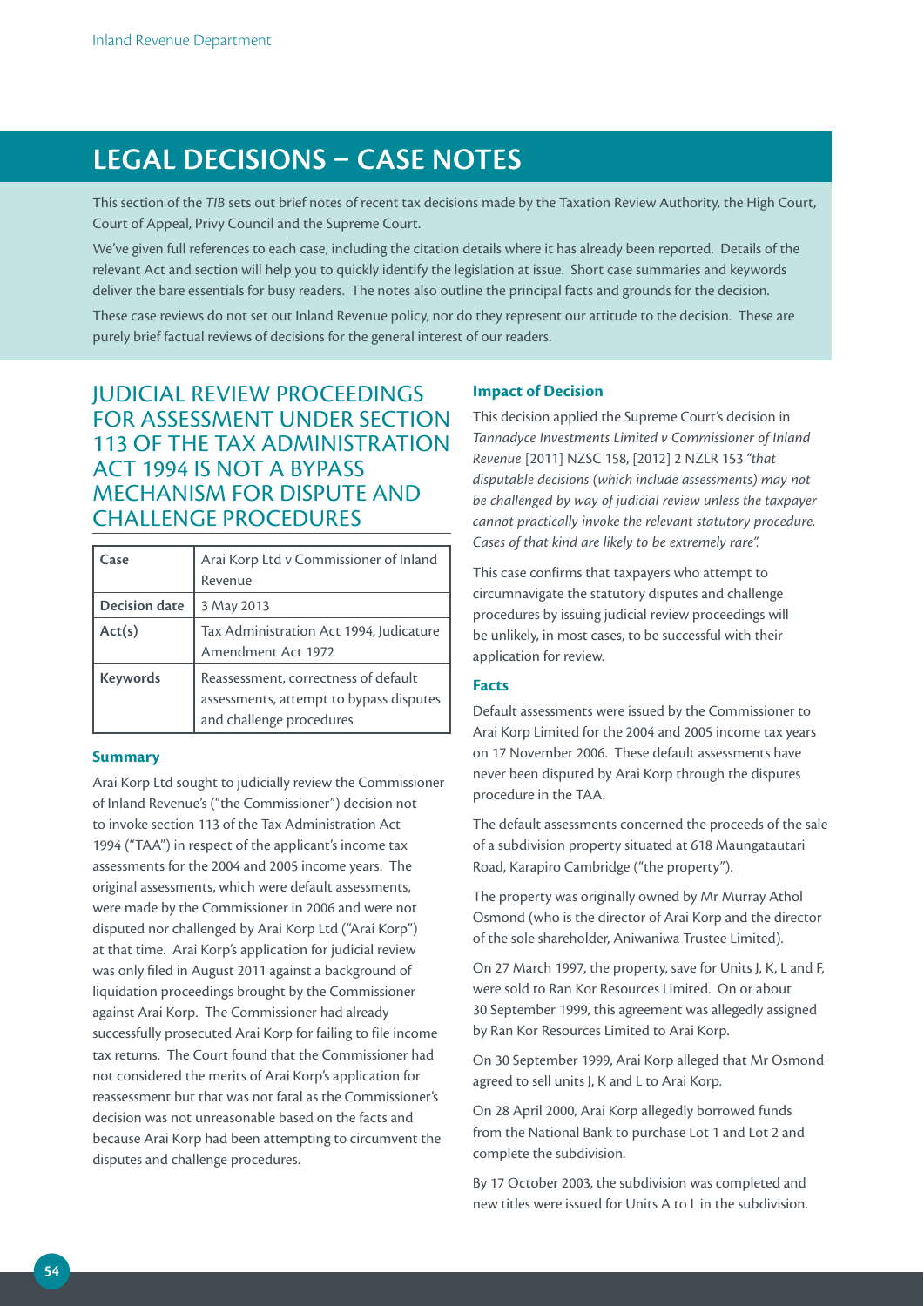# LEGAL DECISIONS – CASE NOTES

This section of the *TIB* sets out brief notes of recent tax decisions made by the Taxation Review Authority, the High Court, Court of Appeal, Privy Council and the Supreme Court.

We've given full references to each case, including the citation details where it has already been reported. Details of the relevant Act and section will help you to quickly identify the legislation at issue. Short case summaries and keywords deliver the bare essentials for busy readers. The notes also outline the principal facts and grounds for the decision.

These case reviews do not set out Inland Revenue policy, nor do they represent our attitude to the decision. These are purely brief factual reviews of decisions for the general interest of our readers.

## JUDICIAL REVIEW PROCEEDINGS FOR ASSESSMENT UNDER SECTION 113 OF THE TAX ADMINISTRATION ACT 1994 IS NOT A BYPASS MECHANISM FOR DISPUTE AND CHALLENGE PROCEDURES

| **Case** | Arai Korp Ltd v Commissioner of Inland Revenue |
|---|---|
| **Decision date** | 3 May 2013 |
| **Act(s)** | Tax Administration Act 1994, Judicature Amendment Act 1972 |
| **Keywords** | Reassessment, correctness of default assessments, attempt to bypass disputes and challenge procedures |

### Summary

Arai Korp Ltd sought to judicially review the Commissioner of Inland Revenue's ("the Commissioner") decision not to invoke section 113 of the Tax Administration Act 1994 ("TAA") in respect of the applicant's income tax assessments for the 2004 and 2005 income years. The original assessments, which were default assessments, were made by the Commissioner in 2006 and were not disputed nor challenged by Arai Korp Ltd ("Arai Korp") at that time. Arai Korp's application for judicial review was only filed in August 2011 against a background of liquidation proceedings brought by the Commissioner against Arai Korp. The Commissioner had already successfully prosecuted Arai Korp for failing to file income tax returns. The Court found that the Commissioner had not considered the merits of Arai Korp's application for reassessment but that was not fatal as the Commissioner's decision was not unreasonable based on the facts and because Arai Korp had been attempting to circumvent the disputes and challenge procedures.

### Impact of Decision

This decision applied the Supreme Court's decision in *Tannadyce Investments Limited v Commissioner of Inland Revenue* [2011] NZSC 158, [2012] 2 NZLR 153 *"that disputable decisions (which include assessments) may not be challenged by way of judicial review unless the taxpayer cannot practically invoke the relevant statutory procedure. Cases of that kind are likely to be extremely rare".*

This case confirms that taxpayers who attempt to circumnavigate the statutory disputes and challenge procedures by issuing judicial review proceedings will be unlikely, in most cases, to be successful with their application for review.

### Facts

Default assessments were issued by the Commissioner to Arai Korp Limited for the 2004 and 2005 income tax years on 17 November 2006. These default assessments have never been disputed by Arai Korp through the disputes procedure in the TAA.

The default assessments concerned the proceeds of the sale of a subdivision property situated at 618 Maungatautari Road, Karapiro Cambridge ("the property").

The property was originally owned by Mr Murray Athol Osmond (who is the director of Arai Korp and the director of the sole shareholder, Aniwaniwa Trustee Limited).

On 27 March 1997, the property, save for Units J, K, L and F, were sold to Ran Kor Resources Limited. On or about 30 September 1999, this agreement was allegedly assigned by Ran Kor Resources Limited to Arai Korp.

On 30 September 1999, Arai Korp alleged that Mr Osmond agreed to sell units J, K and L to Arai Korp.

On 28 April 2000, Arai Korp allegedly borrowed funds from the National Bank to purchase Lot 1 and Lot 2 and complete the subdivision.

By 17 October 2003, the subdivision was completed and new titles were issued for Units A to L in the subdivision.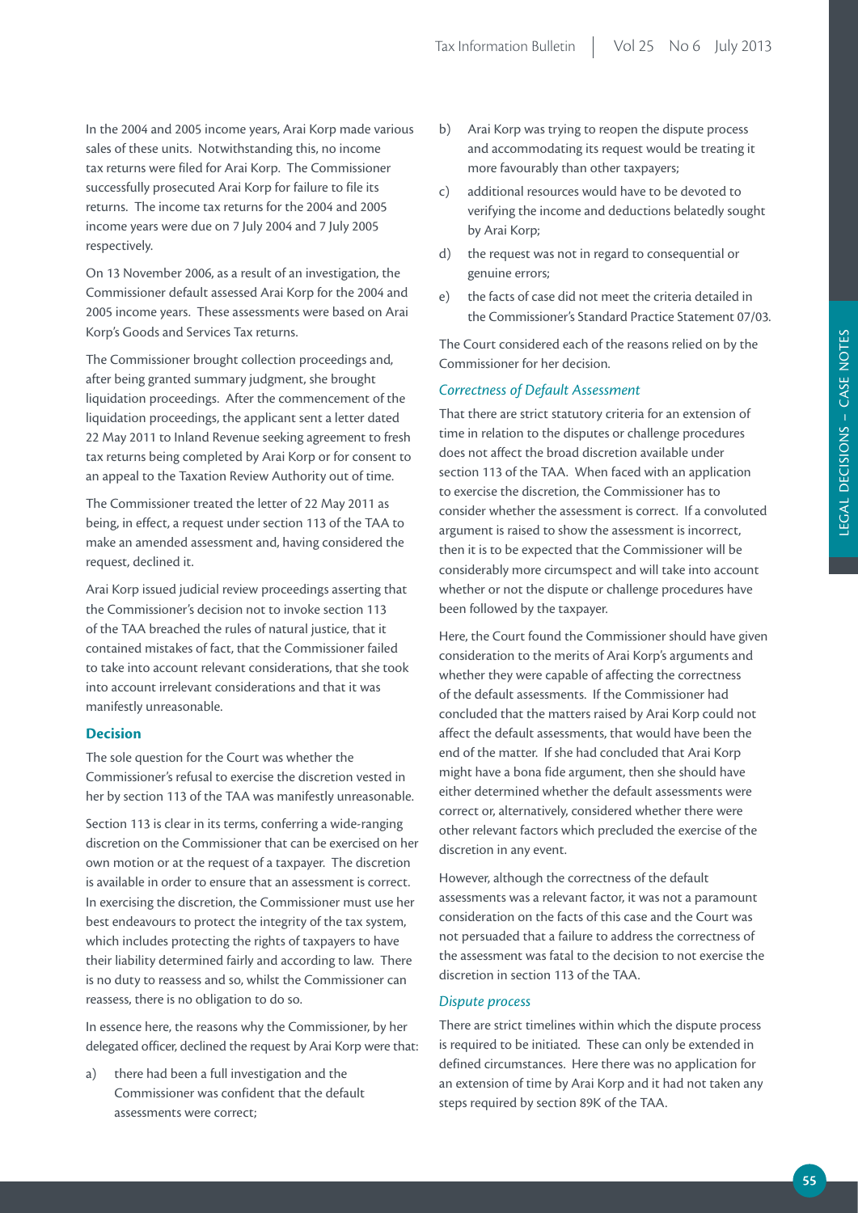In the 2004 and 2005 income years, Arai Korp made various sales of these units. Notwithstanding this, no income tax returns were filed for Arai Korp. The Commissioner successfully prosecuted Arai Korp for failure to file its returns. The income tax returns for the 2004 and 2005 income years were due on 7 July 2004 and 7 July 2005 respectively.

On 13 November 2006, as a result of an investigation, the Commissioner default assessed Arai Korp for the 2004 and 2005 income years. These assessments were based on Arai Korp's Goods and Services Tax returns.

The Commissioner brought collection proceedings and, after being granted summary judgment, she brought liquidation proceedings. After the commencement of the liquidation proceedings, the applicant sent a letter dated 22 May 2011 to Inland Revenue seeking agreement to fresh tax returns being completed by Arai Korp or for consent to an appeal to the Taxation Review Authority out of time.

The Commissioner treated the letter of 22 May 2011 as being, in effect, a request under section 113 of the TAA to make an amended assessment and, having considered the request, declined it.

Arai Korp issued judicial review proceedings asserting that the Commissioner's decision not to invoke section 113 of the TAA breached the rules of natural justice, that it contained mistakes of fact, that the Commissioner failed to take into account relevant considerations, that she took into account irrelevant considerations and that it was manifestly unreasonable.

### Decision

The sole question for the Court was whether the Commissioner's refusal to exercise the discretion vested in her by section 113 of the TAA was manifestly unreasonable.

Section 113 is clear in its terms, conferring a wide-ranging discretion on the Commissioner that can be exercised on her own motion or at the request of a taxpayer. The discretion is available in order to ensure that an assessment is correct. In exercising the discretion, the Commissioner must use her best endeavours to protect the integrity of the tax system, which includes protecting the rights of taxpayers to have their liability determined fairly and according to law. There is no duty to reassess and so, whilst the Commissioner can reassess, there is no obligation to do so.

In essence here, the reasons why the Commissioner, by her delegated officer, declined the request by Arai Korp were that:

a) there had been a full investigation and the Commissioner was confident that the default assessments were correct;

b) Arai Korp was trying to reopen the dispute process and accommodating its request would be treating it more favourably than other taxpayers;

c) additional resources would have to be devoted to verifying the income and deductions belatedly sought by Arai Korp;

d) the request was not in regard to consequential or genuine errors;

e) the facts of case did not meet the criteria detailed in the Commissioner's Standard Practice Statement 07/03.

The Court considered each of the reasons relied on by the Commissioner for her decision.

#### *Correctness of Default Assessment*

That there are strict statutory criteria for an extension of time in relation to the disputes or challenge procedures does not affect the broad discretion available under section 113 of the TAA. When faced with an application to exercise the discretion, the Commissioner has to consider whether the assessment is correct. If a convoluted argument is raised to show the assessment is incorrect, then it is to be expected that the Commissioner will be considerably more circumspect and will take into account whether or not the dispute or challenge procedures have been followed by the taxpayer.

Here, the Court found the Commissioner should have given consideration to the merits of Arai Korp's arguments and whether they were capable of affecting the correctness of the default assessments. If the Commissioner had concluded that the matters raised by Arai Korp could not affect the default assessments, that would have been the end of the matter. If she had concluded that Arai Korp might have a bona fide argument, then she should have either determined whether the default assessments were correct or, alternatively, considered whether there were other relevant factors which precluded the exercise of the discretion in any event.

However, although the correctness of the default assessments was a relevant factor, it was not a paramount consideration on the facts of this case and the Court was not persuaded that a failure to address the correctness of the assessment was fatal to the decision to not exercise the discretion in section 113 of the TAA.

#### *Dispute process*

There are strict timelines within which the dispute process is required to be initiated. These can only be extended in defined circumstances. Here there was no application for an extension of time by Arai Korp and it had not taken any steps required by section 89K of the TAA.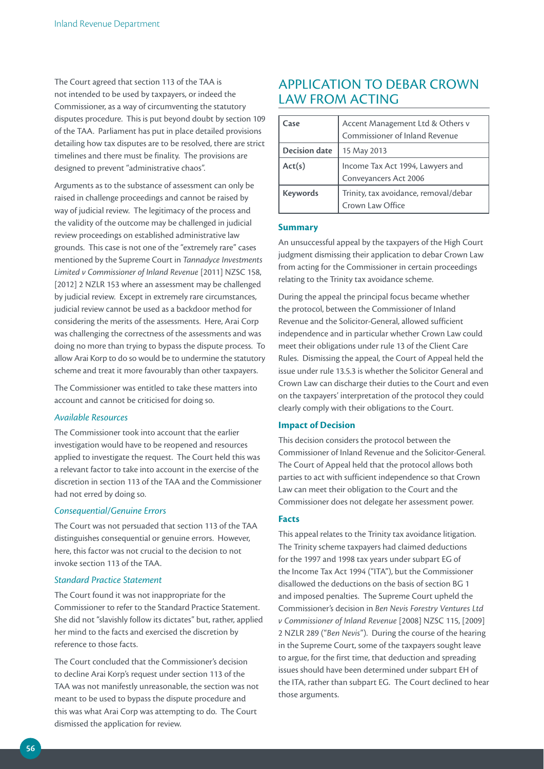The Court agreed that section 113 of the TAA is not intended to be used by taxpayers, or indeed the Commissioner, as a way of circumventing the statutory disputes procedure. This is put beyond doubt by section 109 of the TAA. Parliament has put in place detailed provisions detailing how tax disputes are to be resolved, there are strict timelines and there must be finality. The provisions are designed to prevent "administrative chaos".

Arguments as to the substance of assessment can only be raised in challenge proceedings and cannot be raised by way of judicial review. The legitimacy of the process and the validity of the outcome may be challenged in judicial review proceedings on established administrative law grounds. This case is not one of the "extremely rare" cases mentioned by the Supreme Court in *Tannadyce Investments Limited v Commissioner of Inland Revenue* [2011] NZSC 158, [2012] 2 NZLR 153 where an assessment may be challenged by judicial review. Except in extremely rare circumstances, judicial review cannot be used as a backdoor method for considering the merits of the assessments. Here, Arai Corp was challenging the correctness of the assessments and was doing no more than trying to bypass the dispute process. To allow Arai Korp to do so would be to undermine the statutory scheme and treat it more favourably than other taxpayers.

The Commissioner was entitled to take these matters into account and cannot be criticised for doing so.

### *Available Resources*

The Commissioner took into account that the earlier investigation would have to be reopened and resources applied to investigate the request. The Court held this was a relevant factor to take into account in the exercise of the discretion in section 113 of the TAA and the Commissioner had not erred by doing so.

### *Consequential/Genuine Errors*

The Court was not persuaded that section 113 of the TAA distinguishes consequential or genuine errors. However, here, this factor was not crucial to the decision to not invoke section 113 of the TAA.

### *Standard Practice Statement*

The Court found it was not inappropriate for the Commissioner to refer to the Standard Practice Statement. She did not "slavishly follow its dictates" but, rather, applied her mind to the facts and exercised the discretion by reference to those facts.

The Court concluded that the Commissioner's decision to decline Arai Korp's request under section 113 of the TAA was not manifestly unreasonable, the section was not meant to be used to bypass the dispute procedure and this was what Arai Corp was attempting to do. The Court dismissed the application for review.

# APPLICATION TO DEBAR CROWN LAW FROM ACTING

| | |
|---|---|
| **Case** | Accent Management Ltd & Others v Commissioner of Inland Revenue |
| **Decision date** | 15 May 2013 |
| **Act(s)** | Income Tax Act 1994, Lawyers and Conveyancers Act 2006 |
| **Keywords** | Trinity, tax avoidance, removal/debar Crown Law Office |

## Summary

An unsuccessful appeal by the taxpayers of the High Court judgment dismissing their application to debar Crown Law from acting for the Commissioner in certain proceedings relating to the Trinity tax avoidance scheme.

During the appeal the principal focus became whether the protocol, between the Commissioner of Inland Revenue and the Solicitor-General, allowed sufficient independence and in particular whether Crown Law could meet their obligations under rule 13 of the Client Care Rules. Dismissing the appeal, the Court of Appeal held the issue under rule 13.5.3 is whether the Solicitor General and Crown Law can discharge their duties to the Court and even on the taxpayers' interpretation of the protocol they could clearly comply with their obligations to the Court.

## Impact of Decision

This decision considers the protocol between the Commissioner of Inland Revenue and the Solicitor-General. The Court of Appeal held that the protocol allows both parties to act with sufficient independence so that Crown Law can meet their obligation to the Court and the Commissioner does not delegate her assessment power.

## Facts

This appeal relates to the Trinity tax avoidance litigation. The Trinity scheme taxpayers had claimed deductions for the 1997 and 1998 tax years under subpart EG of the Income Tax Act 1994 ("ITA"), but the Commissioner disallowed the deductions on the basis of section BG 1 and imposed penalties. The Supreme Court upheld the Commissioner's decision in *Ben Nevis Forestry Ventures Ltd v Commissioner of Inland Revenue* [2008] NZSC 115, [2009] 2 NZLR 289 ("*Ben Nevis*"). During the course of the hearing in the Supreme Court, some of the taxpayers sought leave to argue, for the first time, that deduction and spreading issues should have been determined under subpart EH of the ITA, rather than subpart EG. The Court declined to hear those arguments.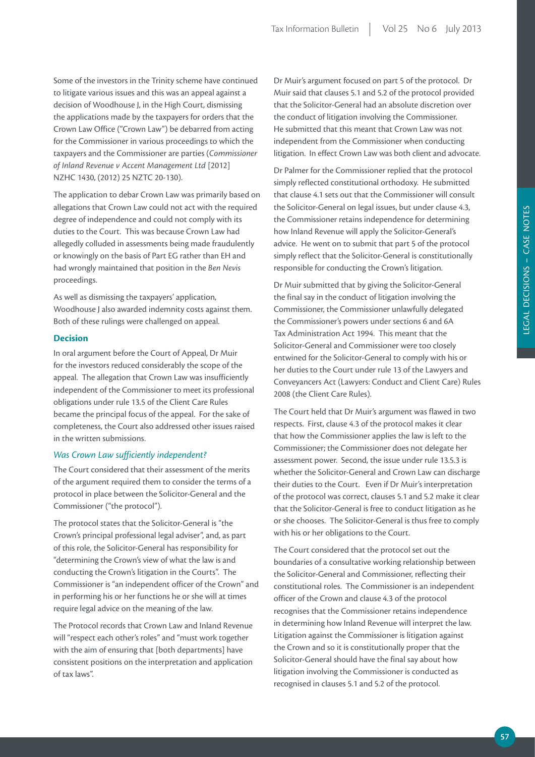Some of the investors in the Trinity scheme have continued to litigate various issues and this was an appeal against a decision of Woodhouse J, in the High Court, dismissing the applications made by the taxpayers for orders that the Crown Law Office ("Crown Law") be debarred from acting for the Commissioner in various proceedings to which the taxpayers and the Commissioner are parties (*Commissioner of Inland Revenue v Accent Management Ltd* [2012] NZHC 1430, (2012) 25 NZTC 20-130).

The application to debar Crown Law was primarily based on allegations that Crown Law could not act with the required degree of independence and could not comply with its duties to the Court. This was because Crown Law had allegedly colluded in assessments being made fraudulently or knowingly on the basis of Part EG rather than EH and had wrongly maintained that position in the *Ben Nevis* proceedings.

As well as dismissing the taxpayers' application, Woodhouse J also awarded indemnity costs against them. Both of these rulings were challenged on appeal.

### Decision

In oral argument before the Court of Appeal, Dr Muir for the investors reduced considerably the scope of the appeal. The allegation that Crown Law was insufficiently independent of the Commissioner to meet its professional obligations under rule 13.5 of the Client Care Rules became the principal focus of the appeal. For the sake of completeness, the Court also addressed other issues raised in the written submissions.

#### *Was Crown Law sufficiently independent?*

The Court considered that their assessment of the merits of the argument required them to consider the terms of a protocol in place between the Solicitor-General and the Commissioner ("the protocol").

The protocol states that the Solicitor-General is "the Crown's principal professional legal adviser", and, as part of this role, the Solicitor-General has responsibility for "determining the Crown's view of what the law is and conducting the Crown's litigation in the Courts". The Commissioner is "an independent officer of the Crown" and in performing his or her functions he or she will at times require legal advice on the meaning of the law.

The Protocol records that Crown Law and Inland Revenue will "respect each other's roles" and "must work together with the aim of ensuring that [both departments] have consistent positions on the interpretation and application of tax laws".

Dr Muir's argument focused on part 5 of the protocol. Dr Muir said that clauses 5.1 and 5.2 of the protocol provided that the Solicitor-General had an absolute discretion over the conduct of litigation involving the Commissioner. He submitted that this meant that Crown Law was not independent from the Commissioner when conducting litigation. In effect Crown Law was both client and advocate.

Dr Palmer for the Commissioner replied that the protocol simply reflected constitutional orthodoxy. He submitted that clause 4.1 sets out that the Commissioner will consult the Solicitor-General on legal issues, but under clause 4.3, the Commissioner retains independence for determining how Inland Revenue will apply the Solicitor-General's advice. He went on to submit that part 5 of the protocol simply reflect that the Solicitor-General is constitutionally responsible for conducting the Crown's litigation.

Dr Muir submitted that by giving the Solicitor-General the final say in the conduct of litigation involving the Commissioner, the Commissioner unlawfully delegated the Commissioner's powers under sections 6 and 6A Tax Administration Act 1994. This meant that the Solicitor-General and Commissioner were too closely entwined for the Solicitor-General to comply with his or her duties to the Court under rule 13 of the Lawyers and Conveyancers Act (Lawyers: Conduct and Client Care) Rules 2008 (the Client Care Rules).

The Court held that Dr Muir's argument was flawed in two respects. First, clause 4.3 of the protocol makes it clear that how the Commissioner applies the law is left to the Commissioner; the Commissioner does not delegate her assessment power. Second, the issue under rule 13.5.3 is whether the Solicitor-General and Crown Law can discharge their duties to the Court. Even if Dr Muir's interpretation of the protocol was correct, clauses 5.1 and 5.2 make it clear that the Solicitor-General is free to conduct litigation as he or she chooses. The Solicitor-General is thus free to comply with his or her obligations to the Court.

The Court considered that the protocol set out the boundaries of a consultative working relationship between the Solicitor-General and Commissioner, reflecting their constitutional roles. The Commissioner is an independent officer of the Crown and clause 4.3 of the protocol recognises that the Commissioner retains independence in determining how Inland Revenue will interpret the law. Litigation against the Commissioner is litigation against the Crown and so it is constitutionally proper that the Solicitor-General should have the final say about how litigation involving the Commissioner is conducted as recognised in clauses 5.1 and 5.2 of the protocol.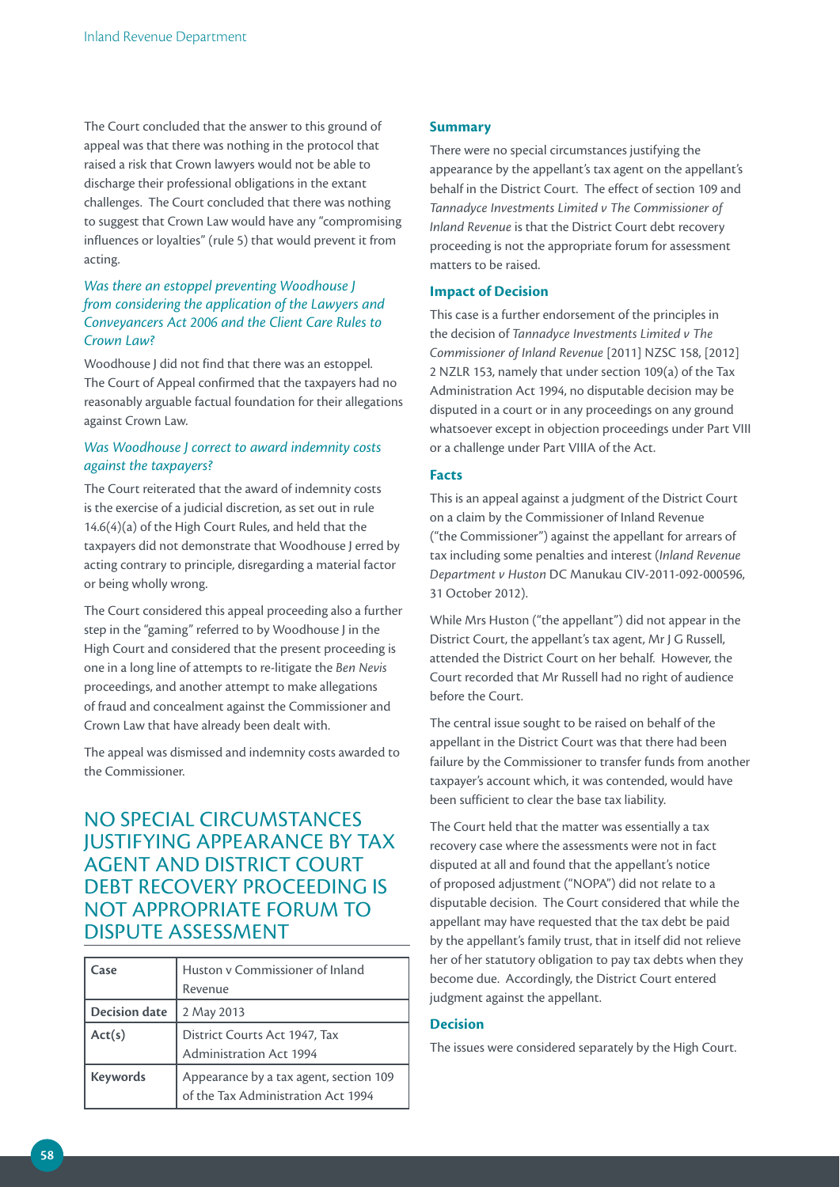The Court concluded that the answer to this ground of appeal was that there was nothing in the protocol that raised a risk that Crown lawyers would not be able to discharge their professional obligations in the extant challenges. The Court concluded that there was nothing to suggest that Crown Law would have any "compromising influences or loyalties" (rule 5) that would prevent it from acting.

### *Was there an estoppel preventing Woodhouse J from considering the application of the Lawyers and Conveyancers Act 2006 and the Client Care Rules to Crown Law?*

Woodhouse J did not find that there was an estoppel. The Court of Appeal confirmed that the taxpayers had no reasonably arguable factual foundation for their allegations against Crown Law.

### *Was Woodhouse J correct to award indemnity costs against the taxpayers?*

The Court reiterated that the award of indemnity costs is the exercise of a judicial discretion, as set out in rule 14.6(4)(a) of the High Court Rules, and held that the taxpayers did not demonstrate that Woodhouse J erred by acting contrary to principle, disregarding a material factor or being wholly wrong.

The Court considered this appeal proceeding also a further step in the "gaming" referred to by Woodhouse J in the High Court and considered that the present proceeding is one in a long line of attempts to re-litigate the *Ben Nevis* proceedings, and another attempt to make allegations of fraud and concealment against the Commissioner and Crown Law that have already been dealt with.

The appeal was dismissed and indemnity costs awarded to the Commissioner.

# NO SPECIAL CIRCUMSTANCES JUSTIFYING APPEARANCE BY TAX AGENT AND DISTRICT COURT DEBT RECOVERY PROCEEDING IS NOT APPROPRIATE FORUM TO DISPUTE ASSESSMENT

| | |
|---|---|
| **Case** | Huston v Commissioner of Inland Revenue |
| **Decision date** | 2 May 2013 |
| **Act(s)** | District Courts Act 1947, Tax Administration Act 1994 |
| **Keywords** | Appearance by a tax agent, section 109 of the Tax Administration Act 1994 |

## Summary

There were no special circumstances justifying the appearance by the appellant's tax agent on the appellant's behalf in the District Court. The effect of section 109 and *Tannadyce Investments Limited v The Commissioner of Inland Revenue* is that the District Court debt recovery proceeding is not the appropriate forum for assessment matters to be raised.

## Impact of Decision

This case is a further endorsement of the principles in the decision of *Tannadyce Investments Limited v The Commissioner of Inland Revenue* [2011] NZSC 158, [2012] 2 NZLR 153, namely that under section 109(a) of the Tax Administration Act 1994, no disputable decision may be disputed in a court or in any proceedings on any ground whatsoever except in objection proceedings under Part VIII or a challenge under Part VIIIA of the Act.

## Facts

This is an appeal against a judgment of the District Court on a claim by the Commissioner of Inland Revenue ("the Commissioner") against the appellant for arrears of tax including some penalties and interest (*Inland Revenue Department v Huston* DC Manukau CIV-2011-092-000596, 31 October 2012).

While Mrs Huston ("the appellant") did not appear in the District Court, the appellant's tax agent, Mr J G Russell, attended the District Court on her behalf. However, the Court recorded that Mr Russell had no right of audience before the Court.

The central issue sought to be raised on behalf of the appellant in the District Court was that there had been failure by the Commissioner to transfer funds from another taxpayer's account which, it was contended, would have been sufficient to clear the base tax liability.

The Court held that the matter was essentially a tax recovery case where the assessments were not in fact disputed at all and found that the appellant's notice of proposed adjustment ("NOPA") did not relate to a disputable decision. The Court considered that while the appellant may have requested that the tax debt be paid by the appellant's family trust, that in itself did not relieve her of her statutory obligation to pay tax debts when they become due. Accordingly, the District Court entered judgment against the appellant.

## Decision

The issues were considered separately by the High Court.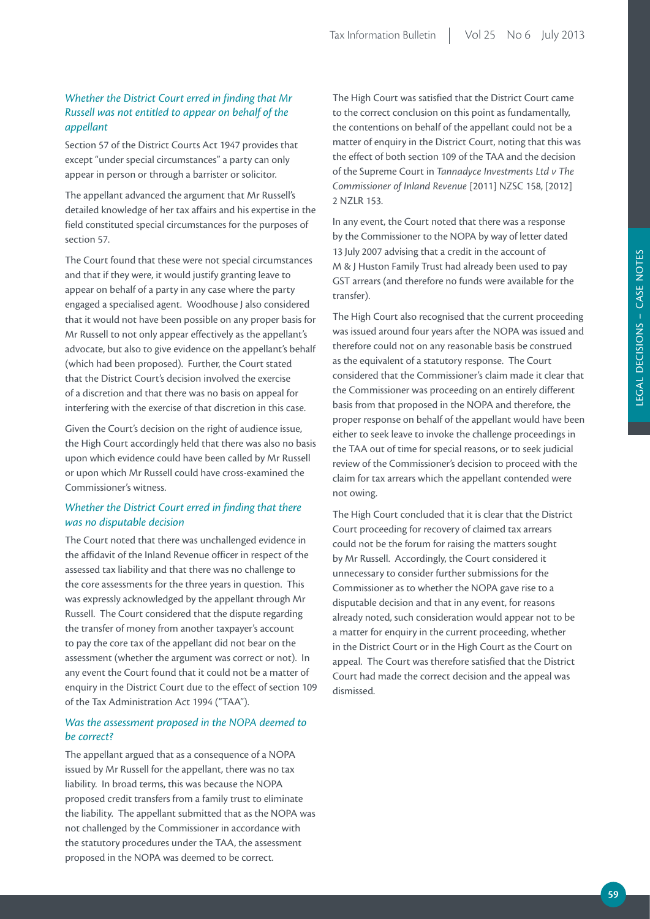### *Whether the District Court erred in finding that Mr Russell was not entitled to appear on behalf of the appellant*

Section 57 of the District Courts Act 1947 provides that except "under special circumstances" a party can only appear in person or through a barrister or solicitor.

The appellant advanced the argument that Mr Russell's detailed knowledge of her tax affairs and his expertise in the field constituted special circumstances for the purposes of section 57.

The Court found that these were not special circumstances and that if they were, it would justify granting leave to appear on behalf of a party in any case where the party engaged a specialised agent. Woodhouse J also considered that it would not have been possible on any proper basis for Mr Russell to not only appear effectively as the appellant's advocate, but also to give evidence on the appellant's behalf (which had been proposed). Further, the Court stated that the District Court's decision involved the exercise of a discretion and that there was no basis on appeal for interfering with the exercise of that discretion in this case.

Given the Court's decision on the right of audience issue, the High Court accordingly held that there was also no basis upon which evidence could have been called by Mr Russell or upon which Mr Russell could have cross-examined the Commissioner's witness.

### *Whether the District Court erred in finding that there was no disputable decision*

The Court noted that there was unchallenged evidence in the affidavit of the Inland Revenue officer in respect of the assessed tax liability and that there was no challenge to the core assessments for the three years in question. This was expressly acknowledged by the appellant through Mr Russell. The Court considered that the dispute regarding the transfer of money from another taxpayer's account to pay the core tax of the appellant did not bear on the assessment (whether the argument was correct or not). In any event the Court found that it could not be a matter of enquiry in the District Court due to the effect of section 109 of the Tax Administration Act 1994 ("TAA").

### *Was the assessment proposed in the NOPA deemed to be correct?*

The appellant argued that as a consequence of a NOPA issued by Mr Russell for the appellant, there was no tax liability. In broad terms, this was because the NOPA proposed credit transfers from a family trust to eliminate the liability. The appellant submitted that as the NOPA was not challenged by the Commissioner in accordance with the statutory procedures under the TAA, the assessment proposed in the NOPA was deemed to be correct.

The High Court was satisfied that the District Court came to the correct conclusion on this point as fundamentally, the contentions on behalf of the appellant could not be a matter of enquiry in the District Court, noting that this was the effect of both section 109 of the TAA and the decision of the Supreme Court in *Tannadyce Investments Ltd v The Commissioner of Inland Revenue* [2011] NZSC 158, [2012] 2 NZLR 153.

In any event, the Court noted that there was a response by the Commissioner to the NOPA by way of letter dated 13 July 2007 advising that a credit in the account of M & J Huston Family Trust had already been used to pay GST arrears (and therefore no funds were available for the transfer).

The High Court also recognised that the current proceeding was issued around four years after the NOPA was issued and therefore could not on any reasonable basis be construed as the equivalent of a statutory response. The Court considered that the Commissioner's claim made it clear that the Commissioner was proceeding on an entirely different basis from that proposed in the NOPA and therefore, the proper response on behalf of the appellant would have been either to seek leave to invoke the challenge proceedings in the TAA out of time for special reasons, or to seek judicial review of the Commissioner's decision to proceed with the claim for tax arrears which the appellant contended were not owing.

The High Court concluded that it is clear that the District Court proceeding for recovery of claimed tax arrears could not be the forum for raising the matters sought by Mr Russell. Accordingly, the Court considered it unnecessary to consider further submissions for the Commissioner as to whether the NOPA gave rise to a disputable decision and that in any event, for reasons already noted, such consideration would appear not to be a matter for enquiry in the current proceeding, whether in the District Court or in the High Court as the Court on appeal. The Court was therefore satisfied that the District Court had made the correct decision and the appeal was dismissed.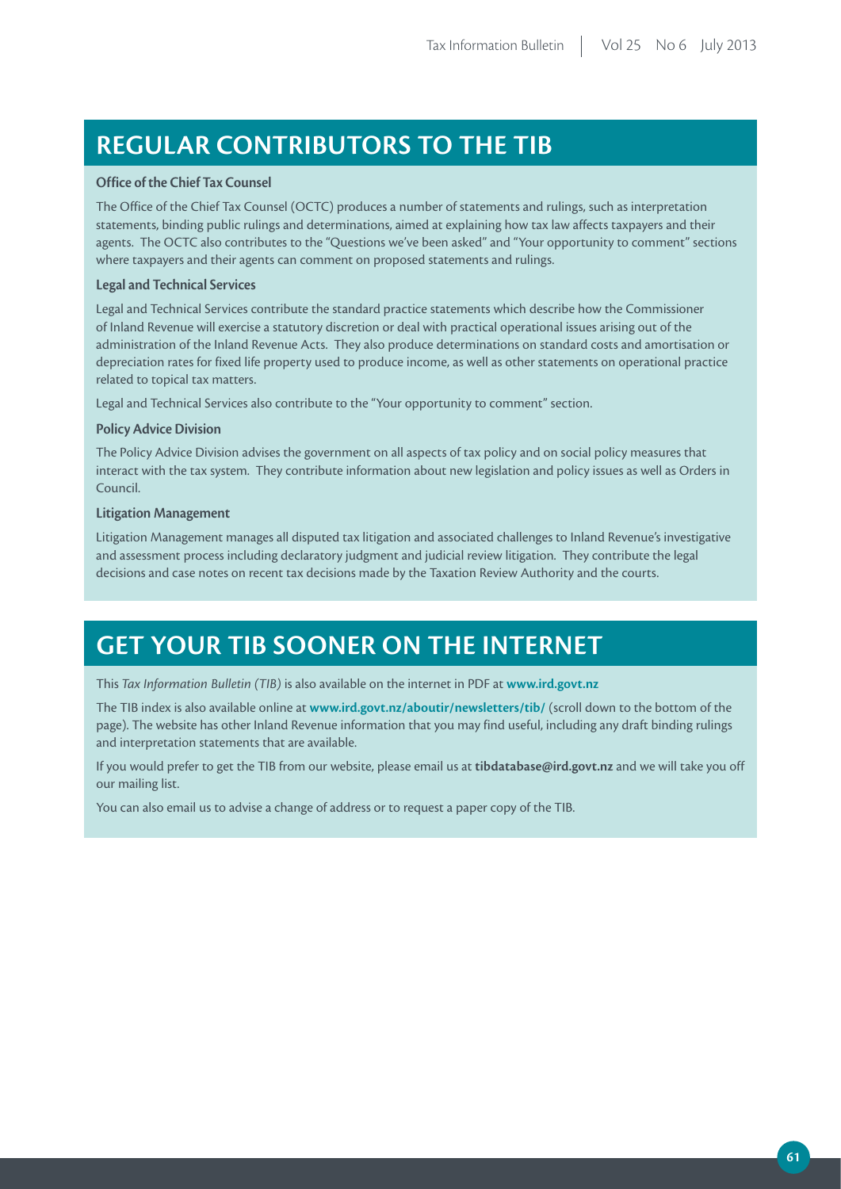## REGULAR CONTRIBUTORS TO THE TIB

**Office of the Chief Tax Counsel**

The Office of the Chief Tax Counsel (OCTC) produces a number of statements and rulings, such as interpretation statements, binding public rulings and determinations, aimed at explaining how tax law affects taxpayers and their agents. The OCTC also contributes to the "Questions we've been asked" and "Your opportunity to comment" sections where taxpayers and their agents can comment on proposed statements and rulings.

**Legal and Technical Services**

Legal and Technical Services contribute the standard practice statements which describe how the Commissioner of Inland Revenue will exercise a statutory discretion or deal with practical operational issues arising out of the administration of the Inland Revenue Acts. They also produce determinations on standard costs and amortisation or depreciation rates for fixed life property used to produce income, as well as other statements on operational practice related to topical tax matters.

Legal and Technical Services also contribute to the "Your opportunity to comment" section.

**Policy Advice Division**

The Policy Advice Division advises the government on all aspects of tax policy and on social policy measures that interact with the tax system. They contribute information about new legislation and policy issues as well as Orders in Council.

**Litigation Management**

Litigation Management manages all disputed tax litigation and associated challenges to Inland Revenue's investigative and assessment process including declaratory judgment and judicial review litigation. They contribute the legal decisions and case notes on recent tax decisions made by the Taxation Review Authority and the courts.

## GET YOUR TIB SOONER ON THE INTERNET

This *Tax Information Bulletin (TIB)* is also available on the internet in PDF at **www.ird.govt.nz**

The TIB index is also available online at **www.ird.govt.nz/aboutir/newsletters/tib/** (scroll down to the bottom of the page). The website has other Inland Revenue information that you may find useful, including any draft binding rulings and interpretation statements that are available.

If you would prefer to get the TIB from our website, please email us at **tibdatabase@ird.govt.nz** and we will take you off our mailing list.

You can also email us to advise a change of address or to request a paper copy of the TIB.